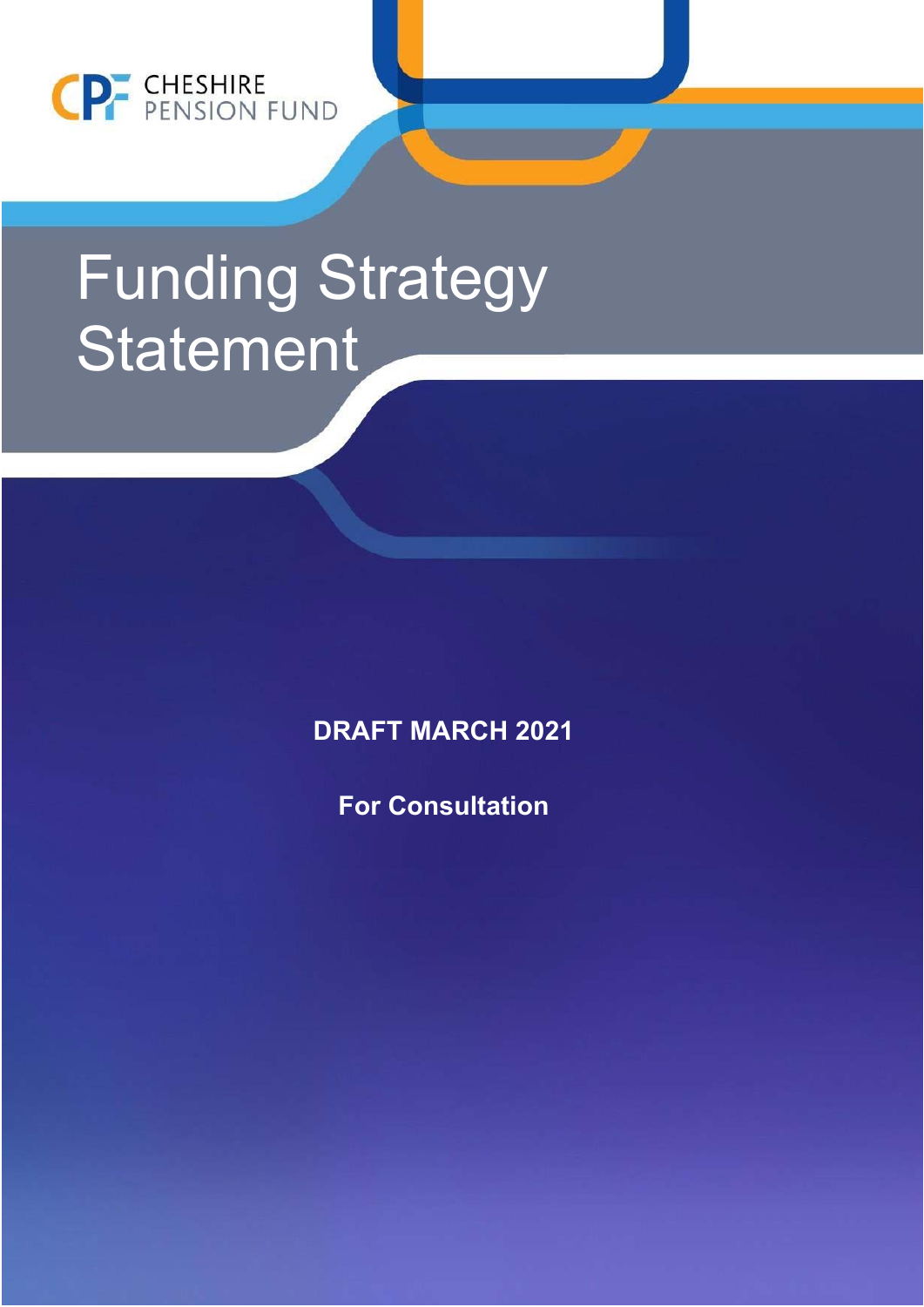CHESHIRE PENSION FUND

# Funding Strategy Statement

**DRAFT MARCH 2021**

**For Consultation**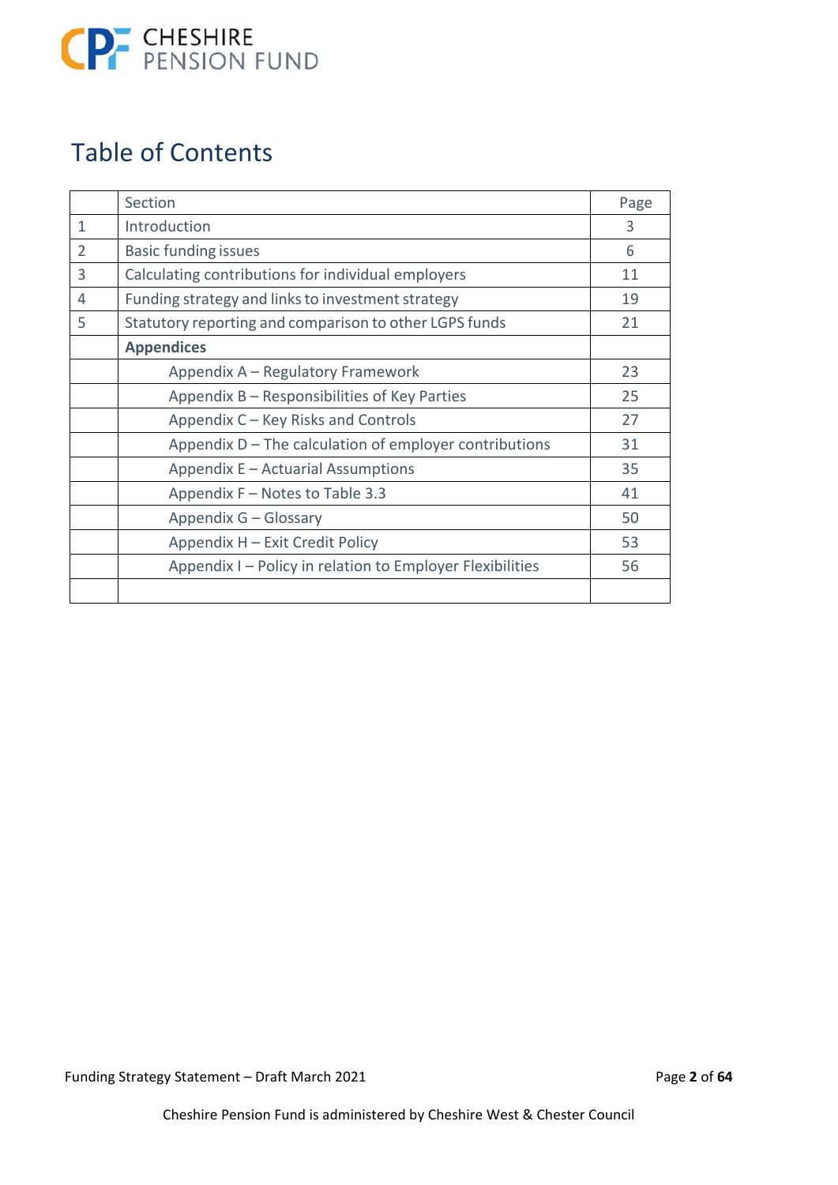# Table of Contents

| | Section | Page |
|---|---|---|
| 1 | Introduction | 3 |
| 2 | Basic funding issues | 6 |
| 3 | Calculating contributions for individual employers | 11 |
| 4 | Funding strategy and links to investment strategy | 19 |
| 5 | Statutory reporting and comparison to other LGPS funds | 21 |
| | **Appendices** | |
| | Appendix A – Regulatory Framework | 23 |
| | Appendix B – Responsibilities of Key Parties | 25 |
| | Appendix C – Key Risks and Controls | 27 |
| | Appendix D – The calculation of employer contributions | 31 |
| | Appendix E – Actuarial Assumptions | 35 |
| | Appendix F – Notes to Table 3.3 | 41 |
| | Appendix G – Glossary | 50 |
| | Appendix H – Exit Credit Policy | 53 |
| | Appendix I – Policy in relation to Employer Flexibilities | 56 |
| | | |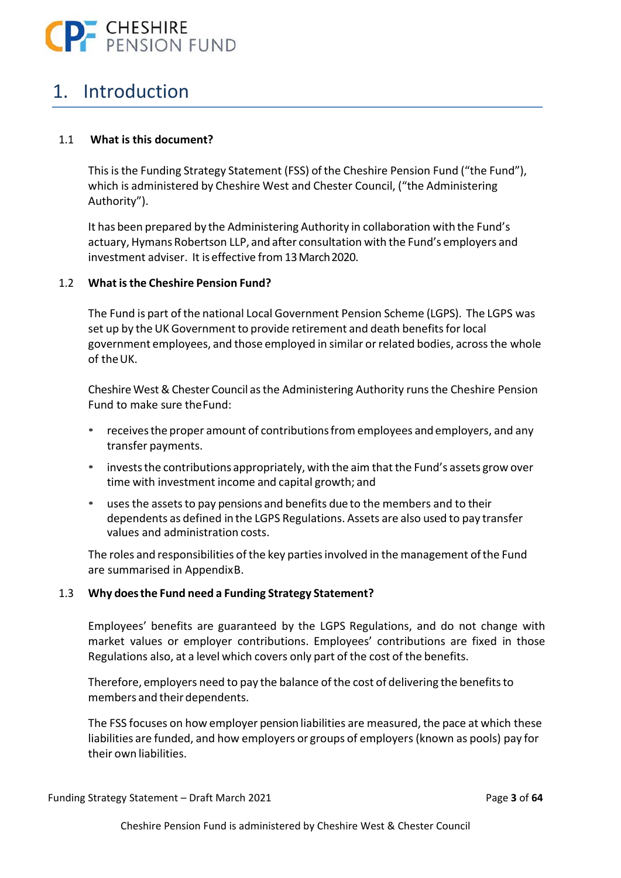# 1. Introduction

## 1.1 What is this document?

This is the Funding Strategy Statement (FSS) of the Cheshire Pension Fund ("the Fund"), which is administered by Cheshire West and Chester Council, ("the Administering Authority").

It has been prepared by the Administering Authority in collaboration with the Fund's actuary, Hymans Robertson LLP, and after consultation with the Fund's employers and investment adviser. It is effective from 13 March 2020.

## 1.2 What is the Cheshire Pension Fund?

The Fund is part of the national Local Government Pension Scheme (LGPS). The LGPS was set up by the UK Government to provide retirement and death benefits for local government employees, and those employed in similar or related bodies, across the whole of the UK.

Cheshire West & Chester Council as the Administering Authority runs the Cheshire Pension Fund to make sure the Fund:

- receives the proper amount of contributions from employees and employers, and any transfer payments.
- invests the contributions appropriately, with the aim that the Fund's assets grow over time with investment income and capital growth; and
- uses the assets to pay pensions and benefits due to the members and to their dependents as defined in the LGPS Regulations. Assets are also used to pay transfer values and administration costs.

The roles and responsibilities of the key parties involved in the management of the Fund are summarised in Appendix B.

## 1.3 Why does the Fund need a Funding Strategy Statement?

Employees' benefits are guaranteed by the LGPS Regulations, and do not change with market values or employer contributions. Employees' contributions are fixed in those Regulations also, at a level which covers only part of the cost of the benefits.

Therefore, employers need to pay the balance of the cost of delivering the benefits to members and their dependents.

The FSS focuses on how employer pension liabilities are measured, the pace at which these liabilities are funded, and how employers or groups of employers (known as pools) pay for their own liabilities.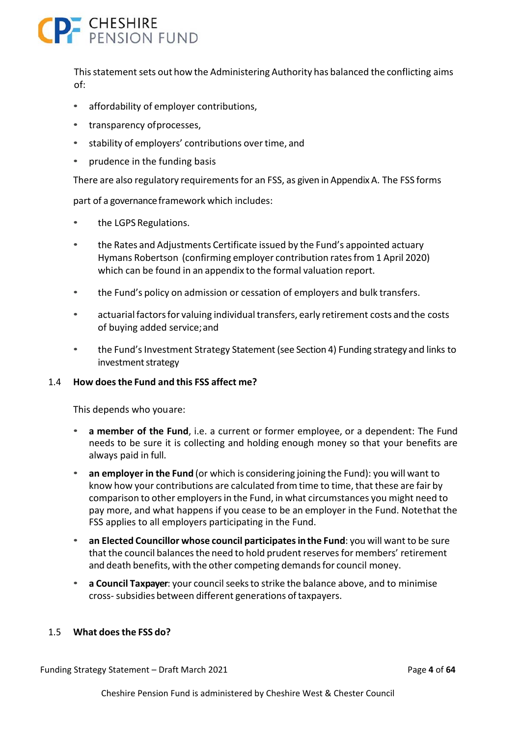This statement sets out how the Administering Authority has balanced the conflicting aims of:

- affordability of employer contributions,
- transparency of processes,
- stability of employers' contributions over time, and
- prudence in the funding basis

There are also regulatory requirements for an FSS, as given in Appendix A. The FSS forms part of a governance framework which includes:

- the LGPS Regulations.
- the Rates and Adjustments Certificate issued by the Fund's appointed actuary Hymans Robertson (confirming employer contribution rates from 1 April 2020) which can be found in an appendix to the formal valuation report.
- the Fund's policy on admission or cessation of employers and bulk transfers.
- actuarial factors for valuing individual transfers, early retirement costs and the costs of buying added service; and
- the Fund's Investment Strategy Statement (see Section 4) Funding strategy and links to investment strategy

### 1.4 How does the Fund and this FSS affect me?

This depends who you are:

- **a member of the Fund**, i.e. a current or former employee, or a dependent: The Fund needs to be sure it is collecting and holding enough money so that your benefits are always paid in full.
- **an employer in the Fund** (or which is considering joining the Fund): you will want to know how your contributions are calculated from time to time, that these are fair by comparison to other employers in the Fund, in what circumstances you might need to pay more, and what happens if you cease to be an employer in the Fund. Note that the FSS applies to all employers participating in the Fund.
- **an Elected Councillor whose council participates in the Fund**: you will want to be sure that the council balances the need to hold prudent reserves for members' retirement and death benefits, with the other competing demands for council money.
- **a Council Taxpayer**: your council seeks to strike the balance above, and to minimise cross- subsidies between different generations of taxpayers.

### 1.5 What does the FSS do?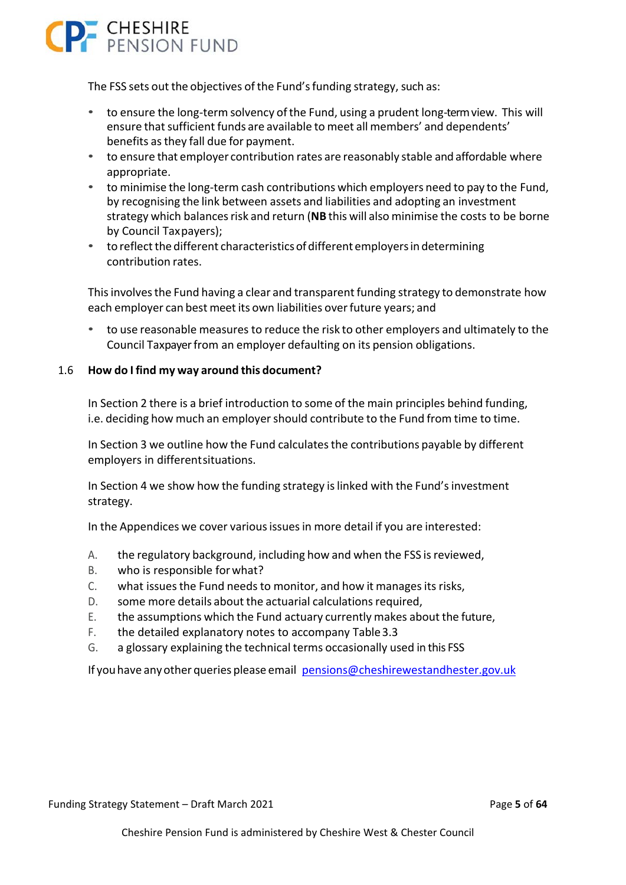The FSS sets out the objectives of the Fund's funding strategy, such as:

- to ensure the long-term solvency of the Fund, using a prudent long-term view. This will ensure that sufficient funds are available to meet all members' and dependents' benefits as they fall due for payment.
- to ensure that employer contribution rates are reasonably stable and affordable where appropriate.
- to minimise the long-term cash contributions which employers need to pay to the Fund, by recognising the link between assets and liabilities and adopting an investment strategy which balances risk and return (**NB** this will also minimise the costs to be borne by Council Taxpayers);
- to reflect the different characteristics of different employers in determining contribution rates.

This involves the Fund having a clear and transparent funding strategy to demonstrate how each employer can best meet its own liabilities over future years; and

- to use reasonable measures to reduce the risk to other employers and ultimately to the Council Taxpayer from an employer defaulting on its pension obligations.

### 1.6 How do I find my way around this document?

In Section 2 there is a brief introduction to some of the main principles behind funding, i.e. deciding how much an employer should contribute to the Fund from time to time.

In Section 3 we outline how the Fund calculates the contributions payable by different employers in different situations.

In Section 4 we show how the funding strategy is linked with the Fund's investment strategy.

In the Appendices we cover various issues in more detail if you are interested:

A. the regulatory background, including how and when the FSS is reviewed,
B. who is responsible for what?
C. what issues the Fund needs to monitor, and how it manages its risks,
D. some more details about the actuarial calculations required,
E. the assumptions which the Fund actuary currently makes about the future,
F. the detailed explanatory notes to accompany Table 3.3
G. a glossary explaining the technical terms occasionally used in this FSS

If you have any other queries please email pensions@cheshirewestandchester.gov.uk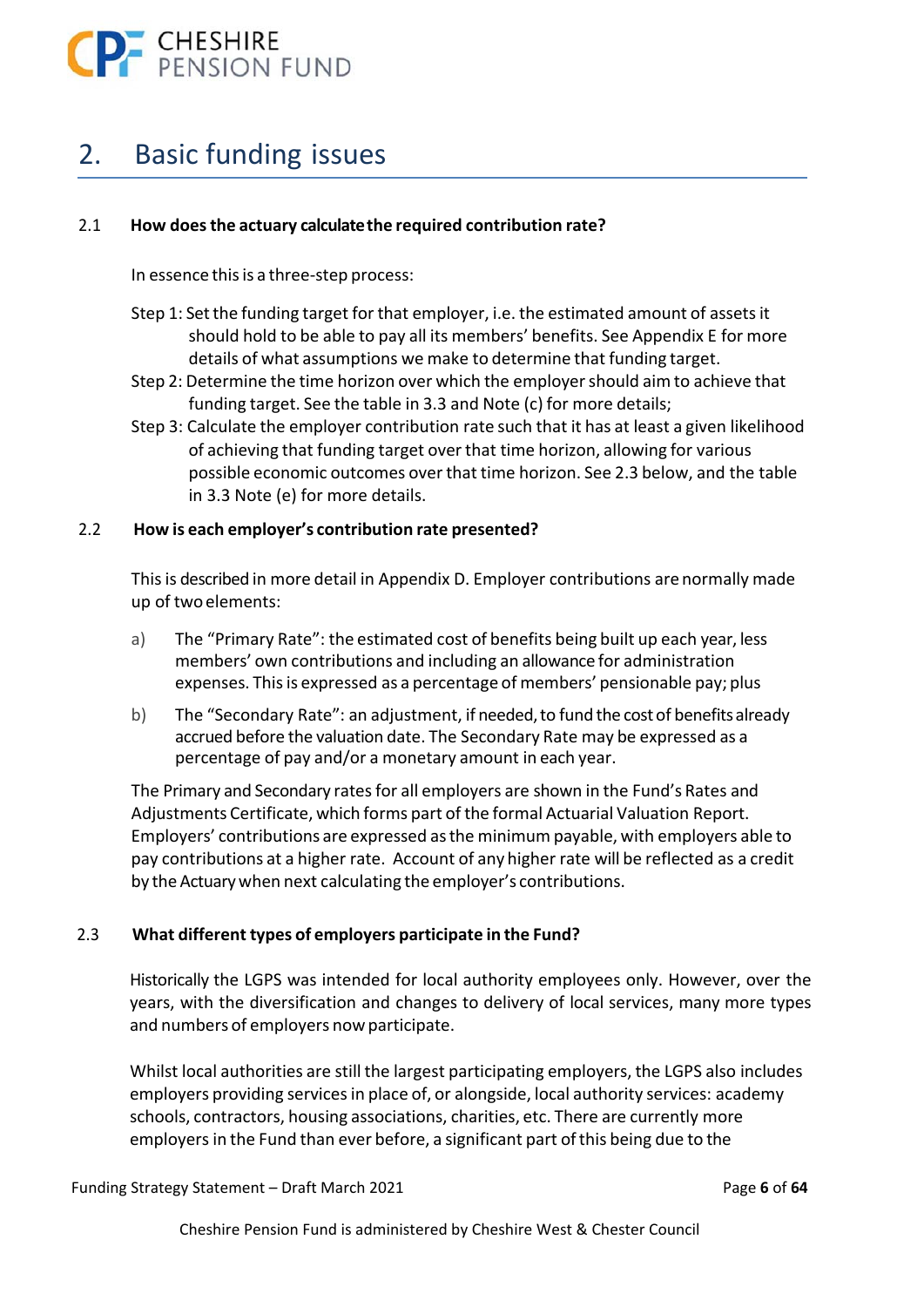## 2. Basic funding issues

### 2.1 How does the actuary calculate the required contribution rate?

In essence this is a three-step process:

Step 1: Set the funding target for that employer, i.e. the estimated amount of assets it should hold to be able to pay all its members' benefits. See Appendix E for more details of what assumptions we make to determine that funding target.

Step 2: Determine the time horizon over which the employer should aim to achieve that funding target. See the table in 3.3 and Note (c) for more details;

Step 3: Calculate the employer contribution rate such that it has at least a given likelihood of achieving that funding target over that time horizon, allowing for various possible economic outcomes over that time horizon. See 2.3 below, and the table in 3.3 Note (e) for more details.

### 2.2 How is each employer's contribution rate presented?

This is described in more detail in Appendix D. Employer contributions are normally made up of two elements:

a) The "Primary Rate": the estimated cost of benefits being built up each year, less members' own contributions and including an allowance for administration expenses. This is expressed as a percentage of members' pensionable pay; plus

b) The "Secondary Rate": an adjustment, if needed, to fund the cost of benefits already accrued before the valuation date. The Secondary Rate may be expressed as a percentage of pay and/or a monetary amount in each year.

The Primary and Secondary rates for all employers are shown in the Fund's Rates and Adjustments Certificate, which forms part of the formal Actuarial Valuation Report. Employers' contributions are expressed as the minimum payable, with employers able to pay contributions at a higher rate. Account of any higher rate will be reflected as a credit by the Actuary when next calculating the employer's contributions.

### 2.3 What different types of employers participate in the Fund?

Historically the LGPS was intended for local authority employees only. However, over the years, with the diversification and changes to delivery of local services, many more types and numbers of employers now participate.

Whilst local authorities are still the largest participating employers, the LGPS also includes employers providing services in place of, or alongside, local authority services: academy schools, contractors, housing associations, charities, etc. There are currently more employers in the Fund than ever before, a significant part of this being due to the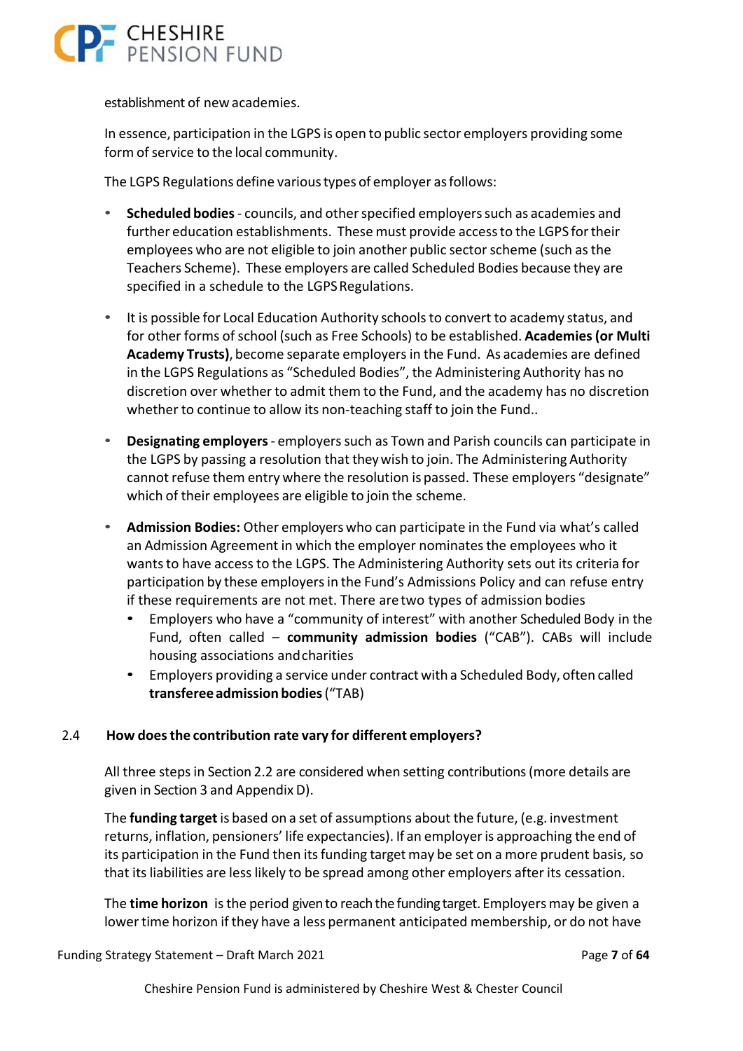establishment of new academies.

In essence, participation in the LGPS is open to public sector employers providing some form of service to the local community.

The LGPS Regulations define various types of employer as follows:

- **Scheduled bodies** - councils, and other specified employers such as academies and further education establishments. These must provide access to the LGPS for their employees who are not eligible to join another public sector scheme (such as the Teachers Scheme). These employers are called Scheduled Bodies because they are specified in a schedule to the LGPS Regulations.

- It is possible for Local Education Authority schools to convert to academy status, and for other forms of school (such as Free Schools) to be established. **Academies (or Multi Academy Trusts)**, become separate employers in the Fund. As academies are defined in the LGPS Regulations as "Scheduled Bodies", the Administering Authority has no discretion over whether to admit them to the Fund, and the academy has no discretion whether to continue to allow its non-teaching staff to join the Fund..

- **Designating employers** - employers such as Town and Parish councils can participate in the LGPS by passing a resolution that they wish to join. The Administering Authority cannot refuse them entry where the resolution is passed. These employers "designate" which of their employees are eligible to join the scheme.

- **Admission Bodies:** Other employers who can participate in the Fund via what's called an Admission Agreement in which the employer nominates the employees who it wants to have access to the LGPS. The Administering Authority sets out its criteria for participation by these employers in the Fund's Admissions Policy and can refuse entry if these requirements are not met. There are two types of admission bodies
  - Employers who have a "community of interest" with another Scheduled Body in the Fund, often called – **community admission bodies** ("CAB"). CABs will include housing associations and charities
  - Employers providing a service under contract with a Scheduled Body, often called **transferee admission bodies** ("TAB)

## 2.4 How does the contribution rate vary for different employers?

All three steps in Section 2.2 are considered when setting contributions (more details are given in Section 3 and Appendix D).

The **funding target** is based on a set of assumptions about the future, (e.g. investment returns, inflation, pensioners' life expectancies). If an employer is approaching the end of its participation in the Fund then its funding target may be set on a more prudent basis, so that its liabilities are less likely to be spread among other employers after its cessation.

The **time horizon** is the period given to reach the funding target. Employers may be given a lower time horizon if they have a less permanent anticipated membership, or do not have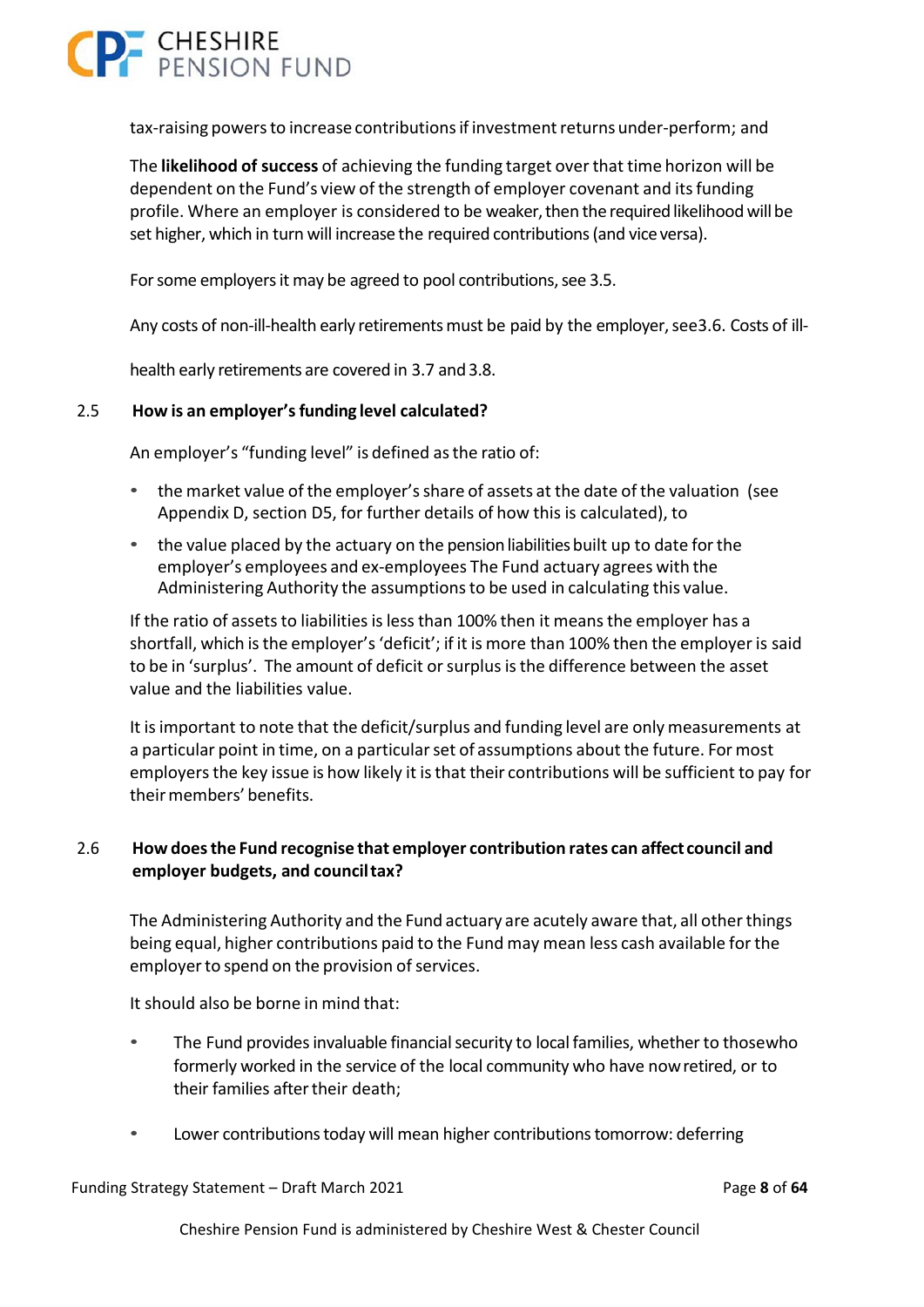tax-raising powers to increase contributions if investment returns under-perform; and

The **likelihood of success** of achieving the funding target over that time horizon will be dependent on the Fund's view of the strength of employer covenant and its funding profile. Where an employer is considered to be weaker, then the required likelihood will be set higher, which in turn will increase the required contributions (and vice versa).

For some employers it may be agreed to pool contributions, see 3.5.

Any costs of non-ill-health early retirements must be paid by the employer, see3.6. Costs of ill-health early retirements are covered in 3.7 and 3.8.

## 2.5 How is an employer's funding level calculated?

An employer's "funding level" is defined as the ratio of:

- the market value of the employer's share of assets at the date of the valuation (see Appendix D, section D5, for further details of how this is calculated), to
- the value placed by the actuary on the pension liabilities built up to date for the employer's employees and ex-employees The Fund actuary agrees with the Administering Authority the assumptions to be used in calculating this value.

If the ratio of assets to liabilities is less than 100% then it means the employer has a shortfall, which is the employer's 'deficit'; if it is more than 100% then the employer is said to be in 'surplus'. The amount of deficit or surplus is the difference between the asset value and the liabilities value.

It is important to note that the deficit/surplus and funding level are only measurements at a particular point in time, on a particular set of assumptions about the future. For most employers the key issue is how likely it is that their contributions will be sufficient to pay for their members' benefits.

## 2.6 How does the Fund recognise that employer contribution rates can affect council and employer budgets, and council tax?

The Administering Authority and the Fund actuary are acutely aware that, all other things being equal, higher contributions paid to the Fund may mean less cash available for the employer to spend on the provision of services.

It should also be borne in mind that:

- The Fund provides invaluable financial security to local families, whether to thosewho formerly worked in the service of the local community who have now retired, or to their families after their death;
- Lower contributions today will mean higher contributions tomorrow: deferring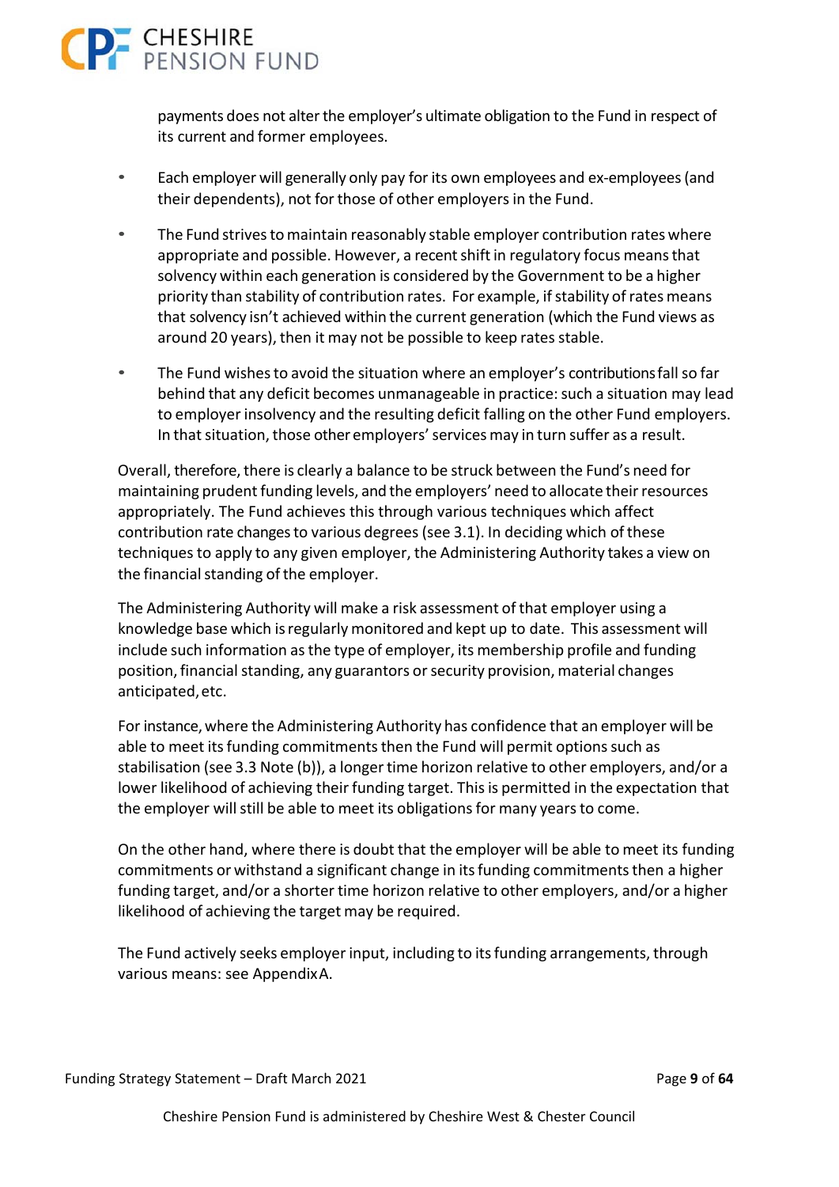payments does not alter the employer's ultimate obligation to the Fund in respect of its current and former employees.

- Each employer will generally only pay for its own employees and ex-employees (and their dependents), not for those of other employers in the Fund.

- The Fund strives to maintain reasonably stable employer contribution rates where appropriate and possible. However, a recent shift in regulatory focus means that solvency within each generation is considered by the Government to be a higher priority than stability of contribution rates. For example, if stability of rates means that solvency isn't achieved within the current generation (which the Fund views as around 20 years), then it may not be possible to keep rates stable.

- The Fund wishes to avoid the situation where an employer's contributions fall so far behind that any deficit becomes unmanageable in practice: such a situation may lead to employer insolvency and the resulting deficit falling on the other Fund employers. In that situation, those other employers' services may in turn suffer as a result.

Overall, therefore, there is clearly a balance to be struck between the Fund's need for maintaining prudent funding levels, and the employers' need to allocate their resources appropriately. The Fund achieves this through various techniques which affect contribution rate changes to various degrees (see 3.1). In deciding which of these techniques to apply to any given employer, the Administering Authority takes a view on the financial standing of the employer.

The Administering Authority will make a risk assessment of that employer using a knowledge base which is regularly monitored and kept up to date. This assessment will include such information as the type of employer, its membership profile and funding position, financial standing, any guarantors or security provision, material changes anticipated, etc.

For instance, where the Administering Authority has confidence that an employer will be able to meet its funding commitments then the Fund will permit options such as stabilisation (see 3.3 Note (b)), a longer time horizon relative to other employers, and/or a lower likelihood of achieving their funding target. This is permitted in the expectation that the employer will still be able to meet its obligations for many years to come.

On the other hand, where there is doubt that the employer will be able to meet its funding commitments or withstand a significant change in its funding commitments then a higher funding target, and/or a shorter time horizon relative to other employers, and/or a higher likelihood of achieving the target may be required.

The Fund actively seeks employer input, including to its funding arrangements, through various means: see Appendix A.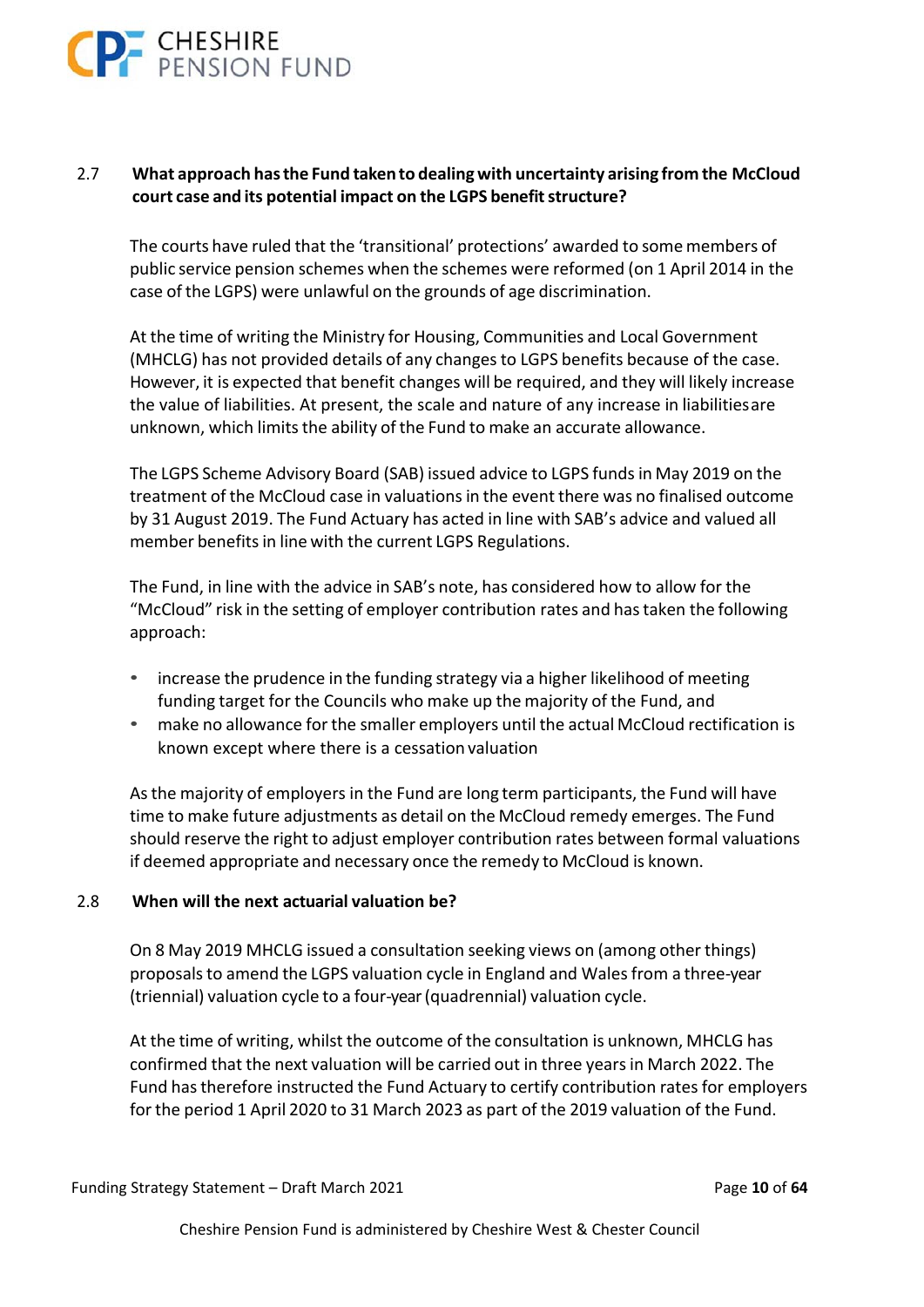### 2.7 What approach has the Fund taken to dealing with uncertainty arising from the McCloud court case and its potential impact on the LGPS benefit structure?

The courts have ruled that the 'transitional' protections' awarded to some members of public service pension schemes when the schemes were reformed (on 1 April 2014 in the case of the LGPS) were unlawful on the grounds of age discrimination.

At the time of writing the Ministry for Housing, Communities and Local Government (MHCLG) has not provided details of any changes to LGPS benefits because of the case. However, it is expected that benefit changes will be required, and they will likely increase the value of liabilities. At present, the scale and nature of any increase in liabilities are unknown, which limits the ability of the Fund to make an accurate allowance.

The LGPS Scheme Advisory Board (SAB) issued advice to LGPS funds in May 2019 on the treatment of the McCloud case in valuations in the event there was no finalised outcome by 31 August 2019. The Fund Actuary has acted in line with SAB's advice and valued all member benefits in line with the current LGPS Regulations.

The Fund, in line with the advice in SAB's note, has considered how to allow for the "McCloud" risk in the setting of employer contribution rates and has taken the following approach:

- increase the prudence in the funding strategy via a higher likelihood of meeting funding target for the Councils who make up the majority of the Fund, and
- make no allowance for the smaller employers until the actual McCloud rectification is known except where there is a cessation valuation

As the majority of employers in the Fund are long term participants, the Fund will have time to make future adjustments as detail on the McCloud remedy emerges. The Fund should reserve the right to adjust employer contribution rates between formal valuations if deemed appropriate and necessary once the remedy to McCloud is known.

### 2.8 When will the next actuarial valuation be?

On 8 May 2019 MHCLG issued a consultation seeking views on (among other things) proposals to amend the LGPS valuation cycle in England and Wales from a three-year (triennial) valuation cycle to a four-year (quadrennial) valuation cycle.

At the time of writing, whilst the outcome of the consultation is unknown, MHCLG has confirmed that the next valuation will be carried out in three years in March 2022. The Fund has therefore instructed the Fund Actuary to certify contribution rates for employers for the period 1 April 2020 to 31 March 2023 as part of the 2019 valuation of the Fund.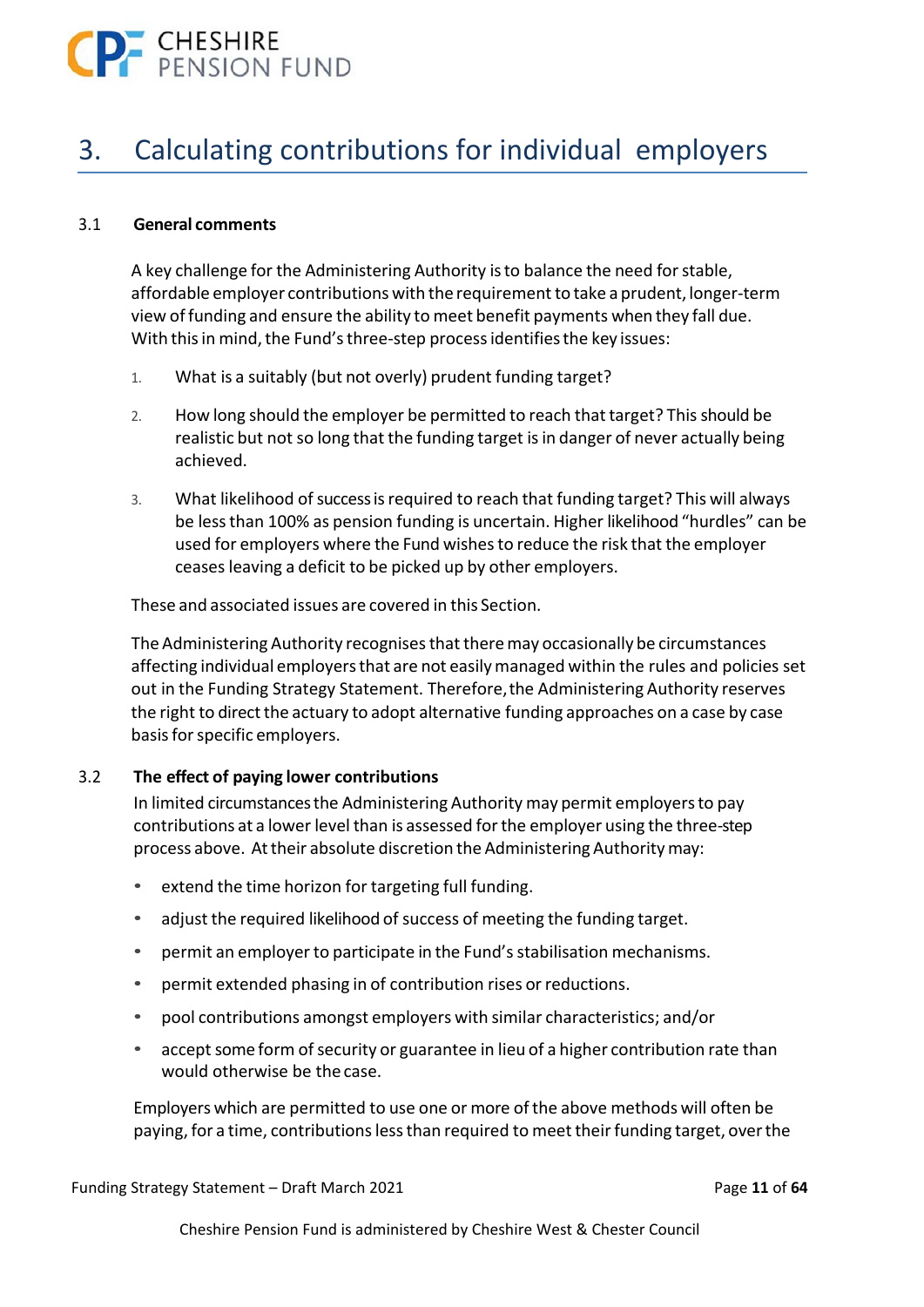# 3. Calculating contributions for individual employers

### 3.1 General comments

A key challenge for the Administering Authority is to balance the need for stable, affordable employer contributions with the requirement to take a prudent, longer-term view of funding and ensure the ability to meet benefit payments when they fall due. With this in mind, the Fund's three-step process identifies the key issues:

1. What is a suitably (but not overly) prudent funding target?
2. How long should the employer be permitted to reach that target? This should be realistic but not so long that the funding target is in danger of never actually being achieved.
3. What likelihood of success is required to reach that funding target? This will always be less than 100% as pension funding is uncertain. Higher likelihood "hurdles" can be used for employers where the Fund wishes to reduce the risk that the employer ceases leaving a deficit to be picked up by other employers.

These and associated issues are covered in this Section.

The Administering Authority recognises that there may occasionally be circumstances affecting individual employers that are not easily managed within the rules and policies set out in the Funding Strategy Statement. Therefore, the Administering Authority reserves the right to direct the actuary to adopt alternative funding approaches on a case by case basis for specific employers.

### 3.2 The effect of paying lower contributions

In limited circumstances the Administering Authority may permit employers to pay contributions at a lower level than is assessed for the employer using the three-step process above. At their absolute discretion the Administering Authority may:

- extend the time horizon for targeting full funding.
- adjust the required likelihood of success of meeting the funding target.
- permit an employer to participate in the Fund's stabilisation mechanisms.
- permit extended phasing in of contribution rises or reductions.
- pool contributions amongst employers with similar characteristics; and/or
- accept some form of security or guarantee in lieu of a higher contribution rate than would otherwise be the case.

Employers which are permitted to use one or more of the above methods will often be paying, for a time, contributions less than required to meet their funding target, over the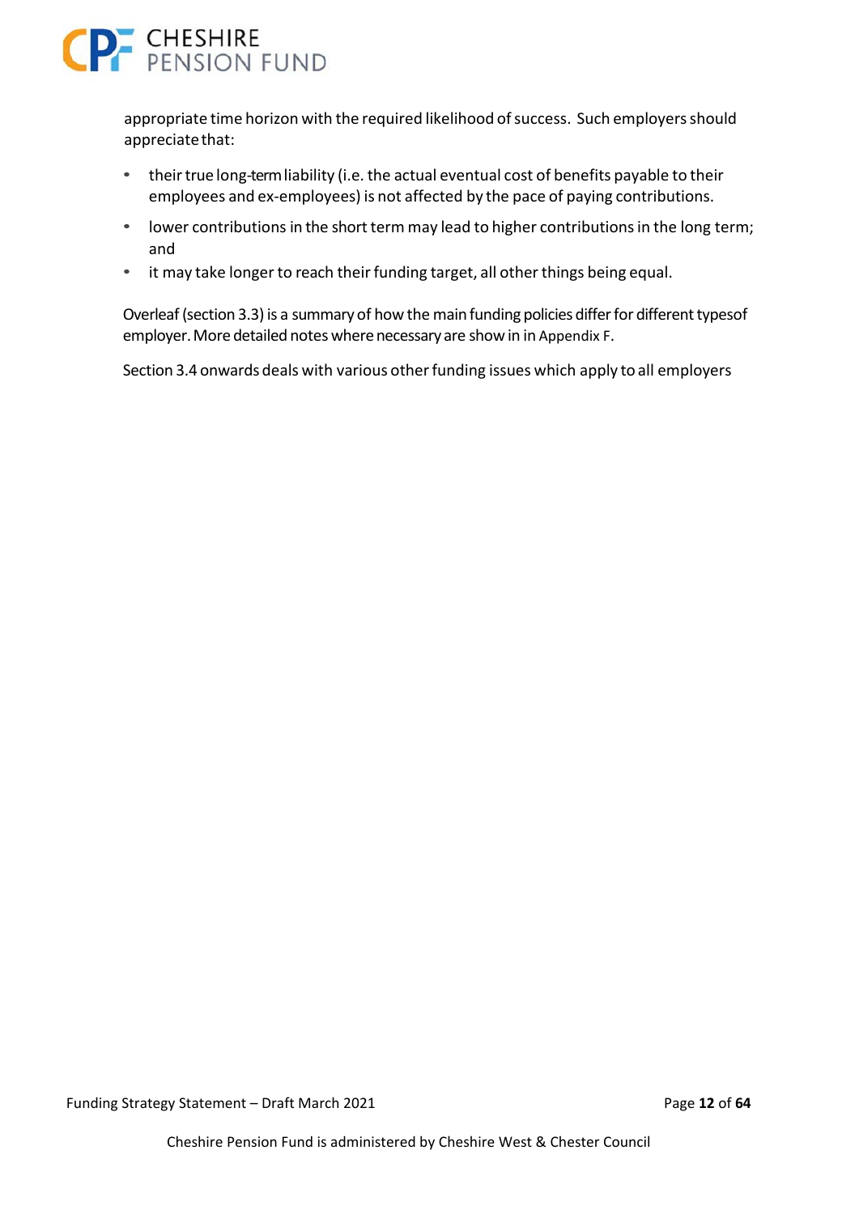appropriate time horizon with the required likelihood of success. Such employers should appreciate that:

- their true long-term liability (i.e. the actual eventual cost of benefits payable to their employees and ex-employees) is not affected by the pace of paying contributions.
- lower contributions in the short term may lead to higher contributions in the long term; and
- it may take longer to reach their funding target, all other things being equal.

Overleaf (section 3.3) is a summary of how the main funding policies differ for different typesof employer. More detailed notes where necessary are show in in Appendix F.

Section 3.4 onwards deals with various other funding issues which apply to all employers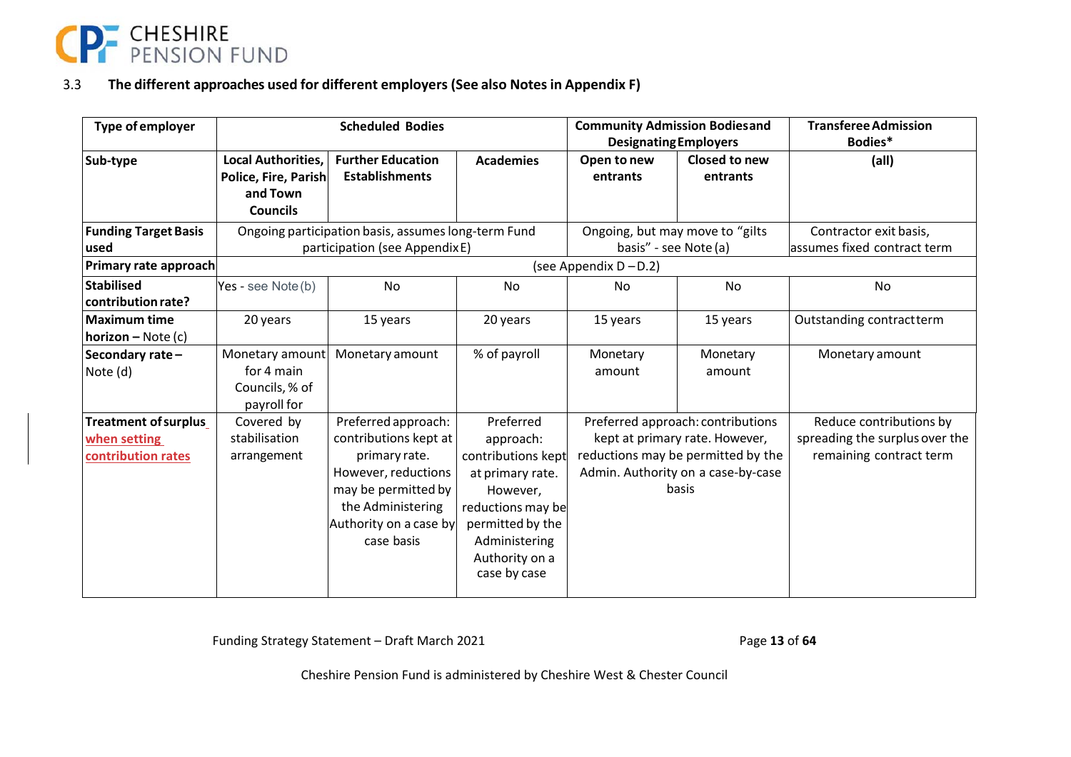### 3.3 The different approaches used for different employers (See also Notes in Appendix F)

| Type of employer | Scheduled Bodies | | | Community Admission Bodies and Designating Employers | | Transferee Admission Bodies* |
|---|---|---|---|---|---|---|
| **Sub-type** | **Local Authorities, Police, Fire, Parish and Town Councils** | **Further Education Establishments** | **Academies** | **Open to new entrants** | **Closed to new entrants** | **(all)** |
| **Funding Target Basis used** | Ongoing participation basis, assumes long-term Fund participation (see Appendix E) | | | Ongoing, but may move to "gilts basis" - see Note (a) | | Contractor exit basis, assumes fixed contract term |
| **Primary rate approach** | (see Appendix D – D.2) | | | | | |
| **Stabilised contribution rate?** | Yes - see Note (b) | No | No | No | No | No |
| **Maximum time horizon – Note (c)** | 20 years | 15 years | 20 years | 15 years | 15 years | Outstanding contract term |
| **Secondary rate – Note (d)** | Monetary amount for 4 main Councils, % of payroll for | Monetary amount | % of payroll | Monetary amount | Monetary amount | Monetary amount |
| **Treatment of surplus when setting contribution rates** | Covered by stabilisation arrangement | Preferred approach: contributions kept at primary rate. However, reductions may be permitted by the Administering Authority on a case by case basis | Preferred approach: contributions kept at primary rate. However, reductions may be permitted by the Administering Authority on a case by case | Preferred approach: contributions kept at primary rate. However, reductions may be permitted by the Admin. Authority on a case-by-case basis | | Reduce contributions by spreading the surplus over the remaining contract term |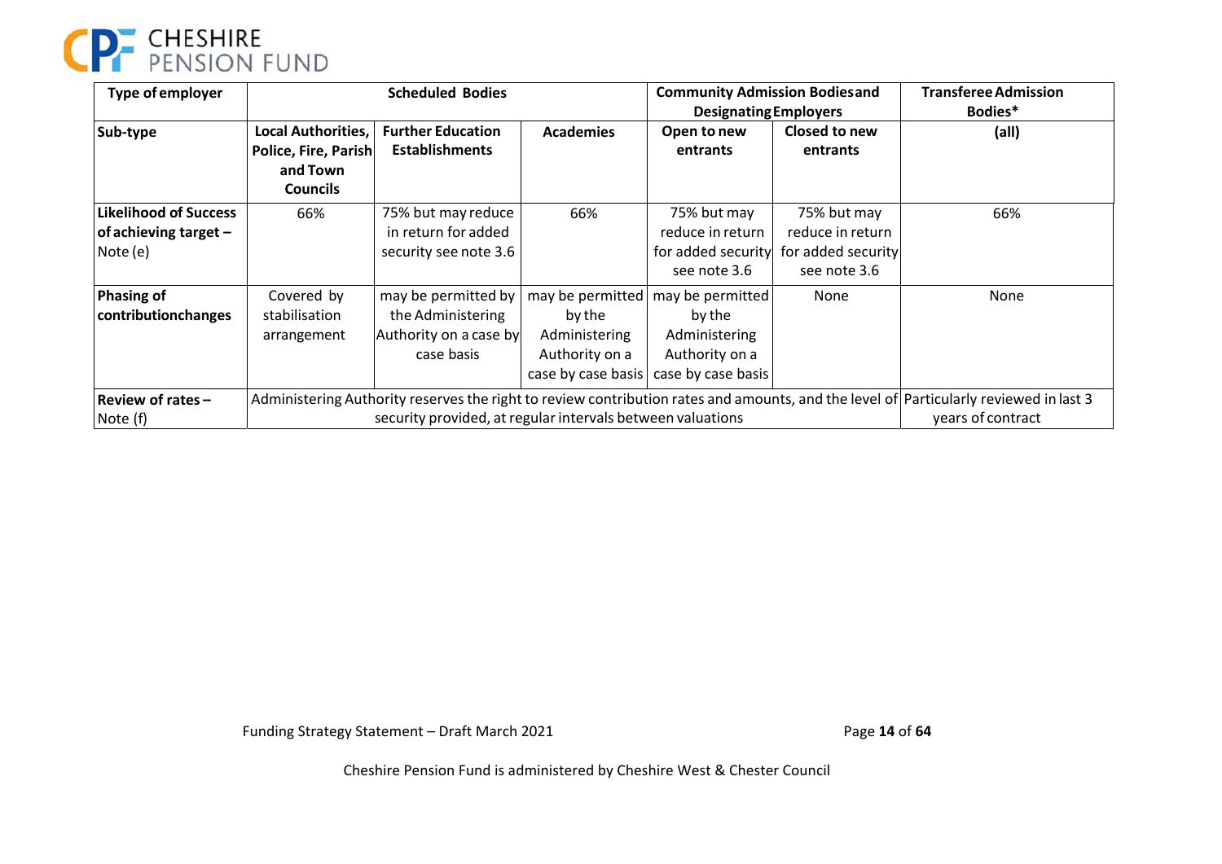| Type of employer | Scheduled Bodies | | | Community Admission Bodies and Designating Employers | | Transferee Admission Bodies* |
|---|---|---|---|---|---|---|
| Sub-type | Local Authorities, Police, Fire, Parish and Town Councils | Further Education Establishments | Academies | Open to new entrants | Closed to new entrants | (all) |
| Likelihood of Success of achieving target – Note (e) | 66% | 75% but may reduce in return for added security see note 3.6 | 66% | 75% but may reduce in return for added security see note 3.6 | 75% but may reduce in return for added security see note 3.6 | 66% |
| Phasing of contribution changes | Covered by stabilisation arrangement | may be permitted by the Administering Authority on a case by case basis | may be permitted by the Administering Authority on a case by case basis | may be permitted by the Administering Authority on a case by case basis | None | None |
| Review of rates – Note (f) | Administering Authority reserves the right to review contribution rates and amounts, and the level of security provided, at regular intervals between valuations | | | | | Particularly reviewed in last 3 years of contract |

Funding Strategy Statement – Draft March 2021

Cheshire Pension Fund is administered by Cheshire West & Chester Council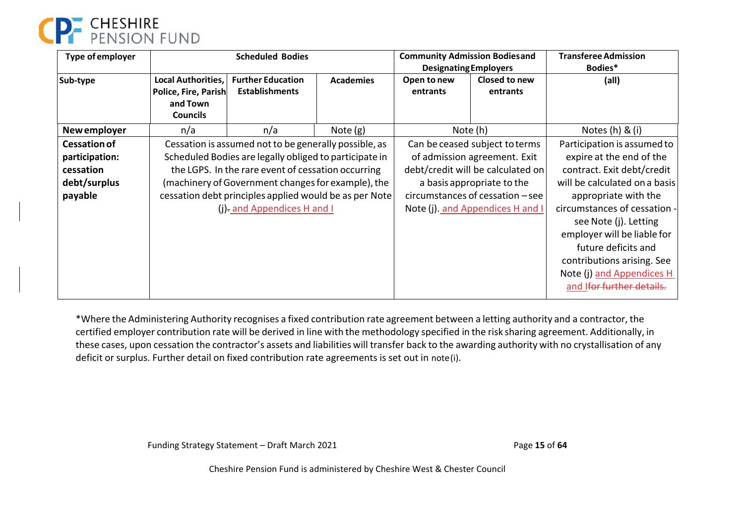| Type of employer | Scheduled Bodies | | | Community Admission Bodies and Designating Employers | | Transferee Admission Bodies* |
|---|---|---|---|---|---|---|
| Sub-type | Local Authorities, Police, Fire, Parish and Town Councils | Further Education Establishments | Academies | Open to new entrants | Closed to new entrants | (all) |
| New employer | n/a | n/a | Note (g) | Note (h) | | Notes (h) & (i) |
| Cessation of participation: cessation debt/surplus payable | Cessation is assumed not to be generally possible, as Scheduled Bodies are legally obliged to participate in the LGPS. In the rare event of cessation occurring (machinery of Government changes for example), the cessation debt principles applied would be as per Note (j). and Appendices H and I | | | Can be ceased subject to terms of admission agreement. Exit debt/credit will be calculated on a basis appropriate to the circumstances of cessation – see Note (j). and Appendices H and I | | Participation is assumed to expire at the end of the contract. Exit debt/credit will be calculated on a basis appropriate with the circumstances of cessation - see Note (j). Letting employer will be liable for future deficits and contributions arising. See Note (j) and Appendices H and I for further details. |

*Where the Administering Authority recognises a fixed contribution rate agreement between a letting authority and a contractor, the certified employer contribution rate will be derived in line with the methodology specified in the risk sharing agreement. Additionally, in these cases, upon cessation the contractor's assets and liabilities will transfer back to the awarding authority with no crystallisation of any deficit or surplus. Further detail on fixed contribution rate agreements is set out in note (i).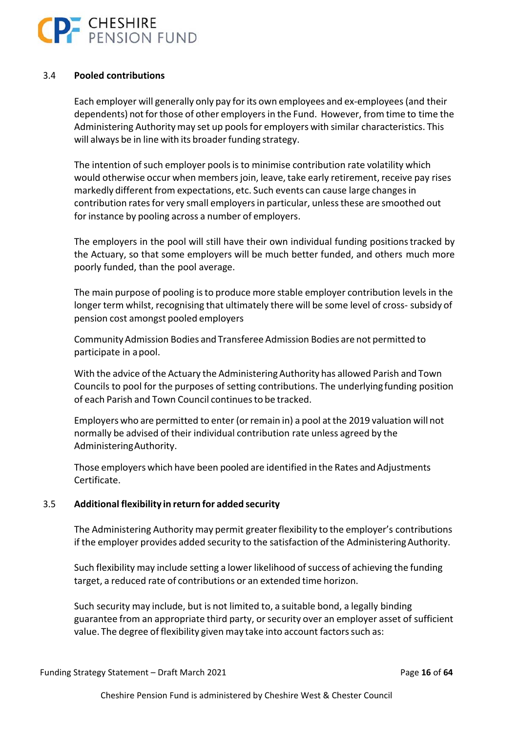### 3.4 Pooled contributions

Each employer will generally only pay for its own employees and ex-employees (and their dependents) not for those of other employers in the Fund. However, from time to time the Administering Authority may set up pools for employers with similar characteristics. This will always be in line with its broader funding strategy.

The intention of such employer pools is to minimise contribution rate volatility which would otherwise occur when members join, leave, take early retirement, receive pay rises markedly different from expectations, etc. Such events can cause large changes in contribution rates for very small employers in particular, unless these are smoothed out for instance by pooling across a number of employers.

The employers in the pool will still have their own individual funding positions tracked by the Actuary, so that some employers will be much better funded, and others much more poorly funded, than the pool average.

The main purpose of pooling is to produce more stable employer contribution levels in the longer term whilst, recognising that ultimately there will be some level of cross- subsidy of pension cost amongst pooled employers

Community Admission Bodies and Transferee Admission Bodies are not permitted to participate in a pool.

With the advice of the Actuary the Administering Authority has allowed Parish and Town Councils to pool for the purposes of setting contributions. The underlying funding position of each Parish and Town Council continues to be tracked.

Employers who are permitted to enter (or remain in) a pool at the 2019 valuation will not normally be advised of their individual contribution rate unless agreed by the Administering Authority.

Those employers which have been pooled are identified in the Rates and Adjustments Certificate.

### 3.5 Additional flexibility in return for added security

The Administering Authority may permit greater flexibility to the employer's contributions if the employer provides added security to the satisfaction of the Administering Authority.

Such flexibility may include setting a lower likelihood of success of achieving the funding target, a reduced rate of contributions or an extended time horizon.

Such security may include, but is not limited to, a suitable bond, a legally binding guarantee from an appropriate third party, or security over an employer asset of sufficient value. The degree of flexibility given may take into account factors such as: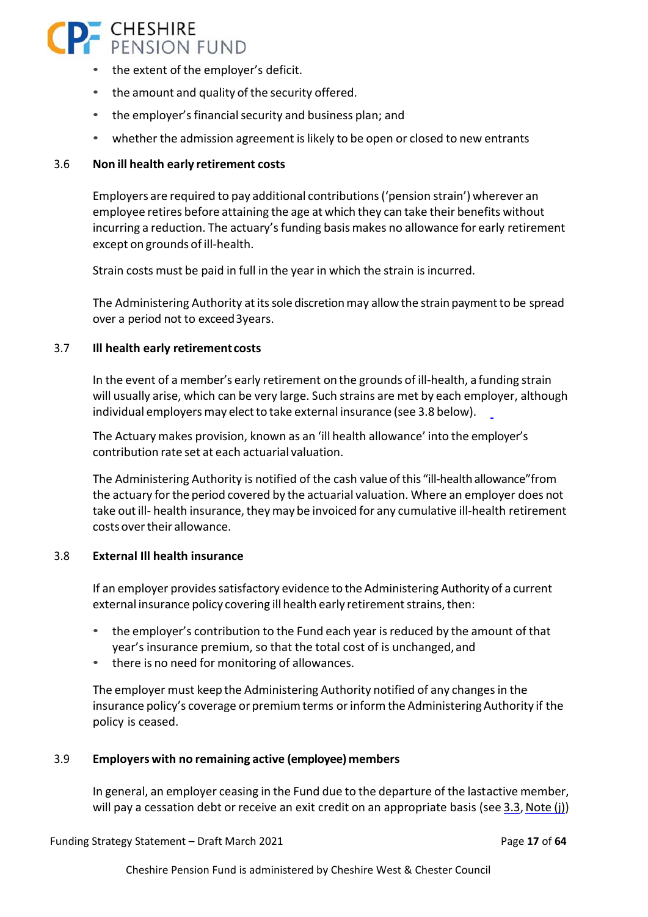- the extent of the employer's deficit.
- the amount and quality of the security offered.
- the employer's financial security and business plan; and
- whether the admission agreement is likely to be open or closed to new entrants

### 3.6 Non ill health early retirement costs

Employers are required to pay additional contributions ('pension strain') wherever an employee retires before attaining the age at which they can take their benefits without incurring a reduction. The actuary's funding basis makes no allowance for early retirement except on grounds of ill-health.

Strain costs must be paid in full in the year in which the strain is incurred.

The Administering Authority at its sole discretion may allow the strain payment to be spread over a period not to exceed 3years.

### 3.7 Ill health early retirement costs

In the event of a member's early retirement on the grounds of ill-health, a funding strain will usually arise, which can be very large. Such strains are met by each employer, although individual employers may elect to take external insurance (see 3.8 below).

The Actuary makes provision, known as an 'ill health allowance' into the employer's contribution rate set at each actuarial valuation.

The Administering Authority is notified of the cash value of this "ill-health allowance"from the actuary for the period covered by the actuarial valuation. Where an employer does not take out ill- health insurance, they may be invoiced for any cumulative ill-health retirement costs over their allowance.

### 3.8 External Ill health insurance

If an employer provides satisfactory evidence to the Administering Authority of a current external insurance policy covering ill health early retirement strains, then:

- the employer's contribution to the Fund each year is reduced by the amount of that year's insurance premium, so that the total cost of is unchanged, and
- there is no need for monitoring of allowances.

The employer must keep the Administering Authority notified of any changes in the insurance policy's coverage or premium terms or inform the Administering Authority if the policy is ceased.

### 3.9 Employers with no remaining active (employee) members

In general, an employer ceasing in the Fund due to the departure of the lastactive member, will pay a cessation debt or receive an exit credit on an appropriate basis (see 3.3, Note (j))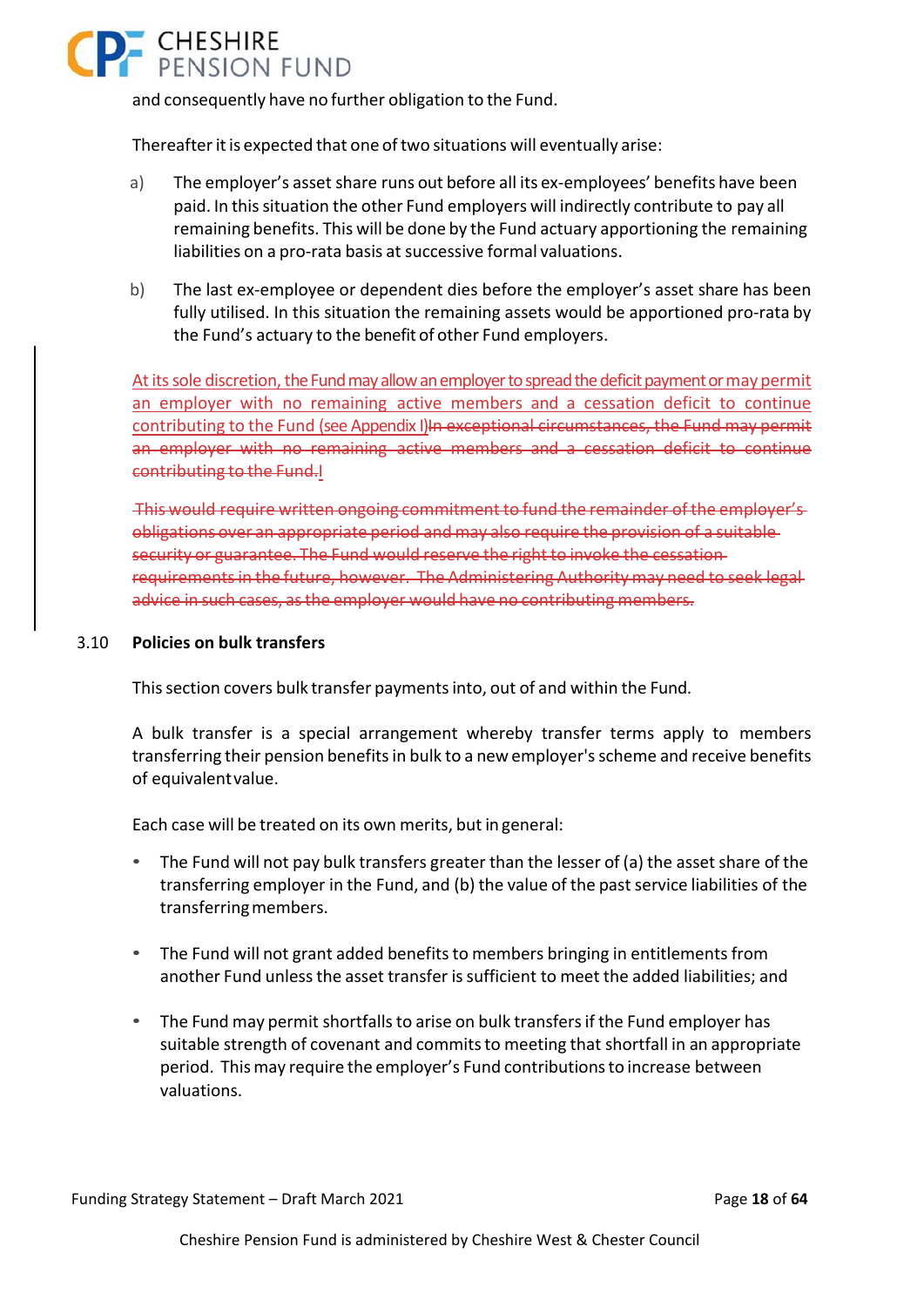and consequently have no further obligation to the Fund.

Thereafter it is expected that one of two situations will eventually arise:

a) The employer's asset share runs out before all its ex-employees' benefits have been paid. In this situation the other Fund employers will indirectly contribute to pay all remaining benefits. This will be done by the Fund actuary apportioning the remaining liabilities on a pro-rata basis at successive formal valuations.

b) The last ex-employee or dependent dies before the employer's asset share has been fully utilised. In this situation the remaining assets would be apportioned pro-rata by the Fund's actuary to the benefit of other Fund employers.

At its sole discretion, the Fund may allow an employer to spread the deficit payment or may permit an employer with no remaining active members and a cessation deficit to continue contributing to the Fund (see Appendix I)~~In exceptional circumstances, the Fund may permit an employer with no remaining active members and a cessation deficit to continue contributing to the Fund.~~

~~This would require written ongoing commitment to fund the remainder of the employer's obligations over an appropriate period and may also require the provision of a suitable security or guarantee. The Fund would reserve the right to invoke the cessation requirements in the future, however. The Administering Authority may need to seek legal advice in such cases, as the employer would have no contributing members.~~

## 3.10 Policies on bulk transfers

This section covers bulk transfer payments into, out of and within the Fund.

A bulk transfer is a special arrangement whereby transfer terms apply to members transferring their pension benefits in bulk to a new employer's scheme and receive benefits of equivalent value.

Each case will be treated on its own merits, but in general:

- The Fund will not pay bulk transfers greater than the lesser of (a) the asset share of the transferring employer in the Fund, and (b) the value of the past service liabilities of the transferring members.
- The Fund will not grant added benefits to members bringing in entitlements from another Fund unless the asset transfer is sufficient to meet the added liabilities; and
- The Fund may permit shortfalls to arise on bulk transfers if the Fund employer has suitable strength of covenant and commits to meeting that shortfall in an appropriate period. This may require the employer's Fund contributions to increase between valuations.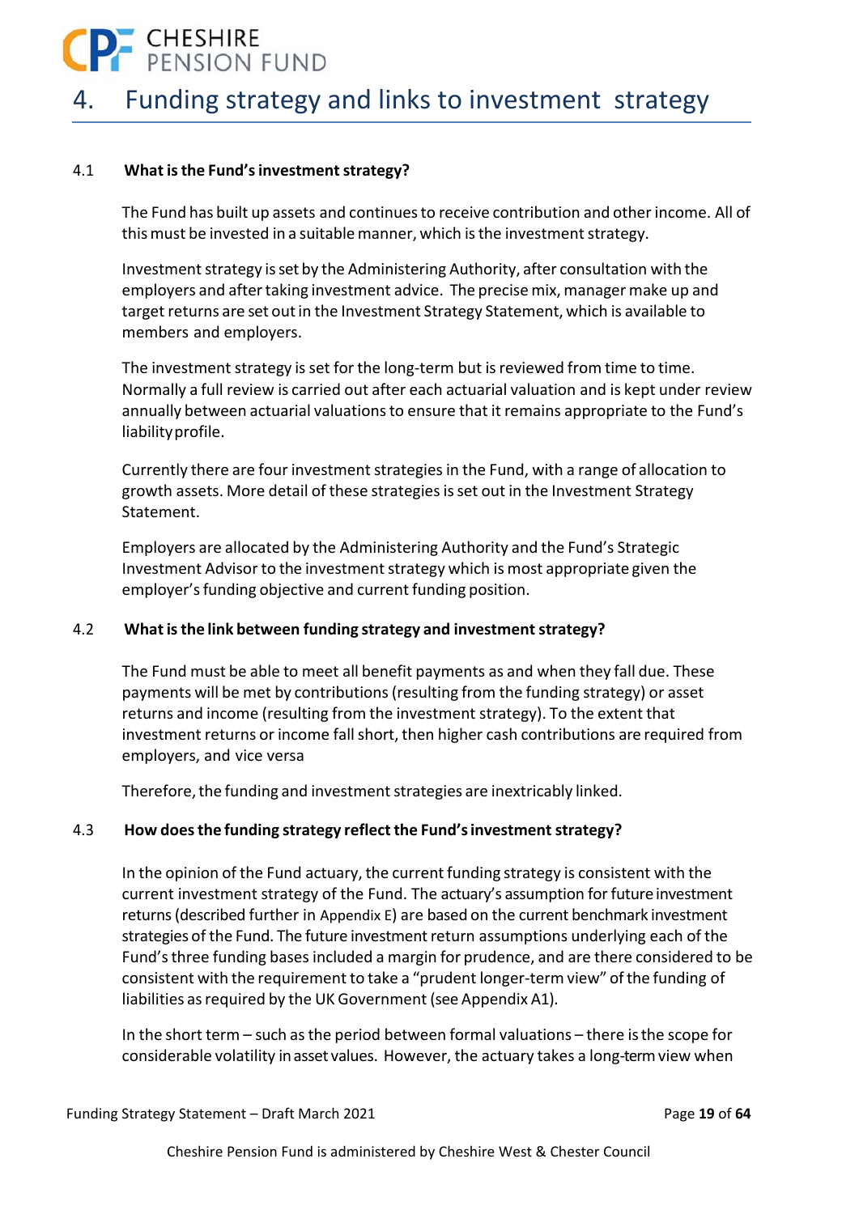# 4. Funding strategy and links to investment strategy

## 4.1 What is the Fund's investment strategy?

The Fund has built up assets and continues to receive contribution and other income. All of this must be invested in a suitable manner, which is the investment strategy.

Investment strategy is set by the Administering Authority, after consultation with the employers and after taking investment advice. The precise mix, manager make up and target returns are set out in the Investment Strategy Statement, which is available to members and employers.

The investment strategy is set for the long-term but is reviewed from time to time. Normally a full review is carried out after each actuarial valuation and is kept under review annually between actuarial valuations to ensure that it remains appropriate to the Fund's liability profile.

Currently there are four investment strategies in the Fund, with a range of allocation to growth assets. More detail of these strategies is set out in the Investment Strategy Statement.

Employers are allocated by the Administering Authority and the Fund's Strategic Investment Advisor to the investment strategy which is most appropriate given the employer's funding objective and current funding position.

## 4.2 What is the link between funding strategy and investment strategy?

The Fund must be able to meet all benefit payments as and when they fall due. These payments will be met by contributions (resulting from the funding strategy) or asset returns and income (resulting from the investment strategy). To the extent that investment returns or income fall short, then higher cash contributions are required from employers, and vice versa

Therefore, the funding and investment strategies are inextricably linked.

## 4.3 How does the funding strategy reflect the Fund's investment strategy?

In the opinion of the Fund actuary, the current funding strategy is consistent with the current investment strategy of the Fund. The actuary's assumption for future investment returns (described further in Appendix E) are based on the current benchmark investment strategies of the Fund. The future investment return assumptions underlying each of the Fund's three funding bases included a margin for prudence, and are there considered to be consistent with the requirement to take a "prudent longer-term view" of the funding of liabilities as required by the UK Government (see Appendix A1).

In the short term – such as the period between formal valuations – there is the scope for considerable volatility in asset values. However, the actuary takes a long-term view when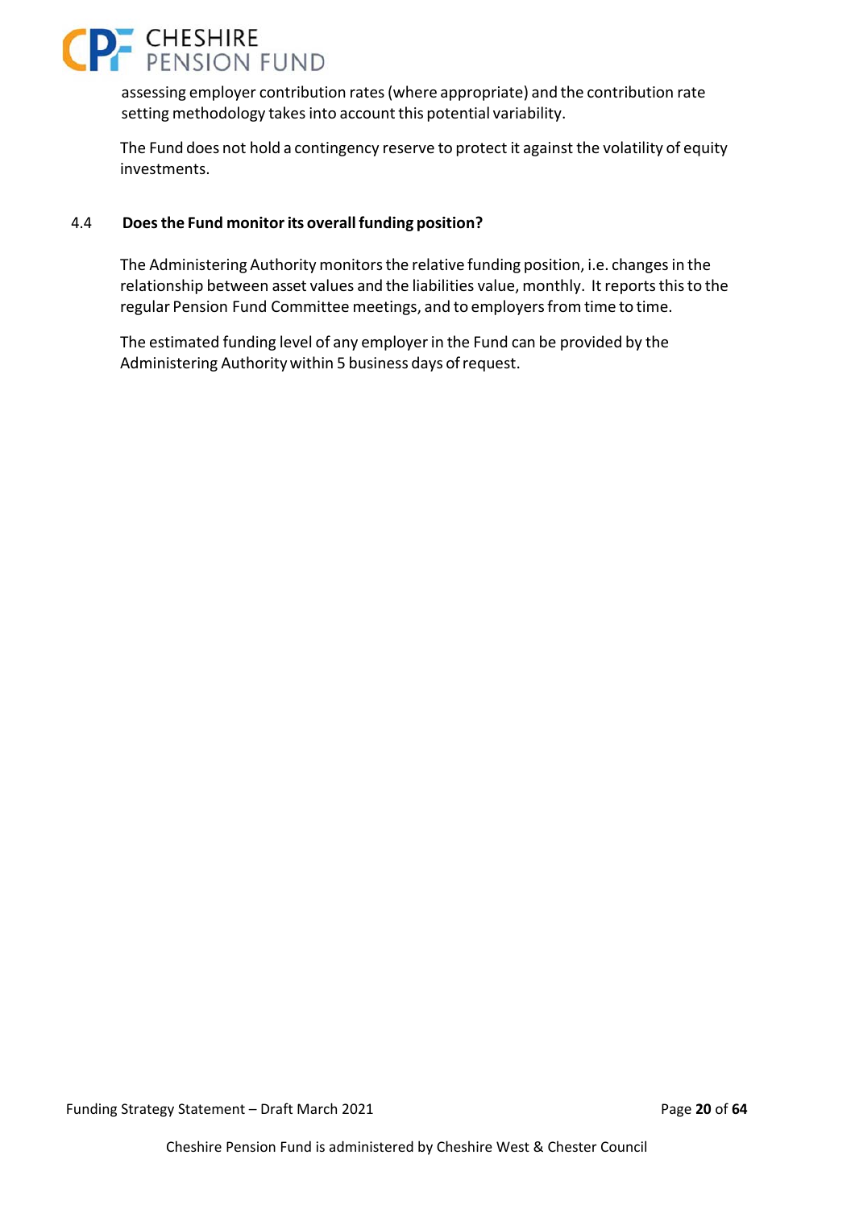assessing employer contribution rates (where appropriate) and the contribution rate setting methodology takes into account this potential variability.

The Fund does not hold a contingency reserve to protect it against the volatility of equity investments.

### 4.4 Does the Fund monitor its overall funding position?

The Administering Authority monitors the relative funding position, i.e. changes in the relationship between asset values and the liabilities value, monthly. It reports this to the regular Pension Fund Committee meetings, and to employers from time to time.

The estimated funding level of any employer in the Fund can be provided by the Administering Authority within 5 business days of request.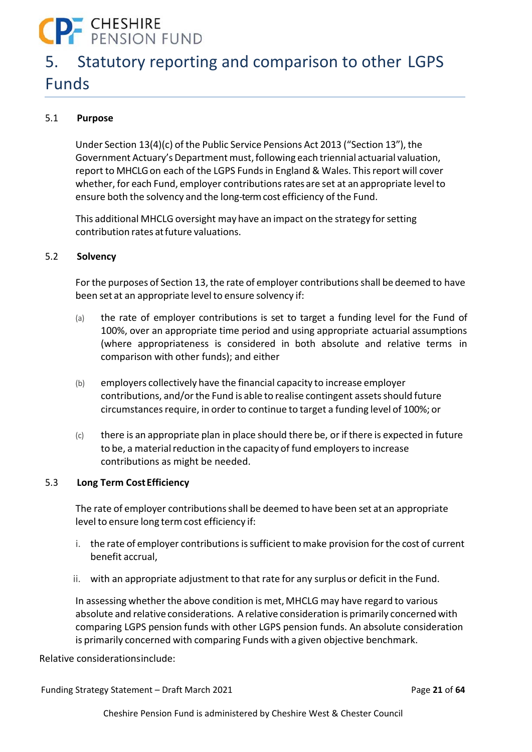# 5. Statutory reporting and comparison to other LGPS Funds

## 5.1 Purpose

Under Section 13(4)(c) of the Public Service Pensions Act 2013 ("Section 13"), the Government Actuary's Department must, following each triennial actuarial valuation, report to MHCLG on each of the LGPS Funds in England & Wales. This report will cover whether, for each Fund, employer contributions rates are set at an appropriate level to ensure both the solvency and the long-term cost efficiency of the Fund.

This additional MHCLG oversight may have an impact on the strategy for setting contribution rates at future valuations.

## 5.2 Solvency

For the purposes of Section 13, the rate of employer contributions shall be deemed to have been set at an appropriate level to ensure solvency if:

(a) the rate of employer contributions is set to target a funding level for the Fund of 100%, over an appropriate time period and using appropriate actuarial assumptions (where appropriateness is considered in both absolute and relative terms in comparison with other funds); and either

(b) employers collectively have the financial capacity to increase employer contributions, and/or the Fund is able to realise contingent assets should future circumstances require, in order to continue to target a funding level of 100%; or

(c) there is an appropriate plan in place should there be, or if there is expected in future to be, a material reduction in the capacity of fund employers to increase contributions as might be needed.

## 5.3 Long Term Cost Efficiency

The rate of employer contributions shall be deemed to have been set at an appropriate level to ensure long term cost efficiency if:

i. the rate of employer contributions is sufficient to make provision for the cost of current benefit accrual,

ii. with an appropriate adjustment to that rate for any surplus or deficit in the Fund.

In assessing whether the above condition is met, MHCLG may have regard to various absolute and relative considerations. A relative consideration is primarily concerned with comparing LGPS pension funds with other LGPS pension funds. An absolute consideration is primarily concerned with comparing Funds with a given objective benchmark.

Relative considerations include: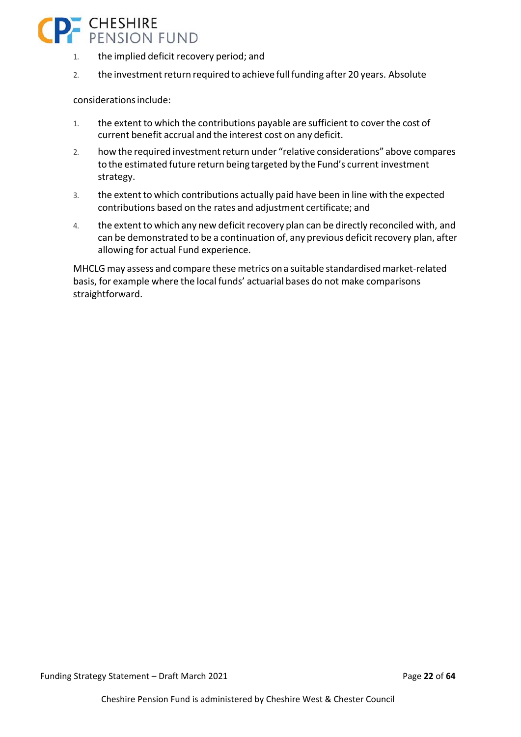1. the implied deficit recovery period; and
2. the investment return required to achieve full funding after 20 years. Absolute

considerations include:

1. the extent to which the contributions payable are sufficient to cover the cost of current benefit accrual and the interest cost on any deficit.
2. how the required investment return under "relative considerations" above compares to the estimated future return being targeted by the Fund's current investment strategy.
3. the extent to which contributions actually paid have been in line with the expected contributions based on the rates and adjustment certificate; and
4. the extent to which any new deficit recovery plan can be directly reconciled with, and can be demonstrated to be a continuation of, any previous deficit recovery plan, after allowing for actual Fund experience.

MHCLG may assess and compare these metrics on a suitable standardised market-related basis, for example where the local funds' actuarial bases do not make comparisons straightforward.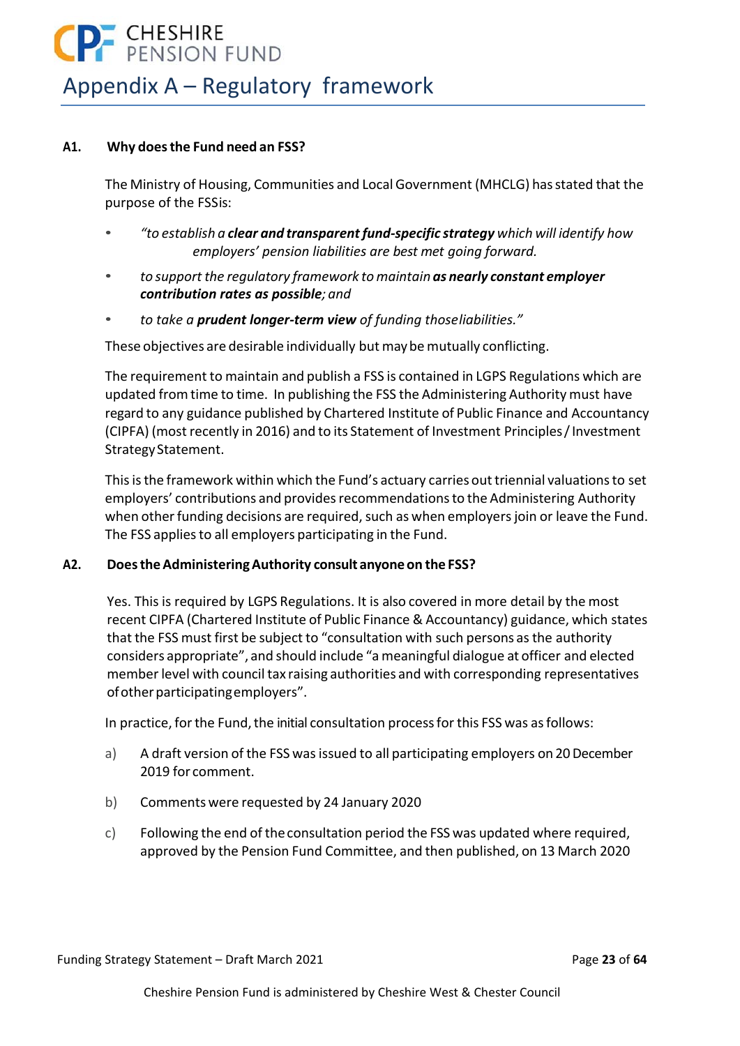# Appendix A – Regulatory framework

### A1. Why does the Fund need an FSS?

The Ministry of Housing, Communities and Local Government (MHCLG) has stated that the purpose of the FSSis:

- *"to establish a **clear and transparent fund-specific strategy** which will identify how employers' pension liabilities are best met going forward.*
- *to support the regulatory framework to maintain **as nearly constant employer contribution rates as possible**; and*
- *to take a **prudent longer-term view** of funding thoseliabilities."*

These objectives are desirable individually but may be mutually conflicting.

The requirement to maintain and publish a FSS is contained in LGPS Regulations which are updated from time to time. In publishing the FSS the Administering Authority must have regard to any guidance published by Chartered Institute of Public Finance and Accountancy (CIPFA) (most recently in 2016) and to its Statement of Investment Principles / Investment Strategy Statement.

This is the framework within which the Fund's actuary carries out triennial valuations to set employers' contributions and provides recommendations to the Administering Authority when other funding decisions are required, such as when employers join or leave the Fund. The FSS applies to all employers participating in the Fund.

### A2. Does the Administering Authority consult anyone on the FSS?

Yes. This is required by LGPS Regulations. It is also covered in more detail by the most recent CIPFA (Chartered Institute of Public Finance & Accountancy) guidance, which states that the FSS must first be subject to "consultation with such persons as the authority considers appropriate", and should include "a meaningful dialogue at officer and elected member level with council tax raising authorities and with corresponding representatives of other participating employers".

In practice, for the Fund, the initial consultation process for this FSS was as follows:

a) A draft version of the FSS was issued to all participating employers on 20 December 2019 for comment.

b) Comments were requested by 24 January 2020

c) Following the end of the consultation period the FSS was updated where required, approved by the Pension Fund Committee, and then published, on 13 March 2020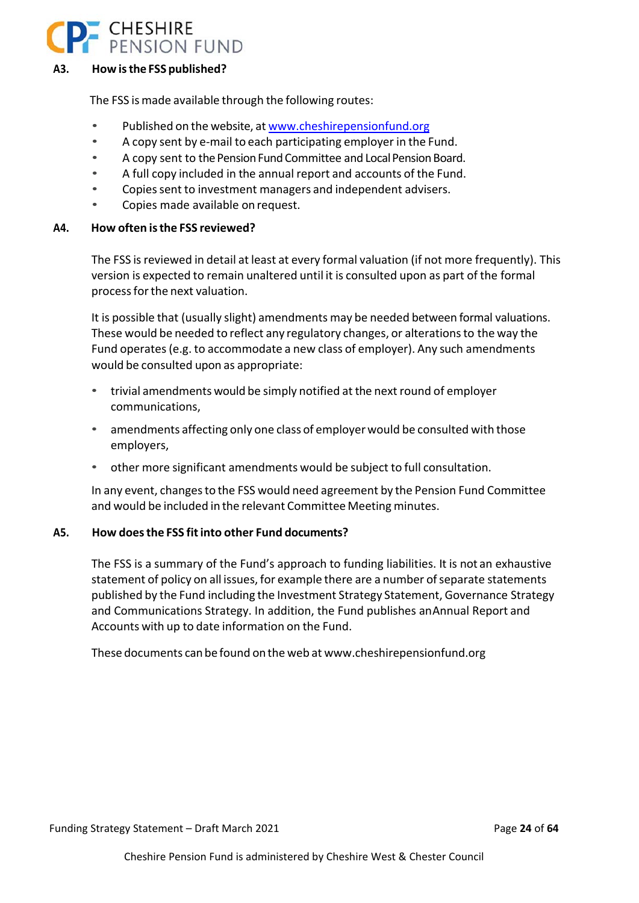### A3. How is the FSS published?

The FSS is made available through the following routes:

- Published on the website, at www.cheshirepensionfund.org
- A copy sent by e-mail to each participating employer in the Fund.
- A copy sent to the Pension Fund Committee and Local Pension Board.
- A full copy included in the annual report and accounts of the Fund.
- Copies sent to investment managers and independent advisers.
- Copies made available on request.

### A4. How often is the FSS reviewed?

The FSS is reviewed in detail at least at every formal valuation (if not more frequently). This version is expected to remain unaltered until it is consulted upon as part of the formal process for the next valuation.

It is possible that (usually slight) amendments may be needed between formal valuations. These would be needed to reflect any regulatory changes, or alterations to the way the Fund operates (e.g. to accommodate a new class of employer). Any such amendments would be consulted upon as appropriate:

- trivial amendments would be simply notified at the next round of employer communications,
- amendments affecting only one class of employer would be consulted with those employers,
- other more significant amendments would be subject to full consultation.

In any event, changes to the FSS would need agreement by the Pension Fund Committee and would be included in the relevant Committee Meeting minutes.

### A5. How does the FSS fit into other Fund documents?

The FSS is a summary of the Fund's approach to funding liabilities. It is not an exhaustive statement of policy on all issues, for example there are a number of separate statements published by the Fund including the Investment Strategy Statement, Governance Strategy and Communications Strategy. In addition, the Fund publishes an Annual Report and Accounts with up to date information on the Fund.

These documents can be found on the web at www.cheshirepensionfund.org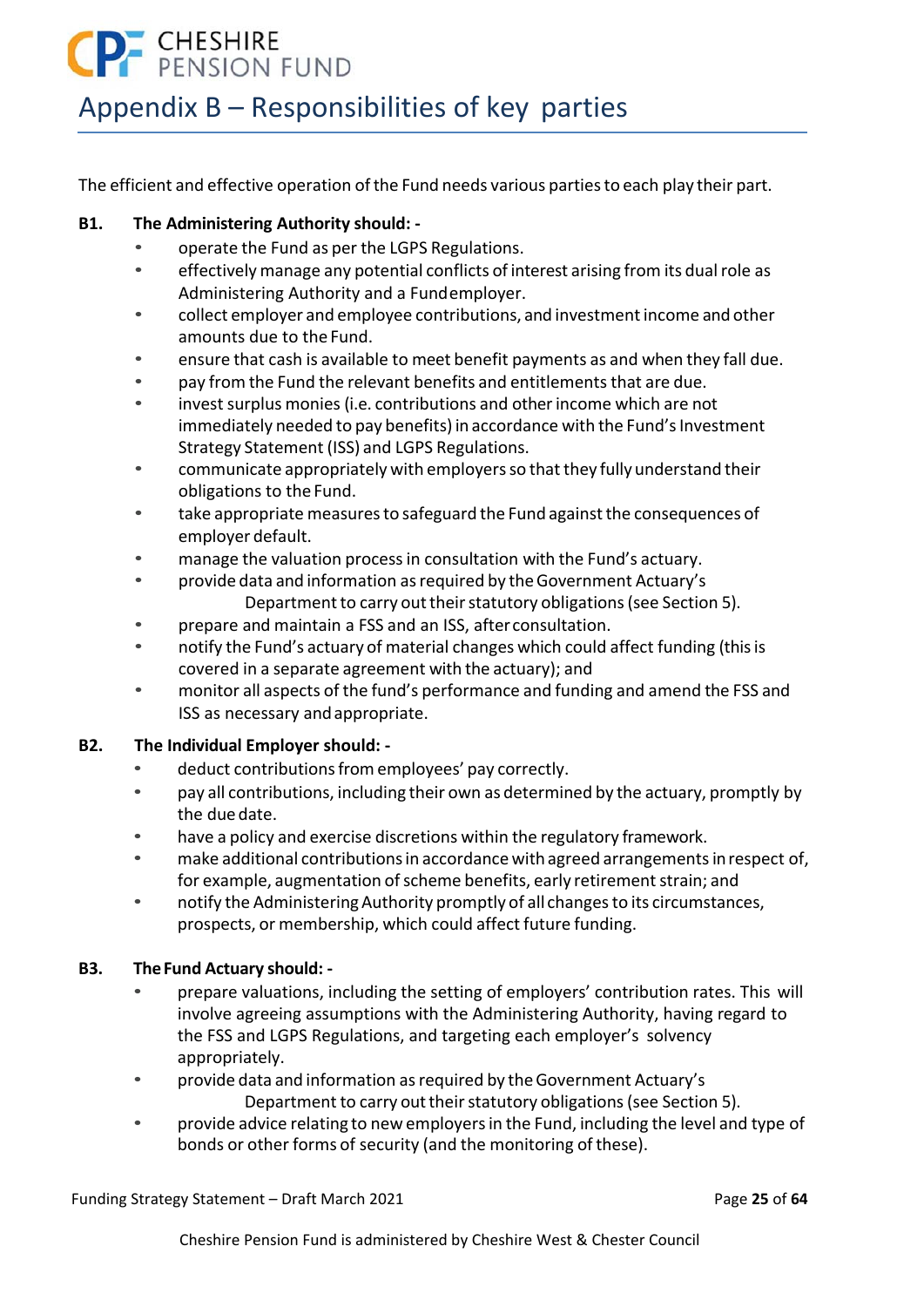# Appendix B – Responsibilities of key parties

The efficient and effective operation of the Fund needs various parties to each play their part.

**B1. The Administering Authority should: -**

- operate the Fund as per the LGPS Regulations.
- effectively manage any potential conflicts of interest arising from its dual role as Administering Authority and a Fund employer.
- collect employer and employee contributions, and investment income and other amounts due to the Fund.
- ensure that cash is available to meet benefit payments as and when they fall due.
- pay from the Fund the relevant benefits and entitlements that are due.
- invest surplus monies (i.e. contributions and other income which are not immediately needed to pay benefits) in accordance with the Fund's Investment Strategy Statement (ISS) and LGPS Regulations.
- communicate appropriately with employers so that they fully understand their obligations to the Fund.
- take appropriate measures to safeguard the Fund against the consequences of employer default.
- manage the valuation process in consultation with the Fund's actuary.
- provide data and information as required by the Government Actuary's Department to carry out their statutory obligations (see Section 5).
- prepare and maintain a FSS and an ISS, after consultation.
- notify the Fund's actuary of material changes which could affect funding (this is covered in a separate agreement with the actuary); and
- monitor all aspects of the fund's performance and funding and amend the FSS and ISS as necessary and appropriate.

**B2. The Individual Employer should: -**

- deduct contributions from employees' pay correctly.
- pay all contributions, including their own as determined by the actuary, promptly by the due date.
- have a policy and exercise discretions within the regulatory framework.
- make additional contributions in accordance with agreed arrangements in respect of, for example, augmentation of scheme benefits, early retirement strain; and
- notify the Administering Authority promptly of all changes to its circumstances, prospects, or membership, which could affect future funding.

**B3. The Fund Actuary should: -**

- prepare valuations, including the setting of employers' contribution rates. This will involve agreeing assumptions with the Administering Authority, having regard to the FSS and LGPS Regulations, and targeting each employer's solvency appropriately.
- provide data and information as required by the Government Actuary's Department to carry out their statutory obligations (see Section 5).
- provide advice relating to new employers in the Fund, including the level and type of bonds or other forms of security (and the monitoring of these).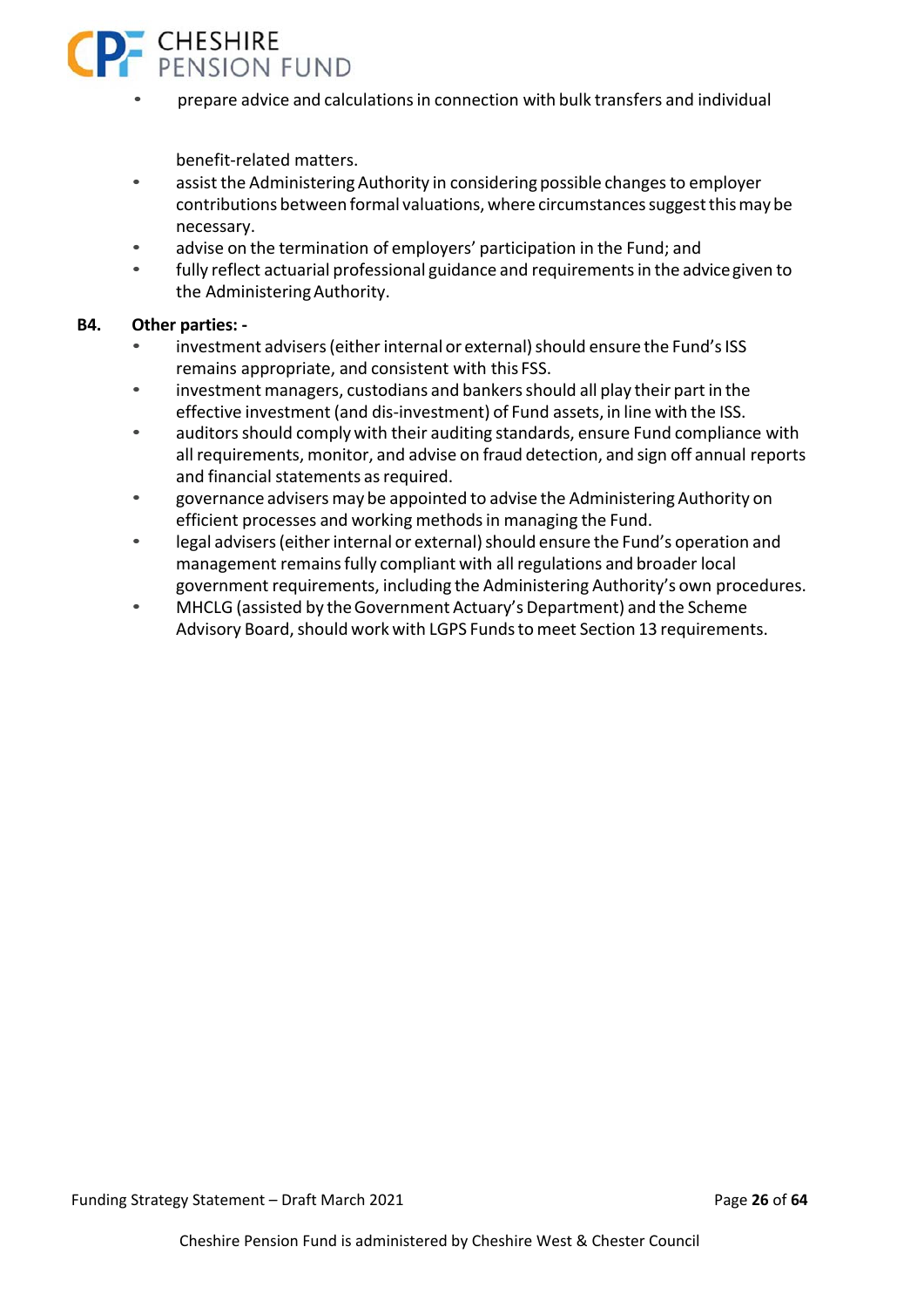- prepare advice and calculations in connection with bulk transfers and individual benefit-related matters.
- assist the Administering Authority in considering possible changes to employer contributions between formal valuations, where circumstances suggest this may be necessary.
- advise on the termination of employers' participation in the Fund; and
- fully reflect actuarial professional guidance and requirements in the advice given to the Administering Authority.

**B4. Other parties: -**

- investment advisers (either internal or external) should ensure the Fund's ISS remains appropriate, and consistent with this FSS.
- investment managers, custodians and bankers should all play their part in the effective investment (and dis-investment) of Fund assets, in line with the ISS.
- auditors should comply with their auditing standards, ensure Fund compliance with all requirements, monitor, and advise on fraud detection, and sign off annual reports and financial statements as required.
- governance advisers may be appointed to advise the Administering Authority on efficient processes and working methods in managing the Fund.
- legal advisers (either internal or external) should ensure the Fund's operation and management remains fully compliant with all regulations and broader local government requirements, including the Administering Authority's own procedures.
- MHCLG (assisted by the Government Actuary's Department) and the Scheme Advisory Board, should work with LGPS Funds to meet Section 13 requirements.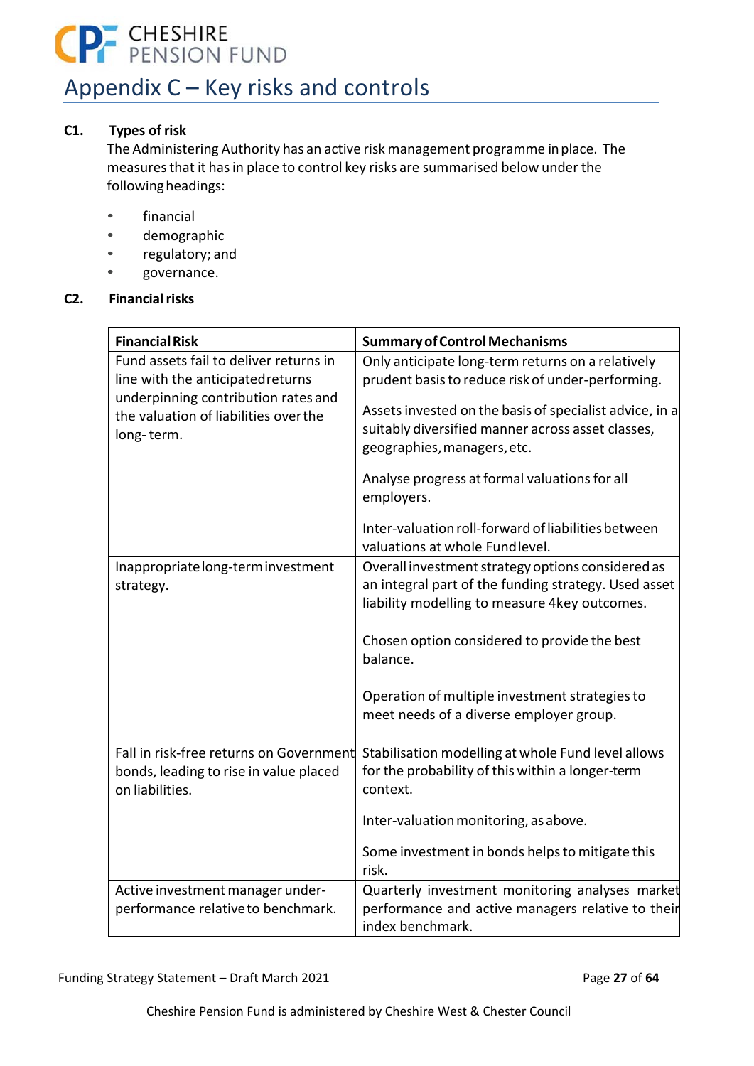# Appendix C – Key risks and controls

## C1. Types of risk

The Administering Authority has an active risk management programme in place. The measures that it has in place to control key risks are summarised below under the following headings:

- financial
- demographic
- regulatory; and
- governance.

## C2. Financial risks

| Financial Risk | Summary of Control Mechanisms |
|---|---|
| Fund assets fail to deliver returns in line with the anticipated returns underpinning contribution rates and the valuation of liabilities over the long- term. | Only anticipate long-term returns on a relatively prudent basis to reduce risk of under-performing.<br><br>Assets invested on the basis of specialist advice, in a suitably diversified manner across asset classes, geographies, managers, etc.<br><br>Analyse progress at formal valuations for all employers.<br><br>Inter-valuation roll-forward of liabilities between valuations at whole Fund level. |
| Inappropriate long-term investment strategy. | Overall investment strategy options considered as an integral part of the funding strategy. Used asset liability modelling to measure 4key outcomes.<br><br>Chosen option considered to provide the best balance.<br><br>Operation of multiple investment strategies to meet needs of a diverse employer group. |
| Fall in risk-free returns on Government bonds, leading to rise in value placed on liabilities. | Stabilisation modelling at whole Fund level allows for the probability of this within a longer-term context.<br><br>Inter-valuation monitoring, as above.<br><br>Some investment in bonds helps to mitigate this risk. |
| Active investment manager under-performance relative to benchmark. | Quarterly investment monitoring analyses market performance and active managers relative to their index benchmark. |

Cheshire Pension Fund is administered by Cheshire West & Chester Council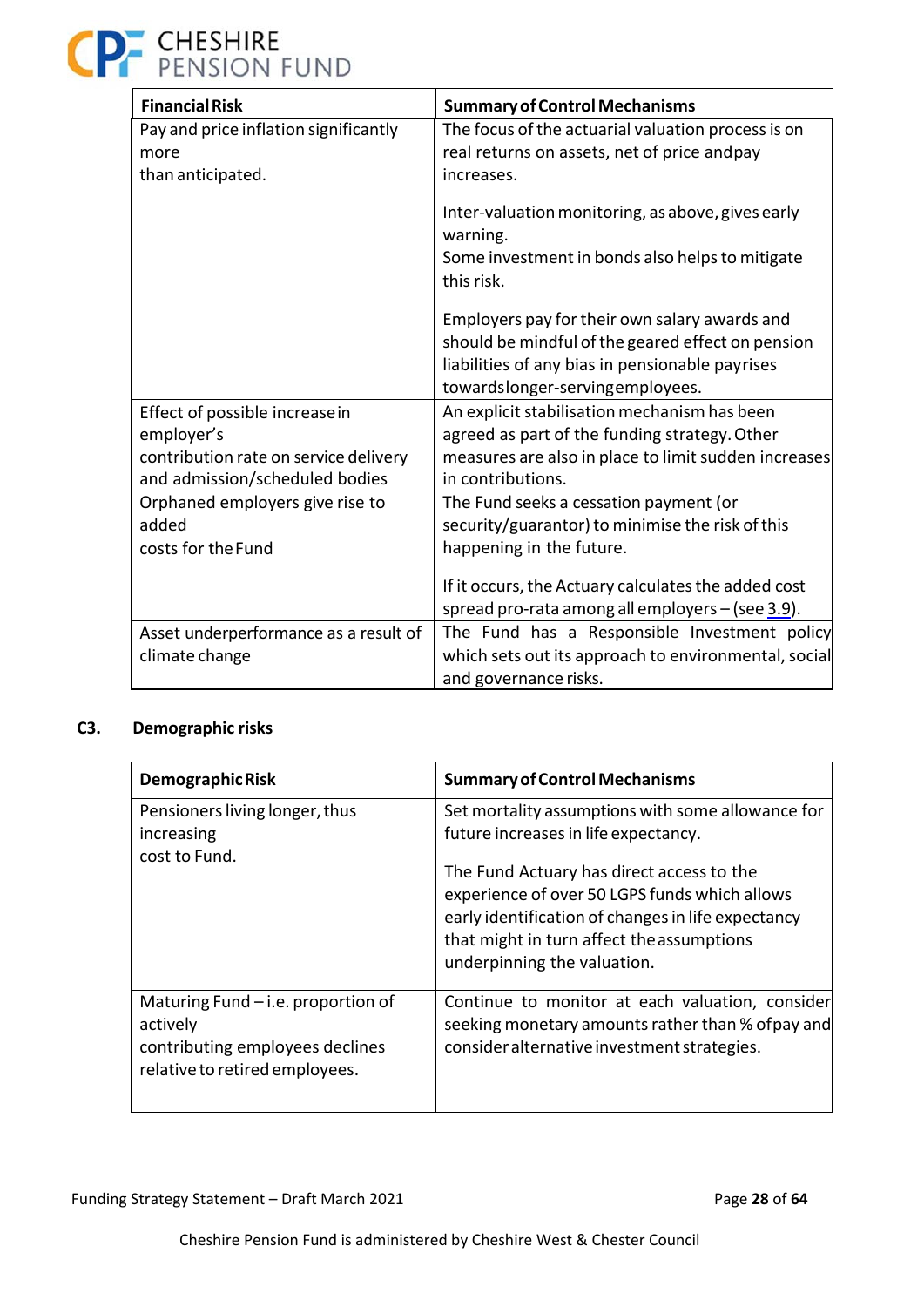| Financial Risk | Summary of Control Mechanisms |
|---|---|
| Pay and price inflation significantly more than anticipated. | The focus of the actuarial valuation process is on real returns on assets, net of price and pay increases.<br><br>Inter-valuation monitoring, as above, gives early warning.<br>Some investment in bonds also helps to mitigate this risk.<br><br>Employers pay for their own salary awards and should be mindful of the geared effect on pension liabilities of any bias in pensionable pay rises towards longer-serving employees. |
| Effect of possible increase in employer's contribution rate on service delivery and admission/scheduled bodies | An explicit stabilisation mechanism has been agreed as part of the funding strategy. Other measures are also in place to limit sudden increases in contributions. |
| Orphaned employers give rise to added costs for the Fund | The Fund seeks a cessation payment (or security/guarantor) to minimise the risk of this happening in the future.<br><br>If it occurs, the Actuary calculates the added cost spread pro-rata among all employers – (see 3.9). |
| Asset underperformance as a result of climate change | The Fund has a Responsible Investment policy which sets out its approach to environmental, social and governance risks. |

## C3. Demographic risks

| Demographic Risk | Summary of Control Mechanisms |
|---|---|
| Pensioners living longer, thus increasing cost to Fund. | Set mortality assumptions with some allowance for future increases in life expectancy.<br><br>The Fund Actuary has direct access to the experience of over 50 LGPS funds which allows early identification of changes in life expectancy that might in turn affect the assumptions underpinning the valuation. |
| Maturing Fund – i.e. proportion of actively contributing employees declines relative to retired employees. | Continue to monitor at each valuation, consider seeking monetary amounts rather than % of pay and consider alternative investment strategies. |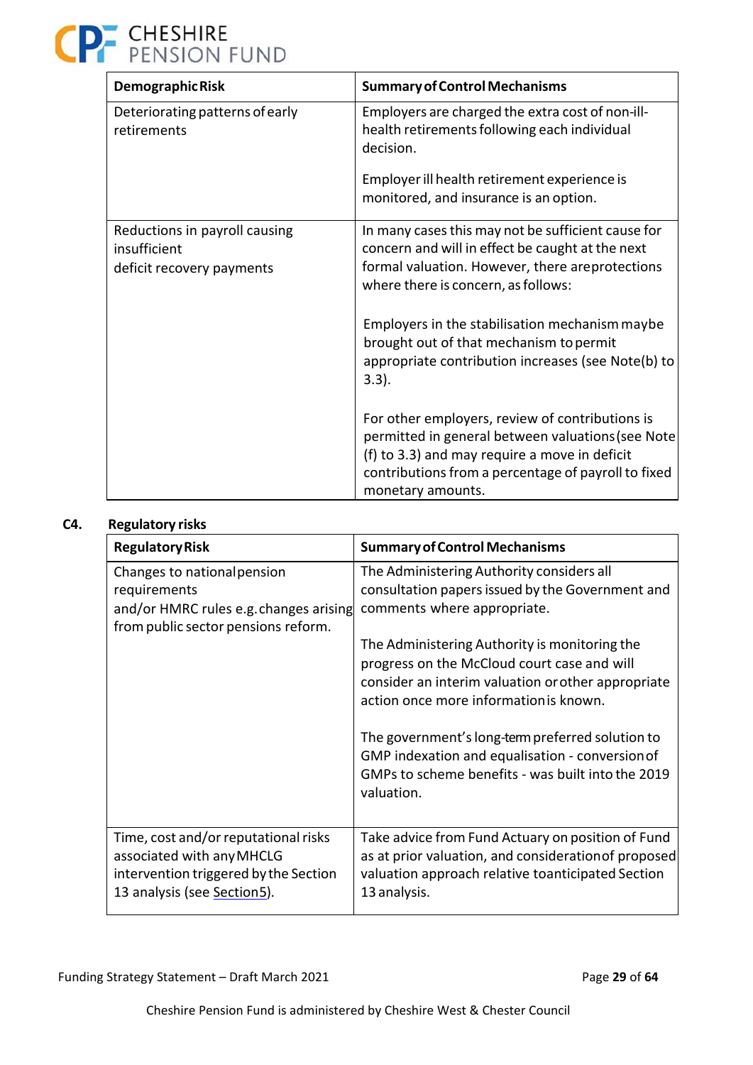| Demographic Risk | Summary of Control Mechanisms |
|---|---|
| Deteriorating patterns of early retirements | Employers are charged the extra cost of non-ill-health retirements following each individual decision.<br><br>Employer ill health retirement experience is monitored, and insurance is an option. |
| Reductions in payroll causing insufficient deficit recovery payments | In many cases this may not be sufficient cause for concern and will in effect be caught at the next formal valuation. However, there are protections where there is concern, as follows:<br><br>Employers in the stabilisation mechanism may be brought out of that mechanism to permit appropriate contribution increases (see Note (b) to 3.3).<br><br>For other employers, review of contributions is permitted in general between valuations (see Note (f) to 3.3) and may require a move in deficit contributions from a percentage of payroll to fixed monetary amounts. |

## C4. Regulatory risks

| Regulatory Risk | Summary of Control Mechanisms |
|---|---|
| Changes to national pension requirements and/or HMRC rules e.g. changes arising from public sector pensions reform. | The Administering Authority considers all consultation papers issued by the Government and comments where appropriate.<br><br>The Administering Authority is monitoring the progress on the McCloud court case and will consider an interim valuation or other appropriate action once more information is known.<br><br>The government's long-term preferred solution to GMP indexation and equalisation - conversion of GMPs to scheme benefits - was built into the 2019 valuation. |
| Time, cost and/or reputational risks associated with any MHCLG intervention triggered by the Section 13 analysis (see Section 5). | Take advice from Fund Actuary on position of Fund as at prior valuation, and consideration of proposed valuation approach relative to anticipated Section 13 analysis. |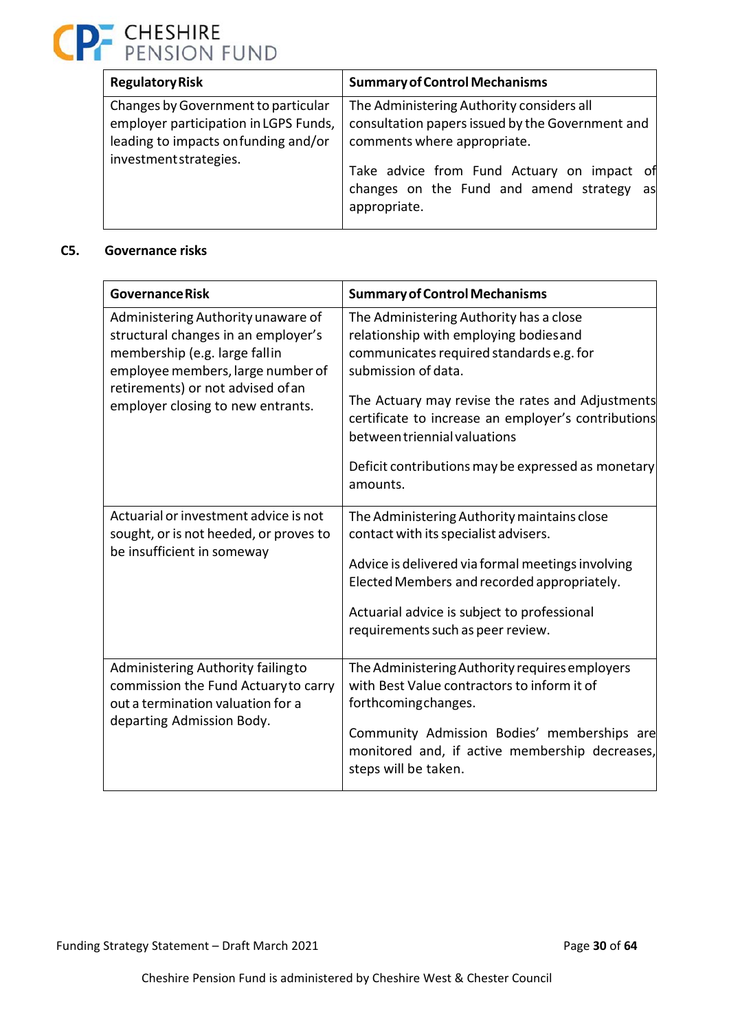| Regulatory Risk | Summary of Control Mechanisms |
|---|---|
| Changes by Government to particular employer participation in LGPS Funds, leading to impacts on funding and/or investment strategies. | The Administering Authority considers all consultation papers issued by the Government and comments where appropriate.<br><br>Take advice from Fund Actuary on impact of changes on the Fund and amend strategy as appropriate. |

## C5. Governance risks

| Governance Risk | Summary of Control Mechanisms |
|---|---|
| Administering Authority unaware of structural changes in an employer's membership (e.g. large fall in employee members, large number of retirements) or not advised of an employer closing to new entrants. | The Administering Authority has a close relationship with employing bodies and communicates required standards e.g. for submission of data.<br><br>The Actuary may revise the rates and Adjustments certificate to increase an employer's contributions between triennial valuations<br><br>Deficit contributions may be expressed as monetary amounts. |
| Actuarial or investment advice is not sought, or is not heeded, or proves to be insufficient in some way | The Administering Authority maintains close contact with its specialist advisers.<br><br>Advice is delivered via formal meetings involving Elected Members and recorded appropriately.<br><br>Actuarial advice is subject to professional requirements such as peer review. |
| Administering Authority failing to commission the Fund Actuary to carry out a termination valuation for a departing Admission Body. | The Administering Authority requires employers with Best Value contractors to inform it of forthcoming changes.<br><br>Community Admission Bodies' memberships are monitored and, if active membership decreases, steps will be taken. |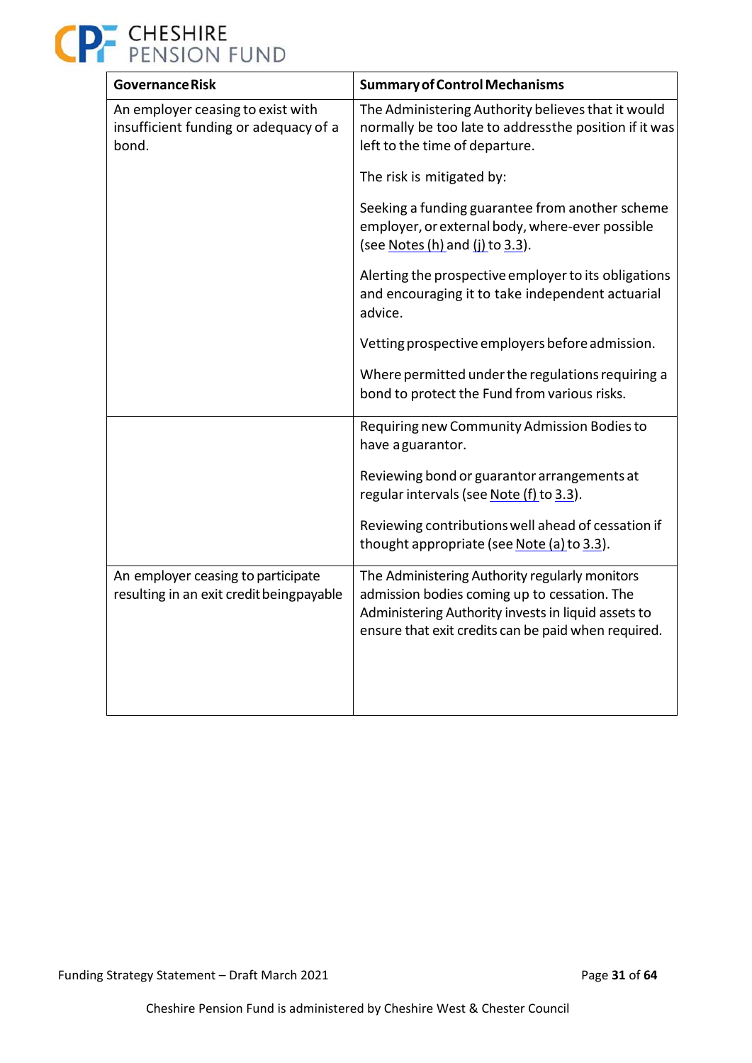| Governance Risk | Summary of Control Mechanisms |
|---|---|
| An employer ceasing to exist with insufficient funding or adequacy of a bond. | The Administering Authority believes that it would normally be too late to address the position if it was left to the time of departure.<br><br>The risk is mitigated by:<br><br>Seeking a funding guarantee from another scheme employer, or external body, where-ever possible (see Notes (h) and (j) to 3.3).<br><br>Alerting the prospective employer to its obligations and encouraging it to take independent actuarial advice.<br><br>Vetting prospective employers before admission.<br><br>Where permitted under the regulations requiring a bond to protect the Fund from various risks. |
| | Requiring new Community Admission Bodies to have a guarantor.<br><br>Reviewing bond or guarantor arrangements at regular intervals (see Note (f) to 3.3).<br><br>Reviewing contributions well ahead of cessation if thought appropriate (see Note (a) to 3.3). |
| An employer ceasing to participate resulting in an exit credit being payable | The Administering Authority regularly monitors admission bodies coming up to cessation. The Administering Authority invests in liquid assets to ensure that exit credits can be paid when required. |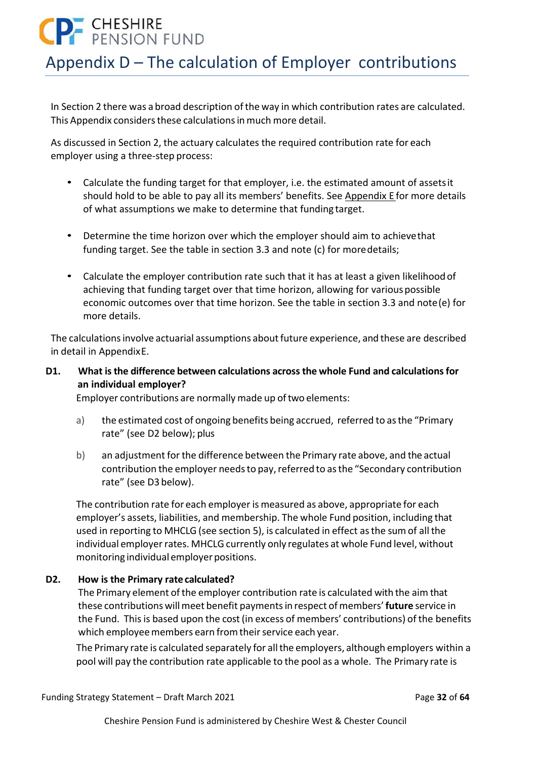# Appendix D – The calculation of Employer contributions

In Section 2 there was a broad description of the way in which contribution rates are calculated. This Appendix considers these calculations in much more detail.

As discussed in Section 2, the actuary calculates the required contribution rate for each employer using a three-step process:

- Calculate the funding target for that employer, i.e. the estimated amount of assets it should hold to be able to pay all its members' benefits. See Appendix E for more details of what assumptions we make to determine that funding target.
- Determine the time horizon over which the employer should aim to achieve that funding target. See the table in section 3.3 and note (c) for more details;
- Calculate the employer contribution rate such that it has at least a given likelihood of achieving that funding target over that time horizon, allowing for various possible economic outcomes over that time horizon. See the table in section 3.3 and note (e) for more details.

The calculations involve actuarial assumptions about future experience, and these are described in detail in Appendix E.

**D1. What is the difference between calculations across the whole Fund and calculations for an individual employer?**

Employer contributions are normally made up of two elements:

a) the estimated cost of ongoing benefits being accrued, referred to as the "Primary rate" (see D2 below); plus

b) an adjustment for the difference between the Primary rate above, and the actual contribution the employer needs to pay, referred to as the "Secondary contribution rate" (see D3 below).

The contribution rate for each employer is measured as above, appropriate for each employer's assets, liabilities, and membership. The whole Fund position, including that used in reporting to MHCLG (see section 5), is calculated in effect as the sum of all the individual employer rates. MHCLG currently only regulates at whole Fund level, without monitoring individual employer positions.

**D2. How is the Primary rate calculated?**

The Primary element of the employer contribution rate is calculated with the aim that these contributions will meet benefit payments in respect of members' **future** service in the Fund. This is based upon the cost (in excess of members' contributions) of the benefits which employee members earn from their service each year.

The Primary rate is calculated separately for all the employers, although employers within a pool will pay the contribution rate applicable to the pool as a whole. The Primary rate is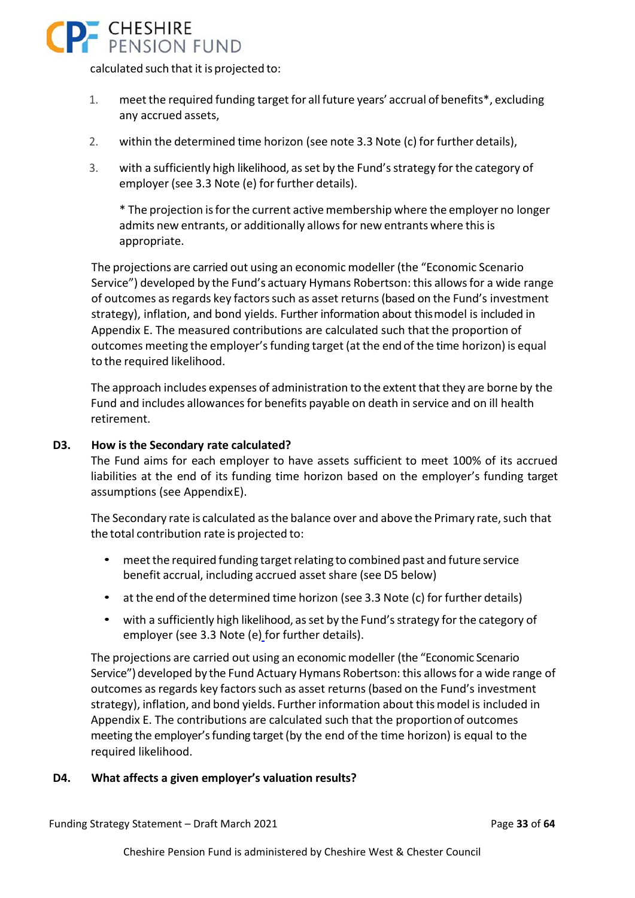calculated such that it is projected to:

1. meet the required funding target for all future years' accrual of benefits*, excluding any accrued assets,
2. within the determined time horizon (see note 3.3 Note (c) for further details),
3. with a sufficiently high likelihood, as set by the Fund's strategy for the category of employer (see 3.3 Note (e) for further details).

   * The projection is for the current active membership where the employer no longer admits new entrants, or additionally allows for new entrants where this is appropriate.

The projections are carried out using an economic modeller (the "Economic Scenario Service") developed by the Fund's actuary Hymans Robertson: this allows for a wide range of outcomes as regards key factors such as asset returns (based on the Fund's investment strategy), inflation, and bond yields. Further information about this model is included in Appendix E. The measured contributions are calculated such that the proportion of outcomes meeting the employer's funding target (at the end of the time horizon) is equal to the required likelihood.

The approach includes expenses of administration to the extent that they are borne by the Fund and includes allowances for benefits payable on death in service and on ill health retirement.

**D3. How is the Secondary rate calculated?**

The Fund aims for each employer to have assets sufficient to meet 100% of its accrued liabilities at the end of its funding time horizon based on the employer's funding target assumptions (see Appendix E).

The Secondary rate is calculated as the balance over and above the Primary rate, such that the total contribution rate is projected to:

- meet the required funding target relating to combined past and future service benefit accrual, including accrued asset share (see D5 below)
- at the end of the determined time horizon (see 3.3 Note (c) for further details)
- with a sufficiently high likelihood, as set by the Fund's strategy for the category of employer (see 3.3 Note (e) for further details).

The projections are carried out using an economic modeller (the "Economic Scenario Service") developed by the Fund Actuary Hymans Robertson: this allows for a wide range of outcomes as regards key factors such as asset returns (based on the Fund's investment strategy), inflation, and bond yields. Further information about this model is included in Appendix E. The contributions are calculated such that the proportion of outcomes meeting the employer's funding target (by the end of the time horizon) is equal to the required likelihood.

**D4. What affects a given employer's valuation results?**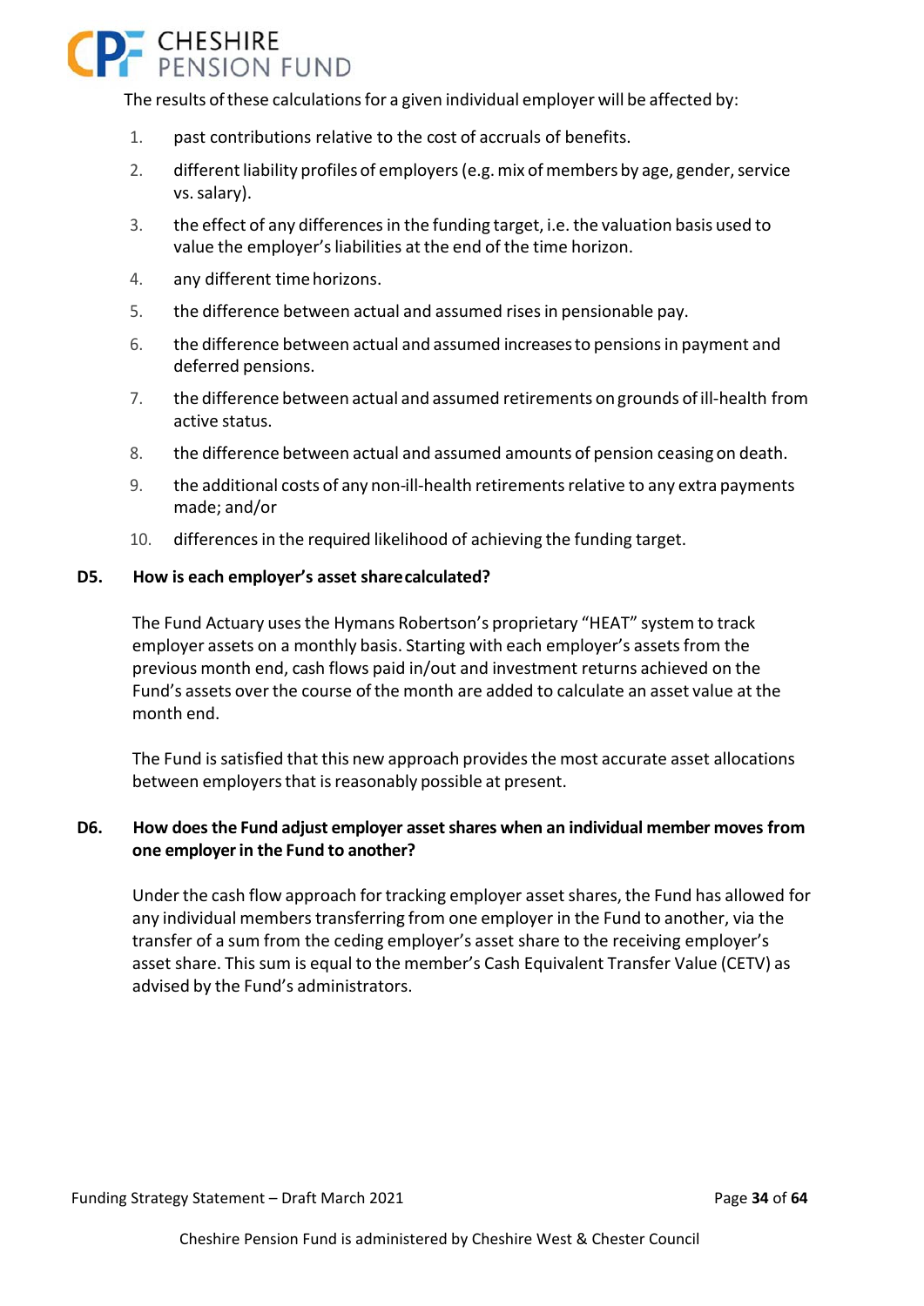The results of these calculations for a given individual employer will be affected by:

1. past contributions relative to the cost of accruals of benefits.
2. different liability profiles of employers (e.g. mix of members by age, gender, service vs. salary).
3. the effect of any differences in the funding target, i.e. the valuation basis used to value the employer's liabilities at the end of the time horizon.
4. any different time horizons.
5. the difference between actual and assumed rises in pensionable pay.
6. the difference between actual and assumed increases to pensions in payment and deferred pensions.
7. the difference between actual and assumed retirements on grounds of ill-health from active status.
8. the difference between actual and assumed amounts of pension ceasing on death.
9. the additional costs of any non-ill-health retirements relative to any extra payments made; and/or
10. differences in the required likelihood of achieving the funding target.

### D5. How is each employer's asset share calculated?

The Fund Actuary uses the Hymans Robertson's proprietary "HEAT" system to track employer assets on a monthly basis. Starting with each employer's assets from the previous month end, cash flows paid in/out and investment returns achieved on the Fund's assets over the course of the month are added to calculate an asset value at the month end.

The Fund is satisfied that this new approach provides the most accurate asset allocations between employers that is reasonably possible at present.

### D6. How does the Fund adjust employer asset shares when an individual member moves from one employer in the Fund to another?

Under the cash flow approach for tracking employer asset shares, the Fund has allowed for any individual members transferring from one employer in the Fund to another, via the transfer of a sum from the ceding employer's asset share to the receiving employer's asset share. This sum is equal to the member's Cash Equivalent Transfer Value (CETV) as advised by the Fund's administrators.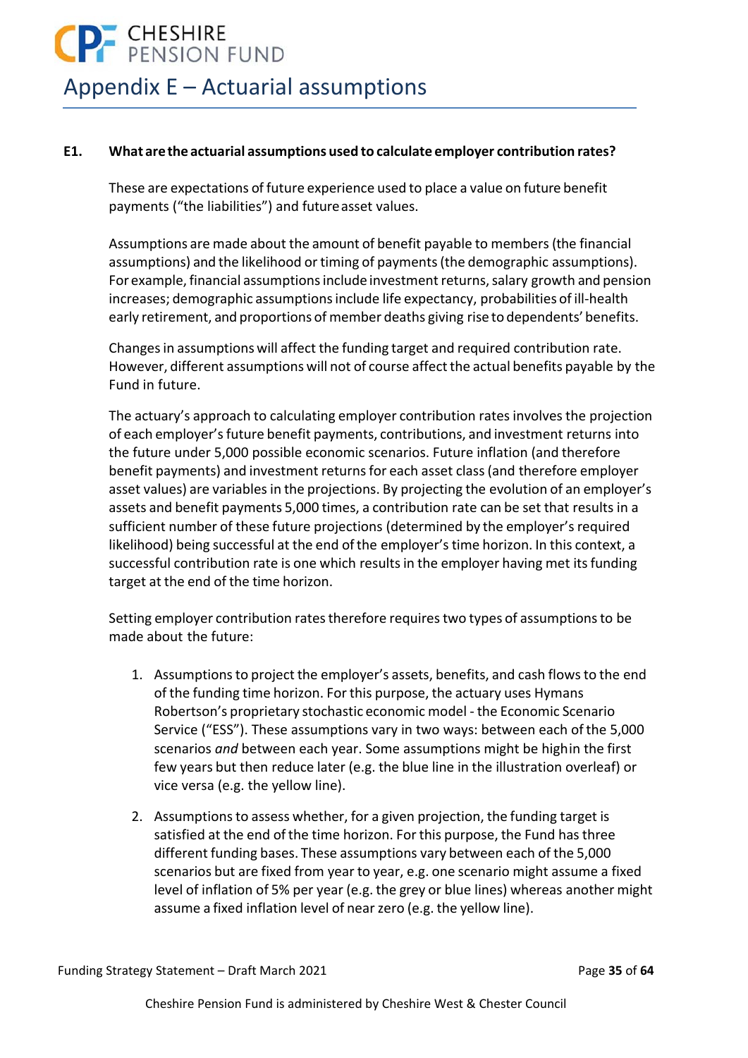# Appendix E – Actuarial assumptions

**E1. What are the actuarial assumptions used to calculate employer contribution rates?**

These are expectations of future experience used to place a value on future benefit payments ("the liabilities") and future asset values.

Assumptions are made about the amount of benefit payable to members (the financial assumptions) and the likelihood or timing of payments (the demographic assumptions). For example, financial assumptions include investment returns, salary growth and pension increases; demographic assumptions include life expectancy, probabilities of ill-health early retirement, and proportions of member deaths giving rise to dependents' benefits.

Changes in assumptions will affect the funding target and required contribution rate. However, different assumptions will not of course affect the actual benefits payable by the Fund in future.

The actuary's approach to calculating employer contribution rates involves the projection of each employer's future benefit payments, contributions, and investment returns into the future under 5,000 possible economic scenarios. Future inflation (and therefore benefit payments) and investment returns for each asset class (and therefore employer asset values) are variables in the projections. By projecting the evolution of an employer's assets and benefit payments 5,000 times, a contribution rate can be set that results in a sufficient number of these future projections (determined by the employer's required likelihood) being successful at the end of the employer's time horizon. In this context, a successful contribution rate is one which results in the employer having met its funding target at the end of the time horizon.

Setting employer contribution rates therefore requires two types of assumptions to be made about the future:

1. Assumptions to project the employer's assets, benefits, and cash flows to the end of the funding time horizon. For this purpose, the actuary uses Hymans Robertson's proprietary stochastic economic model - the Economic Scenario Service ("ESS"). These assumptions vary in two ways: between each of the 5,000 scenarios *and* between each year. Some assumptions might be high in the first few years but then reduce later (e.g. the blue line in the illustration overleaf) or vice versa (e.g. the yellow line).

2. Assumptions to assess whether, for a given projection, the funding target is satisfied at the end of the time horizon. For this purpose, the Fund has three different funding bases. These assumptions vary between each of the 5,000 scenarios but are fixed from year to year, e.g. one scenario might assume a fixed level of inflation of 5% per year (e.g. the grey or blue lines) whereas another might assume a fixed inflation level of near zero (e.g. the yellow line).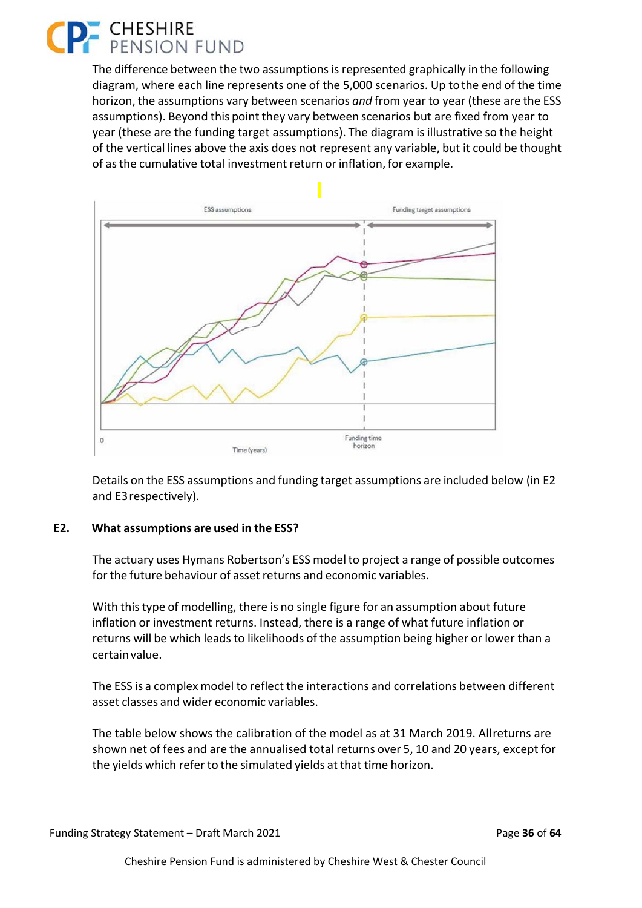The difference between the two assumptions is represented graphically in the following diagram, where each line represents one of the 5,000 scenarios. Up to the end of the time horizon, the assumptions vary between scenarios *and* from year to year (these are the ESS assumptions). Beyond this point they vary between scenarios but are fixed from year to year (these are the funding target assumptions). The diagram is illustrative so the height of the vertical lines above the axis does not represent any variable, but it could be thought of as the cumulative total investment return or inflation, for example.

Details on the ESS assumptions and funding target assumptions are included below (in E2 and E3 respectively).

## E2. What assumptions are used in the ESS?

The actuary uses Hymans Robertson's ESS model to project a range of possible outcomes for the future behaviour of asset returns and economic variables.

With this type of modelling, there is no single figure for an assumption about future inflation or investment returns. Instead, there is a range of what future inflation or returns will be which leads to likelihoods of the assumption being higher or lower than a certain value.

The ESS is a complex model to reflect the interactions and correlations between different asset classes and wider economic variables.

The table below shows the calibration of the model as at 31 March 2019. All returns are shown net of fees and are the annualised total returns over 5, 10 and 20 years, except for the yields which refer to the simulated yields at that time horizon.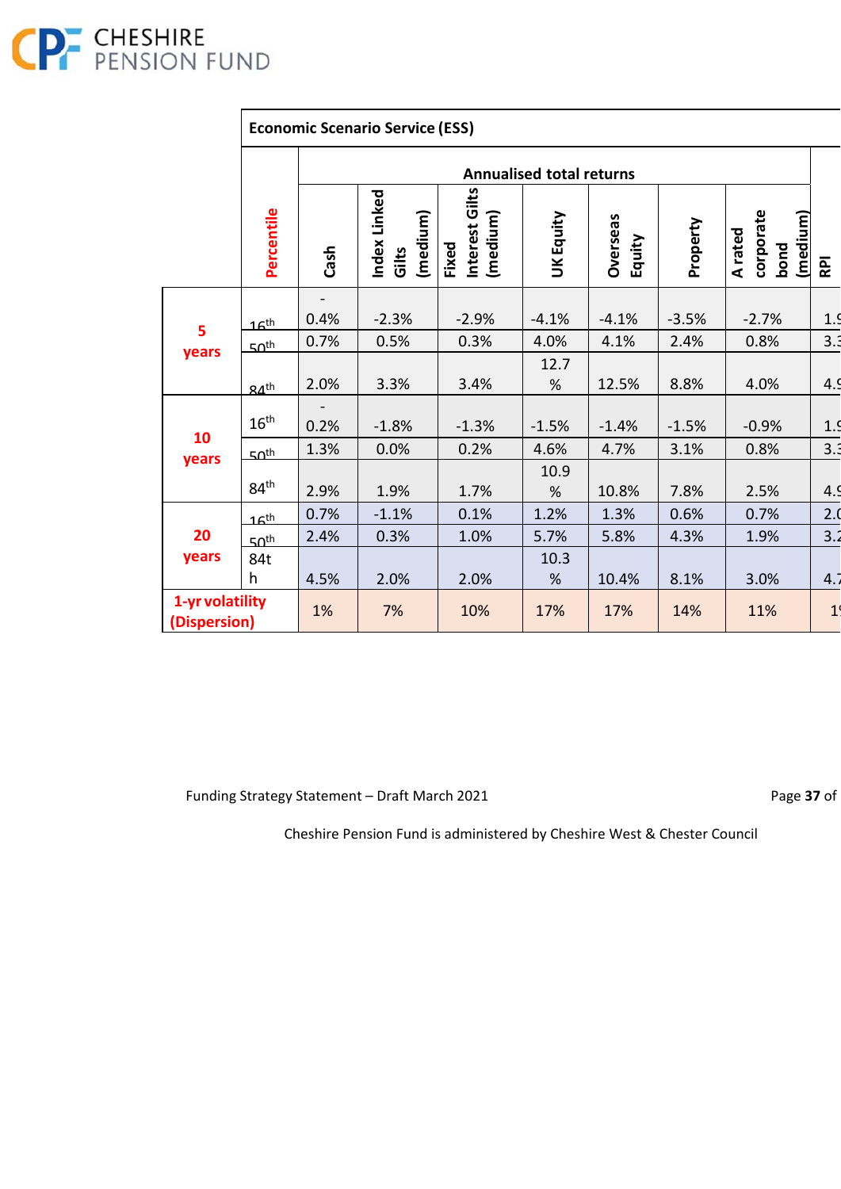| | Economic Scenario Service (ESS) | | | | | | | | |
|---|---|---|---|---|---|---|---|---|---|
| | Percentile | Annualised total returns | | | | | | | RPI |
| | | Cash | Index Linked Gilts (medium) | Fixed Interest Gilts (medium) | UK Equity | Overseas Equity | Property | A rated corporate bond (medium) | |
| 5 years | 16th | -0.4% | -2.3% | -2.9% | -4.1% | -4.1% | -3.5% | -2.7% | 1.9 |
| | 50th | 0.7% | 0.5% | 0.3% | 4.0% | 4.1% | 2.4% | 0.8% | 3.3 |
| | 84th | 2.0% | 3.3% | 3.4% | 12.7% | 12.5% | 8.8% | 4.0% | 4.9 |
| 10 years | 16th | -0.2% | -1.8% | -1.3% | -1.5% | -1.4% | -1.5% | -0.9% | 1.9 |
| | 50th | 1.3% | 0.0% | 0.2% | 4.6% | 4.7% | 3.1% | 0.8% | 3.3 |
| | 84th | 2.9% | 1.9% | 1.7% | 10.9% | 10.8% | 7.8% | 2.5% | 4.9 |
| 20 years | 16th | 0.7% | -1.1% | 0.1% | 1.2% | 1.3% | 0.6% | 0.7% | 2.0 |
| | 50th | 2.4% | 0.3% | 1.0% | 5.7% | 5.8% | 4.3% | 1.9% | 3.2 |
| | 84th | 4.5% | 2.0% | 2.0% | 10.3% | 10.4% | 8.1% | 3.0% | 4.7 |
| 1-yr volatility (Dispersion) | | 1% | 7% | 10% | 17% | 17% | 14% | 11% | 1 |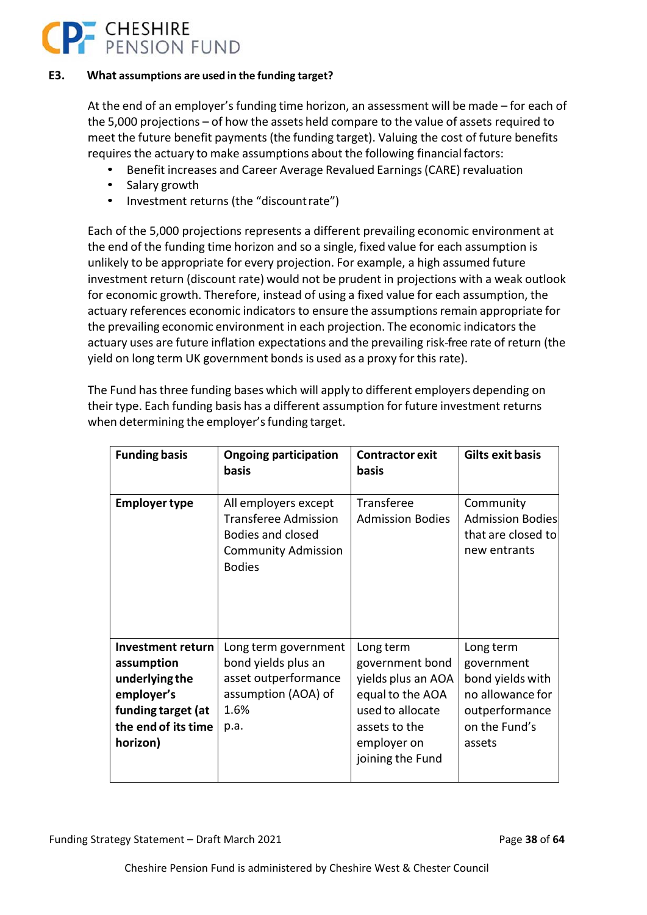### E3. What assumptions are used in the funding target?

At the end of an employer's funding time horizon, an assessment will be made – for each of the 5,000 projections – of how the assets held compare to the value of assets required to meet the future benefit payments (the funding target). Valuing the cost of future benefits requires the actuary to make assumptions about the following financial factors:

- Benefit increases and Career Average Revalued Earnings (CARE) revaluation
- Salary growth
- Investment returns (the "discount rate")

Each of the 5,000 projections represents a different prevailing economic environment at the end of the funding time horizon and so a single, fixed value for each assumption is unlikely to be appropriate for every projection. For example, a high assumed future investment return (discount rate) would not be prudent in projections with a weak outlook for economic growth. Therefore, instead of using a fixed value for each assumption, the actuary references economic indicators to ensure the assumptions remain appropriate for the prevailing economic environment in each projection. The economic indicators the actuary uses are future inflation expectations and the prevailing risk-free rate of return (the yield on long term UK government bonds is used as a proxy for this rate).

The Fund has three funding bases which will apply to different employers depending on their type. Each funding basis has a different assumption for future investment returns when determining the employer's funding target.

| **Funding basis** | **Ongoing participation basis** | **Contractor exit basis** | **Gilts exit basis** |
|---|---|---|---|
| **Employer type** | All employers except Transferee Admission Bodies and closed Community Admission Bodies | Transferee Admission Bodies | Community Admission Bodies that are closed to new entrants |
| **Investment return assumption underlying the employer's funding target (at the end of its time horizon)** | Long term government bond yields plus an asset outperformance assumption (AOA) of 1.6% p.a. | Long term government bond yields plus an AOA equal to the AOA used to allocate assets to the employer on joining the Fund | Long term government bond yields with no allowance for outperformance on the Fund's assets |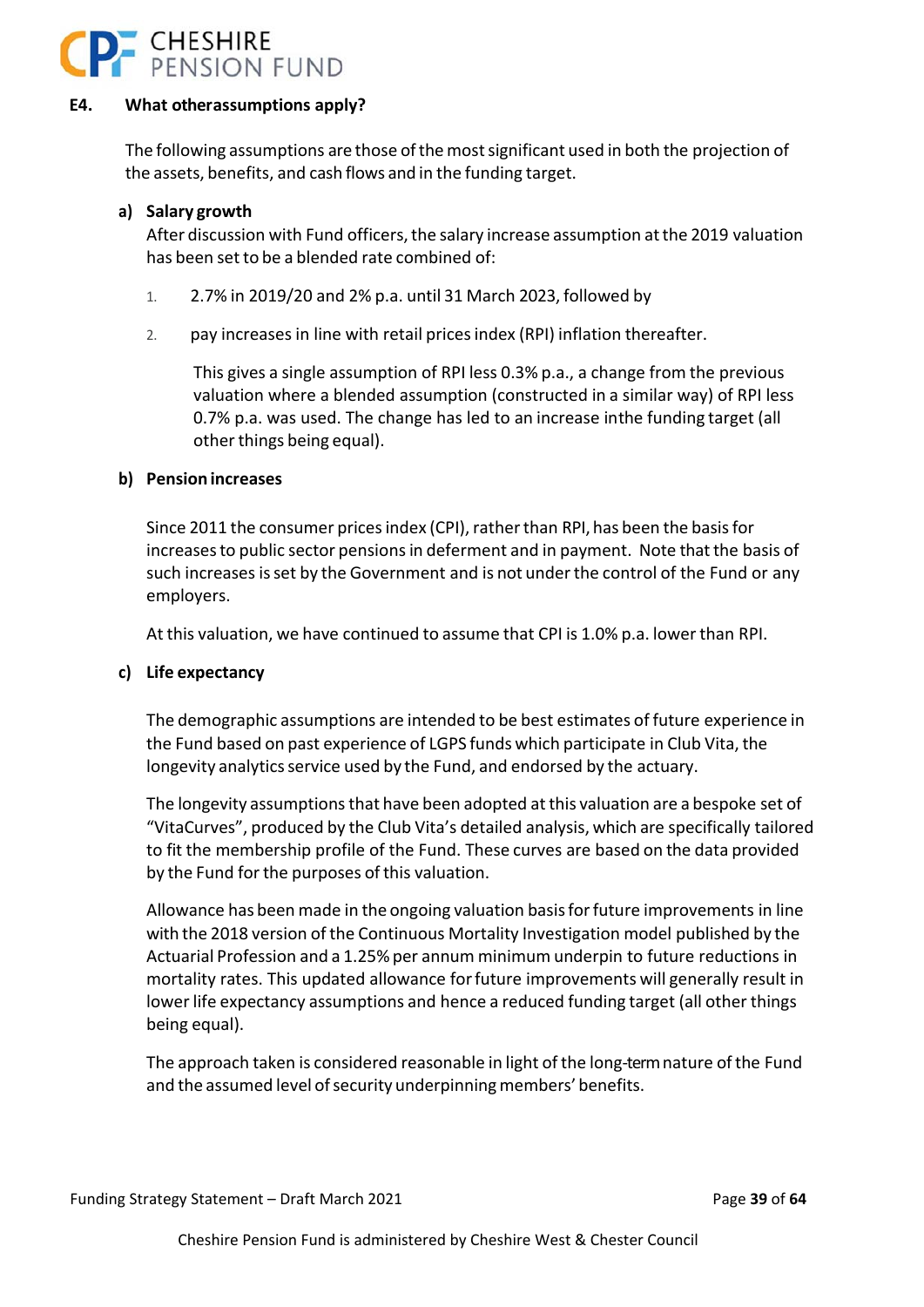### E4. What otherassumptions apply?

The following assumptions are those of the most significant used in both the projection of the assets, benefits, and cash flows and in the funding target.

**a) Salary growth**

After discussion with Fund officers, the salary increase assumption at the 2019 valuation has been set to be a blended rate combined of:

1. 2.7% in 2019/20 and 2% p.a. until 31 March 2023, followed by
2. pay increases in line with retail prices index (RPI) inflation thereafter.

   This gives a single assumption of RPI less 0.3% p.a., a change from the previous valuation where a blended assumption (constructed in a similar way) of RPI less 0.7% p.a. was used. The change has led to an increase inthe funding target (all other things being equal).

**b) Pension increases**

Since 2011 the consumer prices index (CPI), rather than RPI, has been the basis for increases to public sector pensions in deferment and in payment. Note that the basis of such increases is set by the Government and is not under the control of the Fund or any employers.

At this valuation, we have continued to assume that CPI is 1.0% p.a. lower than RPI.

**c) Life expectancy**

The demographic assumptions are intended to be best estimates of future experience in the Fund based on past experience of LGPS funds which participate in Club Vita, the longevity analytics service used by the Fund, and endorsed by the actuary.

The longevity assumptions that have been adopted at this valuation are a bespoke set of "VitaCurves", produced by the Club Vita's detailed analysis, which are specifically tailored to fit the membership profile of the Fund. These curves are based on the data provided by the Fund for the purposes of this valuation.

Allowance has been made in the ongoing valuation basis for future improvements in line with the 2018 version of the Continuous Mortality Investigation model published by the Actuarial Profession and a 1.25% per annum minimum underpin to future reductions in mortality rates. This updated allowance for future improvements will generally result in lower life expectancy assumptions and hence a reduced funding target (all other things being equal).

The approach taken is considered reasonable in light of the long-term nature of the Fund and the assumed level of security underpinning members' benefits.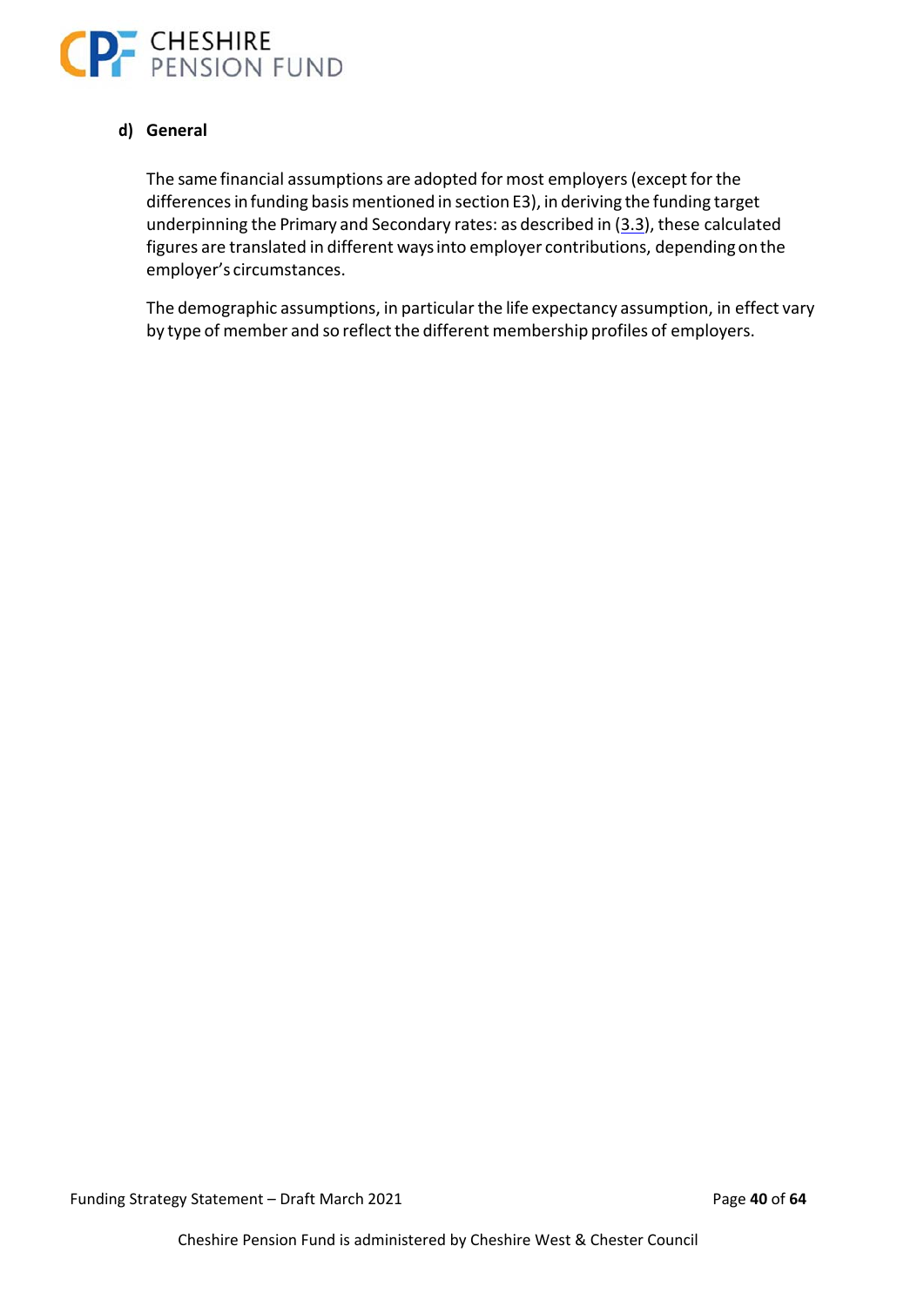#### d) General

The same financial assumptions are adopted for most employers (except for the differences in funding basis mentioned in section E3), in deriving the funding target underpinning the Primary and Secondary rates: as described in (3.3), these calculated figures are translated in different ways into employer contributions, depending on the employer's circumstances.

The demographic assumptions, in particular the life expectancy assumption, in effect vary by type of member and so reflect the different membership profiles of employers.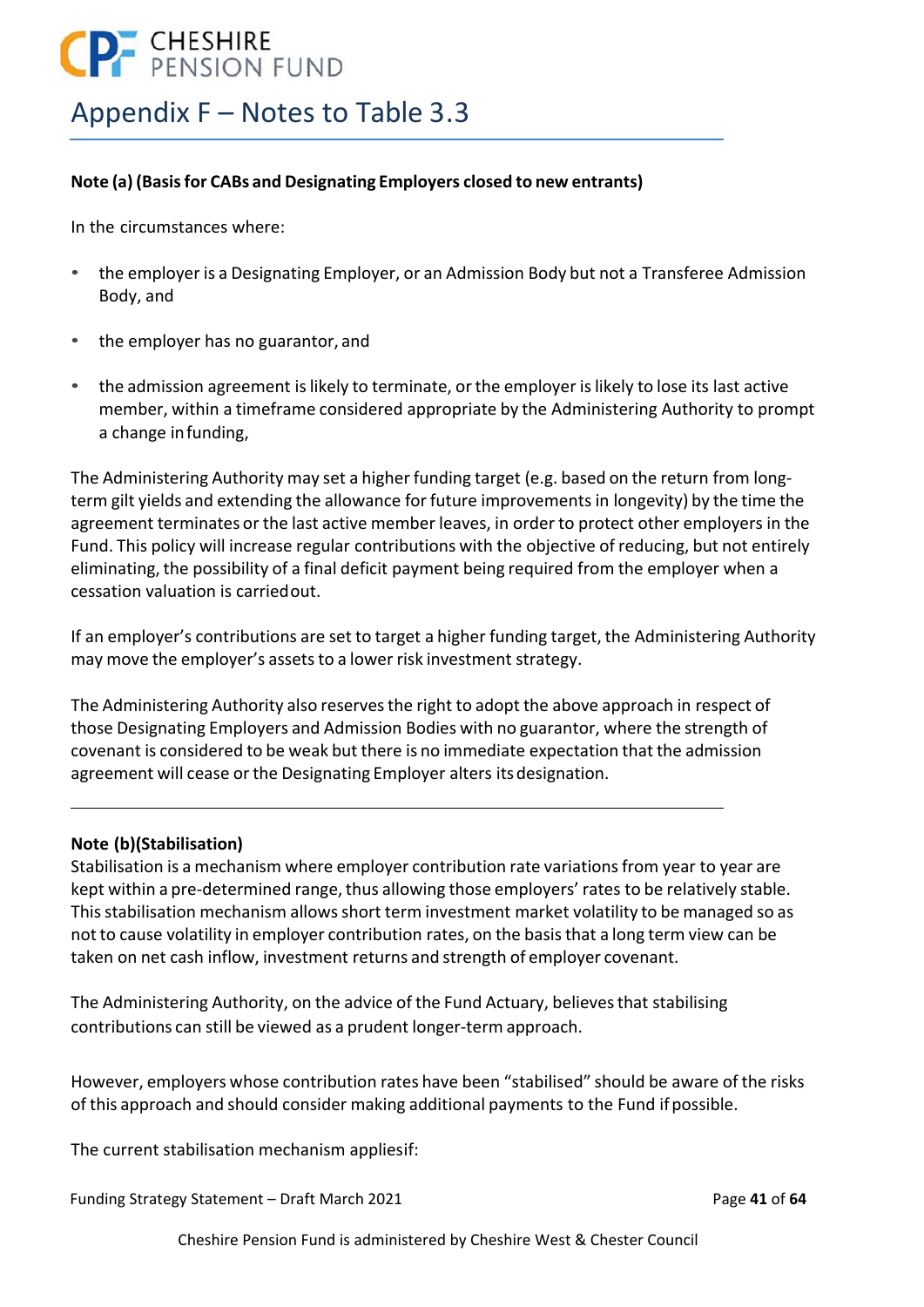# Appendix F – Notes to Table 3.3

**Note (a) (Basis for CABs and Designating Employers closed to new entrants)**

In the circumstances where:

- the employer is a Designating Employer, or an Admission Body but not a Transferee Admission Body, and
- the employer has no guarantor, and
- the admission agreement is likely to terminate, or the employer is likely to lose its last active member, within a timeframe considered appropriate by the Administering Authority to prompt a change in funding,

The Administering Authority may set a higher funding target (e.g. based on the return from long-term gilt yields and extending the allowance for future improvements in longevity) by the time the agreement terminates or the last active member leaves, in order to protect other employers in the Fund. This policy will increase regular contributions with the objective of reducing, but not entirely eliminating, the possibility of a final deficit payment being required from the employer when a cessation valuation is carried out.

If an employer's contributions are set to target a higher funding target, the Administering Authority may move the employer's assets to a lower risk investment strategy.

The Administering Authority also reserves the right to adopt the above approach in respect of those Designating Employers and Admission Bodies with no guarantor, where the strength of covenant is considered to be weak but there is no immediate expectation that the admission agreement will cease or the Designating Employer alters its designation.

---

**Note (b)(Stabilisation)**

Stabilisation is a mechanism where employer contribution rate variations from year to year are kept within a pre-determined range, thus allowing those employers' rates to be relatively stable. This stabilisation mechanism allows short term investment market volatility to be managed so as not to cause volatility in employer contribution rates, on the basis that a long term view can be taken on net cash inflow, investment returns and strength of employer covenant.

The Administering Authority, on the advice of the Fund Actuary, believes that stabilising contributions can still be viewed as a prudent longer-term approach.

However, employers whose contribution rates have been "stabilised" should be aware of the risks of this approach and should consider making additional payments to the Fund if possible.

The current stabilisation mechanism applies if: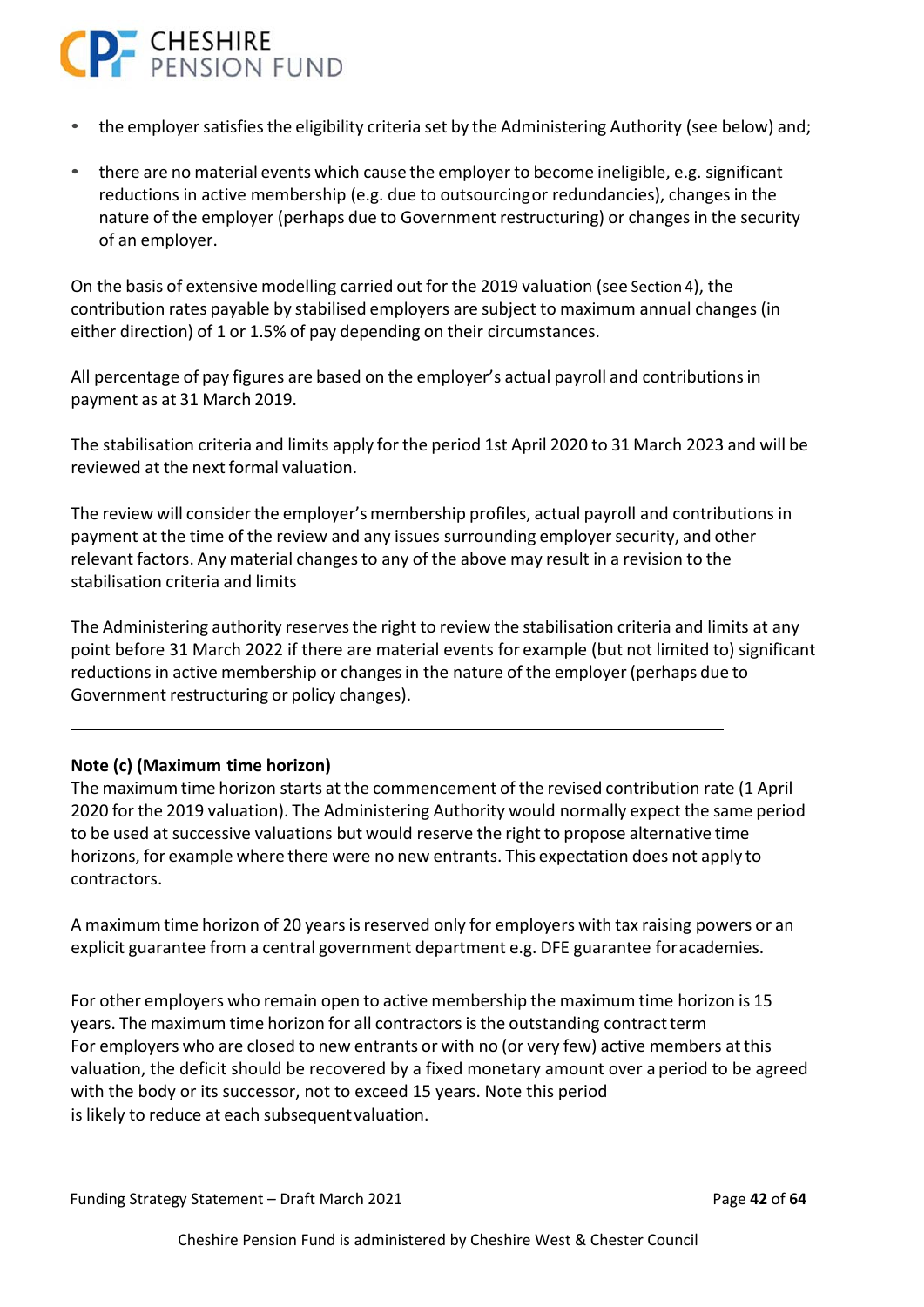- the employer satisfies the eligibility criteria set by the Administering Authority (see below) and;
- there are no material events which cause the employer to become ineligible, e.g. significant reductions in active membership (e.g. due to outsourcing or redundancies), changes in the nature of the employer (perhaps due to Government restructuring) or changes in the security of an employer.

On the basis of extensive modelling carried out for the 2019 valuation (see Section 4), the contribution rates payable by stabilised employers are subject to maximum annual changes (in either direction) of 1 or 1.5% of pay depending on their circumstances.

All percentage of pay figures are based on the employer's actual payroll and contributions in payment as at 31 March 2019.

The stabilisation criteria and limits apply for the period 1st April 2020 to 31 March 2023 and will be reviewed at the next formal valuation.

The review will consider the employer's membership profiles, actual payroll and contributions in payment at the time of the review and any issues surrounding employer security, and other relevant factors. Any material changes to any of the above may result in a revision to the stabilisation criteria and limits

The Administering authority reserves the right to review the stabilisation criteria and limits at any point before 31 March 2022 if there are material events for example (but not limited to) significant reductions in active membership or changes in the nature of the employer (perhaps due to Government restructuring or policy changes).

---

**Note (c) (Maximum time horizon)**

The maximum time horizon starts at the commencement of the revised contribution rate (1 April 2020 for the 2019 valuation). The Administering Authority would normally expect the same period to be used at successive valuations but would reserve the right to propose alternative time horizons, for example where there were no new entrants. This expectation does not apply to contractors.

A maximum time horizon of 20 years is reserved only for employers with tax raising powers or an explicit guarantee from a central government department e.g. DFE guarantee for academies.

For other employers who remain open to active membership the maximum time horizon is 15 years. The maximum time horizon for all contractors is the outstanding contract term
For employers who are closed to new entrants or with no (or very few) active members at this valuation, the deficit should be recovered by a fixed monetary amount over a period to be agreed with the body or its successor, not to exceed 15 years. Note this period is likely to reduce at each subsequent valuation.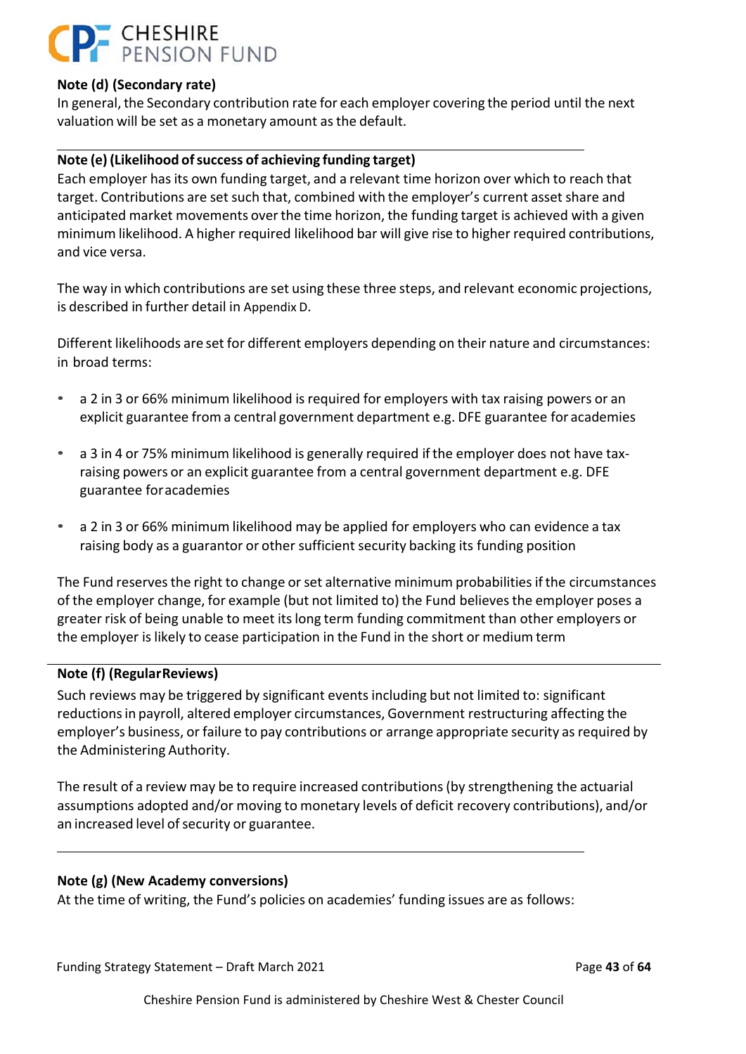**Note (d) (Secondary rate)**

In general, the Secondary contribution rate for each employer covering the period until the next valuation will be set as a monetary amount as the default.

---

**Note (e) (Likelihood of success of achieving funding target)**

Each employer has its own funding target, and a relevant time horizon over which to reach that target. Contributions are set such that, combined with the employer's current asset share and anticipated market movements over the time horizon, the funding target is achieved with a given minimum likelihood. A higher required likelihood bar will give rise to higher required contributions, and vice versa.

The way in which contributions are set using these three steps, and relevant economic projections, is described in further detail in Appendix D.

Different likelihoods are set for different employers depending on their nature and circumstances: in broad terms:

- a 2 in 3 or 66% minimum likelihood is required for employers with tax raising powers or an explicit guarantee from a central government department e.g. DFE guarantee for academies
- a 3 in 4 or 75% minimum likelihood is generally required if the employer does not have tax-raising powers or an explicit guarantee from a central government department e.g. DFE guarantee for academies
- a 2 in 3 or 66% minimum likelihood may be applied for employers who can evidence a tax raising body as a guarantor or other sufficient security backing its funding position

The Fund reserves the right to change or set alternative minimum probabilities if the circumstances of the employer change, for example (but not limited to) the Fund believes the employer poses a greater risk of being unable to meet its long term funding commitment than other employers or the employer is likely to cease participation in the Fund in the short or medium term

---

**Note (f) (Regular Reviews)**

Such reviews may be triggered by significant events including but not limited to: significant reductions in payroll, altered employer circumstances, Government restructuring affecting the employer's business, or failure to pay contributions or arrange appropriate security as required by the Administering Authority.

The result of a review may be to require increased contributions (by strengthening the actuarial assumptions adopted and/or moving to monetary levels of deficit recovery contributions), and/or an increased level of security or guarantee.

---

**Note (g) (New Academy conversions)**

At the time of writing, the Fund's policies on academies' funding issues are as follows: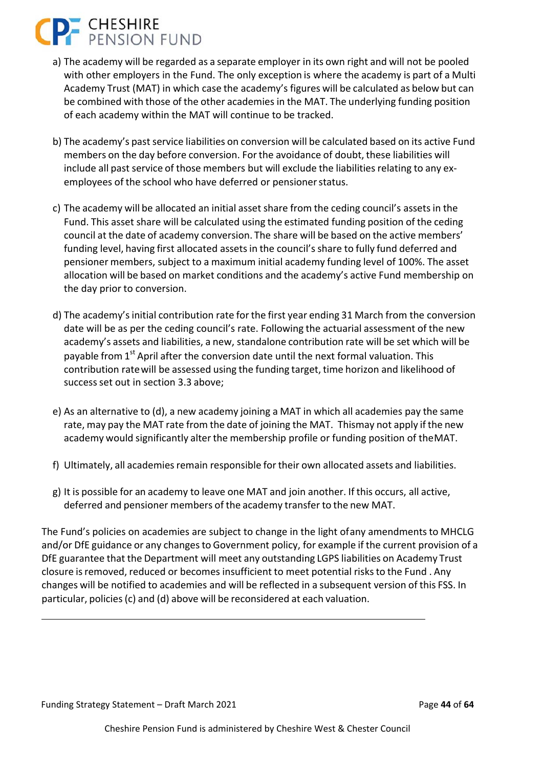a) The academy will be regarded as a separate employer in its own right and will not be pooled with other employers in the Fund. The only exception is where the academy is part of a Multi Academy Trust (MAT) in which case the academy's figures will be calculated as below but can be combined with those of the other academies in the MAT. The underlying funding position of each academy within the MAT will continue to be tracked.

b) The academy's past service liabilities on conversion will be calculated based on its active Fund members on the day before conversion. For the avoidance of doubt, these liabilities will include all past service of those members but will exclude the liabilities relating to any ex-employees of the school who have deferred or pensioner status.

c) The academy will be allocated an initial asset share from the ceding council's assets in the Fund. This asset share will be calculated using the estimated funding position of the ceding council at the date of academy conversion. The share will be based on the active members' funding level, having first allocated assets in the council's share to fully fund deferred and pensioner members, subject to a maximum initial academy funding level of 100%. The asset allocation will be based on market conditions and the academy's active Fund membership on the day prior to conversion.

d) The academy's initial contribution rate for the first year ending 31 March from the conversion date will be as per the ceding council's rate. Following the actuarial assessment of the new academy's assets and liabilities, a new, standalone contribution rate will be set which will be payable from 1st April after the conversion date until the next formal valuation. This contribution rate will be assessed using the funding target, time horizon and likelihood of success set out in section 3.3 above;

e) As an alternative to (d), a new academy joining a MAT in which all academies pay the same rate, may pay the MAT rate from the date of joining the MAT. Thismay not apply if the new academy would significantly alter the membership profile or funding position of theMAT.

f) Ultimately, all academies remain responsible for their own allocated assets and liabilities.

g) It is possible for an academy to leave one MAT and join another. If this occurs, all active, deferred and pensioner members of the academy transfer to the new MAT.

The Fund's policies on academies are subject to change in the light ofany amendments to MHCLG and/or DfE guidance or any changes to Government policy, for example if the current provision of a DfE guarantee that the Department will meet any outstanding LGPS liabilities on Academy Trust closure is removed, reduced or becomes insufficient to meet potential risks to the Fund . Any changes will be notified to academies and will be reflected in a subsequent version of this FSS. In particular, policies (c) and (d) above will be reconsidered at each valuation.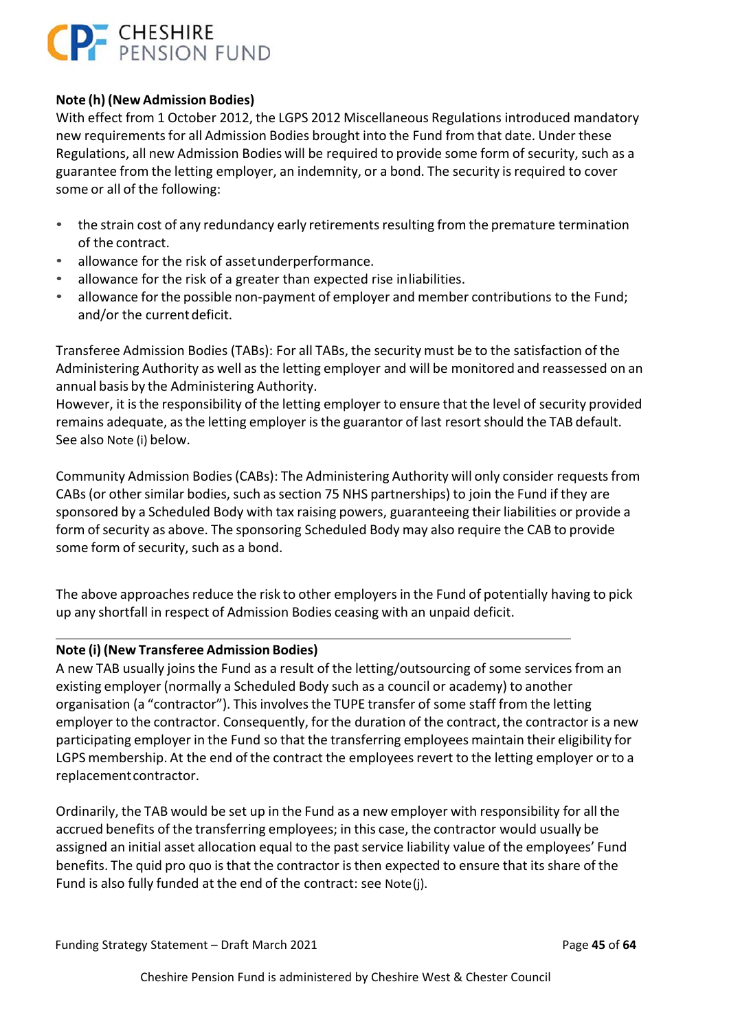**Note (h) (New Admission Bodies)**

With effect from 1 October 2012, the LGPS 2012 Miscellaneous Regulations introduced mandatory new requirements for all Admission Bodies brought into the Fund from that date. Under these Regulations, all new Admission Bodies will be required to provide some form of security, such as a guarantee from the letting employer, an indemnity, or a bond. The security is required to cover some or all of the following:

- the strain cost of any redundancy early retirements resulting from the premature termination of the contract.
- allowance for the risk of asset underperformance.
- allowance for the risk of a greater than expected rise in liabilities.
- allowance for the possible non-payment of employer and member contributions to the Fund; and/or the current deficit.

Transferee Admission Bodies (TABs): For all TABs, the security must be to the satisfaction of the Administering Authority as well as the letting employer and will be monitored and reassessed on an annual basis by the Administering Authority.
However, it is the responsibility of the letting employer to ensure that the level of security provided remains adequate, as the letting employer is the guarantor of last resort should the TAB default. See also Note (i) below.

Community Admission Bodies (CABs): The Administering Authority will only consider requests from CABs (or other similar bodies, such as section 75 NHS partnerships) to join the Fund if they are sponsored by a Scheduled Body with tax raising powers, guaranteeing their liabilities or provide a form of security as above. The sponsoring Scheduled Body may also require the CAB to provide some form of security, such as a bond.

The above approaches reduce the risk to other employers in the Fund of potentially having to pick up any shortfall in respect of Admission Bodies ceasing with an unpaid deficit.

---

**Note (i) (New Transferee Admission Bodies)**

A new TAB usually joins the Fund as a result of the letting/outsourcing of some services from an existing employer (normally a Scheduled Body such as a council or academy) to another organisation (a "contractor"). This involves the TUPE transfer of some staff from the letting employer to the contractor. Consequently, for the duration of the contract, the contractor is a new participating employer in the Fund so that the transferring employees maintain their eligibility for LGPS membership. At the end of the contract the employees revert to the letting employer or to a replacement contractor.

Ordinarily, the TAB would be set up in the Fund as a new employer with responsibility for all the accrued benefits of the transferring employees; in this case, the contractor would usually be assigned an initial asset allocation equal to the past service liability value of the employees' Fund benefits. The quid pro quo is that the contractor is then expected to ensure that its share of the Fund is also fully funded at the end of the contract: see Note (j).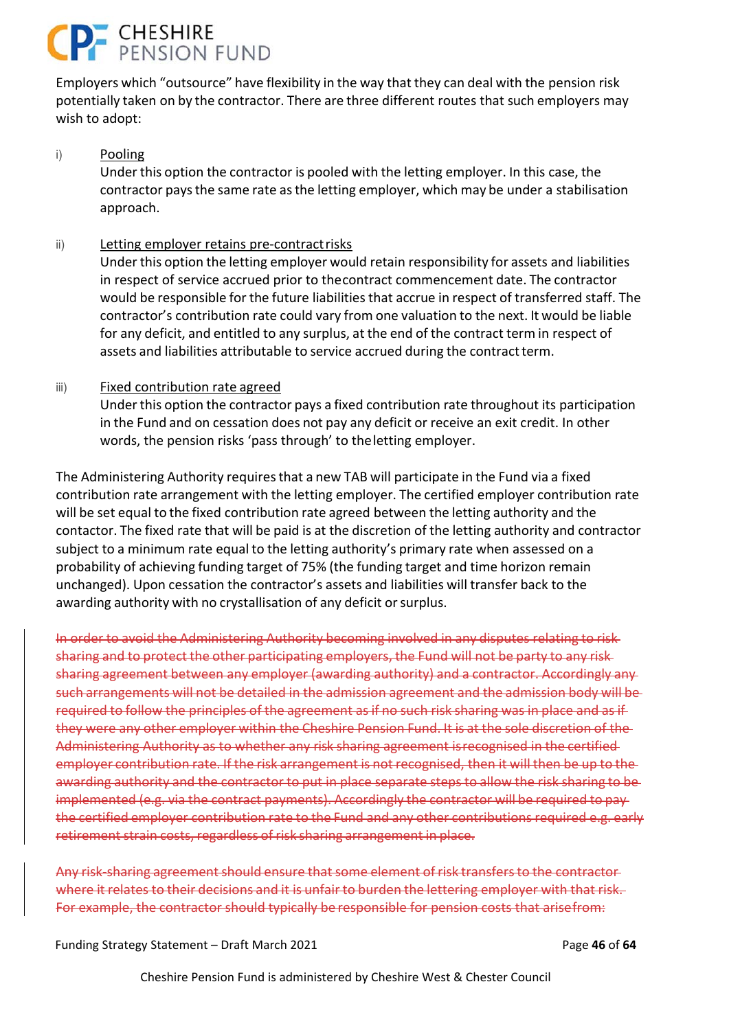Employers which "outsource" have flexibility in the way that they can deal with the pension risk potentially taken on by the contractor. There are three different routes that such employers may wish to adopt:

i) <u>Pooling</u>
Under this option the contractor is pooled with the letting employer. In this case, the contractor pays the same rate as the letting employer, which may be under a stabilisation approach.

ii) <u>Letting employer retains pre-contract risks</u>
Under this option the letting employer would retain responsibility for assets and liabilities in respect of service accrued prior to the contract commencement date. The contractor would be responsible for the future liabilities that accrue in respect of transferred staff. The contractor's contribution rate could vary from one valuation to the next. It would be liable for any deficit, and entitled to any surplus, at the end of the contract term in respect of assets and liabilities attributable to service accrued during the contract term.

iii) <u>Fixed contribution rate agreed</u>
Under this option the contractor pays a fixed contribution rate throughout its participation in the Fund and on cessation does not pay any deficit or receive an exit credit. In other words, the pension risks 'pass through' to the letting employer.

The Administering Authority requires that a new TAB will participate in the Fund via a fixed contribution rate arrangement with the letting employer. The certified employer contribution rate will be set equal to the fixed contribution rate agreed between the letting authority and the contactor. The fixed rate that will be paid is at the discretion of the letting authority and contractor subject to a minimum rate equal to the letting authority's primary rate when assessed on a probability of achieving funding target of 75% (the funding target and time horizon remain unchanged). Upon cessation the contractor's assets and liabilities will transfer back to the awarding authority with no crystallisation of any deficit or surplus.

~~In order to avoid the Administering Authority becoming involved in any disputes relating to risk sharing and to protect the other participating employers, the Fund will not be party to any risk sharing agreement between any employer (awarding authority) and a contractor. Accordingly any such arrangements will not be detailed in the admission agreement and the admission body will be required to follow the principles of the agreement as if no such risk sharing was in place and as if they were any other employer within the Cheshire Pension Fund. It is at the sole discretion of the Administering Authority as to whether any risk sharing agreement is recognised in the certified employer contribution rate. If the risk arrangement is not recognised, then it will then be up to the awarding authority and the contractor to put in place separate steps to allow the risk sharing to be implemented (e.g. via the contract payments). Accordingly the contractor will be required to pay the certified employer contribution rate to the Fund and any other contributions required e.g. early retirement strain costs, regardless of risk sharing arrangement in place.~~

~~Any risk-sharing agreement should ensure that some element of risk transfers to the contractor where it relates to their decisions and it is unfair to burden the lettering employer with that risk. For example, the contractor should typically be responsible for pension costs that arise from:~~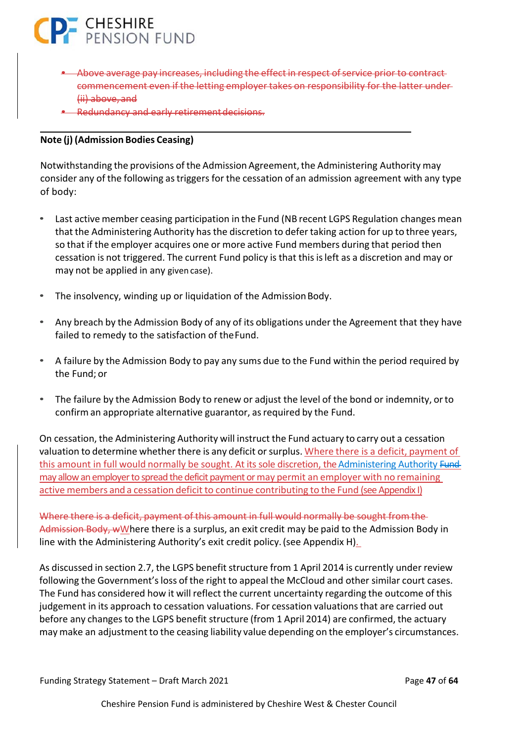- ~~Above average pay increases, including the effect in respect of service prior to contract commencement even if the letting employer takes on responsibility for the latter under (ii) above, and~~
- ~~Redundancy and early retirement decisions.~~

**Note (j) (Admission Bodies Ceasing)**

Notwithstanding the provisions of the Admission Agreement, the Administering Authority may consider any of the following as triggers for the cessation of an admission agreement with any type of body:

- Last active member ceasing participation in the Fund (NB recent LGPS Regulation changes mean that the Administering Authority has the discretion to defer taking action for up to three years, so that if the employer acquires one or more active Fund members during that period then cessation is not triggered. The current Fund policy is that this is left as a discretion and may or may not be applied in any given case).

- The insolvency, winding up or liquidation of the Admission Body.

- Any breach by the Admission Body of any of its obligations under the Agreement that they have failed to remedy to the satisfaction of the Fund.

- A failure by the Admission Body to pay any sums due to the Fund within the period required by the Fund; or

- The failure by the Admission Body to renew or adjust the level of the bond or indemnity, or to confirm an appropriate alternative guarantor, as required by the Fund.

On cessation, the Administering Authority will instruct the Fund actuary to carry out a cessation valuation to determine whether there is any deficit or surplus. Where there is a deficit, payment of this amount in full would normally be sought. At its sole discretion, the Administering Authority ~~Fund~~ may allow an employer to spread the deficit payment or may permit an employer with no remaining active members and a cessation deficit to continue contributing to the Fund (see Appendix I)

~~Where there is a deficit, payment of this amount in full would normally be sought from the Admission Body, w~~Where there is a surplus, an exit credit may be paid to the Admission Body in line with the Administering Authority's exit credit policy. (see Appendix H).

As discussed in section 2.7, the LGPS benefit structure from 1 April 2014 is currently under review following the Government's loss of the right to appeal the McCloud and other similar court cases. The Fund has considered how it will reflect the current uncertainty regarding the outcome of this judgement in its approach to cessation valuations. For cessation valuations that are carried out before any changes to the LGPS benefit structure (from 1 April 2014) are confirmed, the actuary may make an adjustment to the ceasing liability value depending on the employer's circumstances.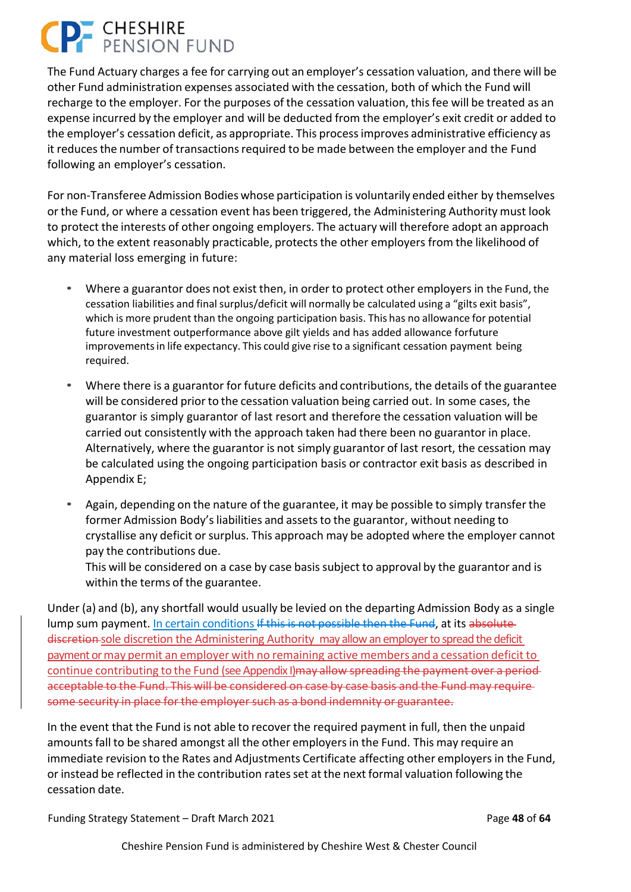The Fund Actuary charges a fee for carrying out an employer's cessation valuation, and there will be other Fund administration expenses associated with the cessation, both of which the Fund will recharge to the employer. For the purposes of the cessation valuation, this fee will be treated as an expense incurred by the employer and will be deducted from the employer's exit credit or added to the employer's cessation deficit, as appropriate. This process improves administrative efficiency as it reduces the number of transactions required to be made between the employer and the Fund following an employer's cessation.

For non-Transferee Admission Bodies whose participation is voluntarily ended either by themselves or the Fund, or where a cessation event has been triggered, the Administering Authority must look to protect the interests of other ongoing employers. The actuary will therefore adopt an approach which, to the extent reasonably practicable, protects the other employers from the likelihood of any material loss emerging in future:

- Where a guarantor does not exist then, in order to protect other employers in the Fund, the cessation liabilities and final surplus/deficit will normally be calculated using a "gilts exit basis", which is more prudent than the ongoing participation basis. This has no allowance for potential future investment outperformance above gilt yields and has added allowance forfuture improvements in life expectancy. This could give rise to a significant cessation payment being required.

- Where there is a guarantor for future deficits and contributions, the details of the guarantee will be considered prior to the cessation valuation being carried out. In some cases, the guarantor is simply guarantor of last resort and therefore the cessation valuation will be carried out consistently with the approach taken had there been no guarantor in place. Alternatively, where the guarantor is not simply guarantor of last resort, the cessation may be calculated using the ongoing participation basis or contractor exit basis as described in Appendix E;

- Again, depending on the nature of the guarantee, it may be possible to simply transfer the former Admission Body's liabilities and assets to the guarantor, without needing to crystallise any deficit or surplus. This approach may be adopted where the employer cannot pay the contributions due.
  This will be considered on a case by case basis subject to approval by the guarantor and is within the terms of the guarantee.

Under (a) and (b), any shortfall would usually be levied on the departing Admission Body as a single lump sum payment. In certain conditions ~~If this is not possible then the Fund~~, at its ~~absolute discretion~~ sole discretion the Administering Authority may allow an employer to spread the deficit payment or may permit an employer with no remaining active members and a cessation deficit to continue contributing to the Fund (see Appendix I)~~may allow spreading the payment over a period acceptable to the Fund. This will be considered on case by case basis and the Fund may require some security in place for the employer such as a bond indemnity or guarantee.~~

In the event that the Fund is not able to recover the required payment in full, then the unpaid amounts fall to be shared amongst all the other employers in the Fund. This may require an immediate revision to the Rates and Adjustments Certificate affecting other employers in the Fund, or instead be reflected in the contribution rates set at the next formal valuation following the cessation date.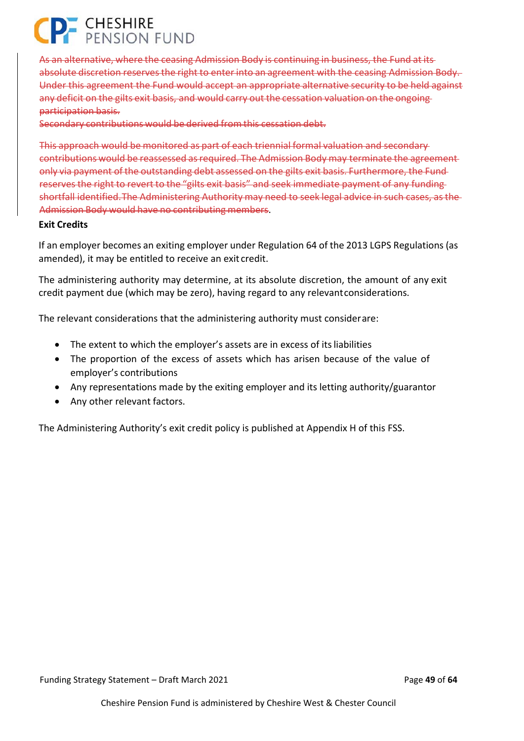~~As an alternative, where the ceasing Admission Body is continuing in business, the Fund at its absolute discretion reserves the right to enter into an agreement with the ceasing Admission Body. Under this agreement the Fund would accept an appropriate alternative security to be held against any deficit on the gilts exit basis, and would carry out the cessation valuation on the ongoing participation basis.~~
~~Secondary contributions would be derived from this cessation debt.~~

~~This approach would be monitored as part of each triennial formal valuation and secondary contributions would be reassessed as required. The Admission Body may terminate the agreement only via payment of the outstanding debt assessed on the gilts exit basis. Furthermore, the Fund reserves the right to revert to the "gilts exit basis" and seek immediate payment of any funding shortfall identified. The Administering Authority may need to seek legal advice in such cases, as the Admission Body would have no contributing members~~.

**Exit Credits**

If an employer becomes an exiting employer under Regulation 64 of the 2013 LGPS Regulations (as amended), it may be entitled to receive an exit credit.

The administering authority may determine, at its absolute discretion, the amount of any exit credit payment due (which may be zero), having regard to any relevant considerations.

The relevant considerations that the administering authority must consider are:

- The extent to which the employer's assets are in excess of its liabilities
- The proportion of the excess of assets which has arisen because of the value of employer's contributions
- Any representations made by the exiting employer and its letting authority/guarantor
- Any other relevant factors.

The Administering Authority's exit credit policy is published at Appendix H of this FSS.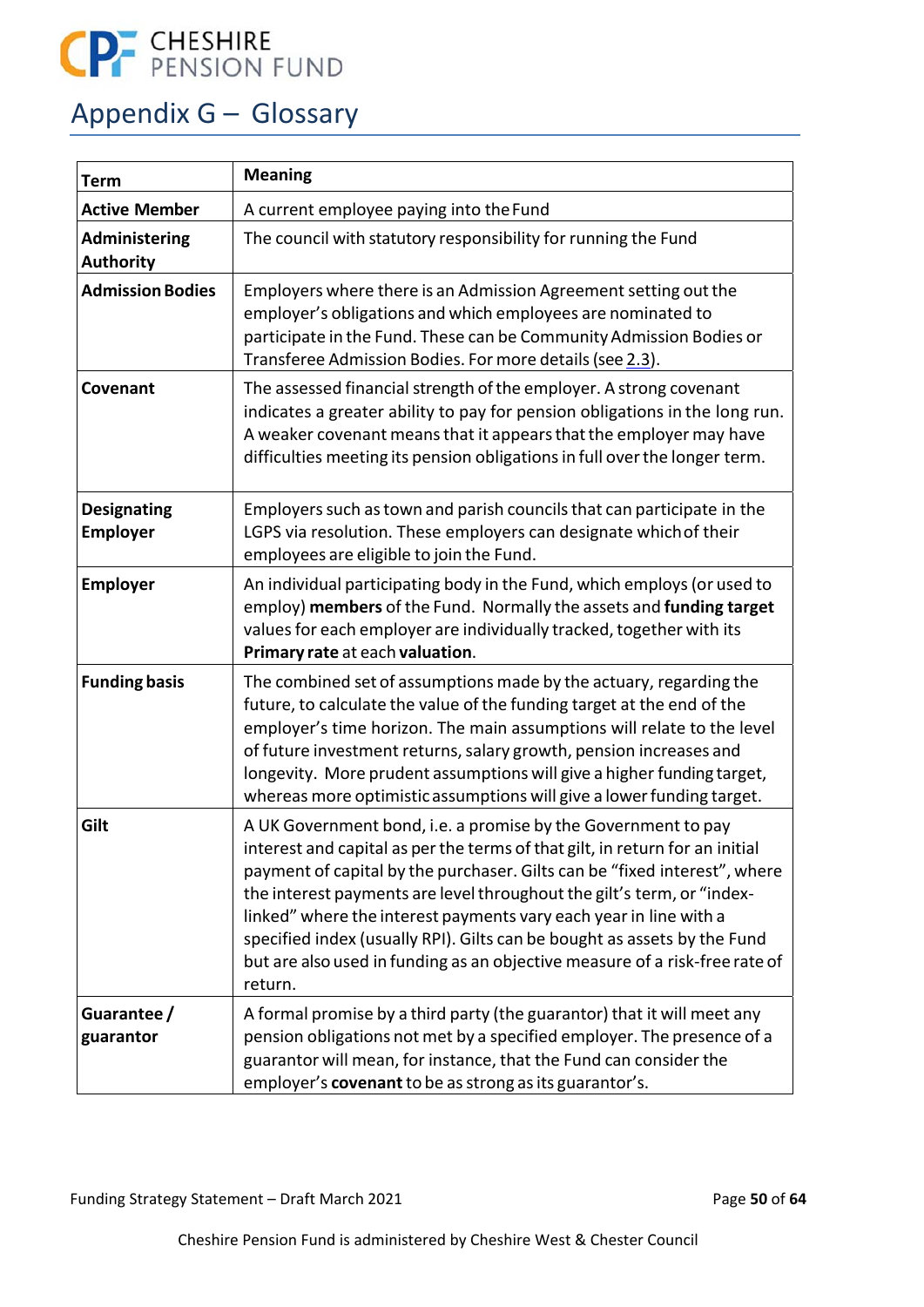# Appendix G – Glossary

| Term | Meaning |
|---|---|
| **Active Member** | A current employee paying into the Fund |
| **Administering Authority** | The council with statutory responsibility for running the Fund |
| **Admission Bodies** | Employers where there is an Admission Agreement setting out the employer's obligations and which employees are nominated to participate in the Fund. These can be Community Admission Bodies or Transferee Admission Bodies. For more details (see 2.3). |
| **Covenant** | The assessed financial strength of the employer. A strong covenant indicates a greater ability to pay for pension obligations in the long run. A weaker covenant means that it appears that the employer may have difficulties meeting its pension obligations in full over the longer term. |
| **Designating Employer** | Employers such as town and parish councils that can participate in the LGPS via resolution. These employers can designate which of their employees are eligible to join the Fund. |
| **Employer** | An individual participating body in the Fund, which employs (or used to employ) **members** of the Fund. Normally the assets and **funding target** values for each employer are individually tracked, together with its **Primary rate** at each **valuation**. |
| **Funding basis** | The combined set of assumptions made by the actuary, regarding the future, to calculate the value of the funding target at the end of the employer's time horizon. The main assumptions will relate to the level of future investment returns, salary growth, pension increases and longevity. More prudent assumptions will give a higher funding target, whereas more optimistic assumptions will give a lower funding target. |
| **Gilt** | A UK Government bond, i.e. a promise by the Government to pay interest and capital as per the terms of that gilt, in return for an initial payment of capital by the purchaser. Gilts can be "fixed interest", where the interest payments are level throughout the gilt's term, or "index-linked" where the interest payments vary each year in line with a specified index (usually RPI). Gilts can be bought as assets by the Fund but are also used in funding as an objective measure of a risk-free rate of return. |
| **Guarantee / guarantor** | A formal promise by a third party (the guarantor) that it will meet any pension obligations not met by a specified employer. The presence of a guarantor will mean, for instance, that the Fund can consider the employer's **covenant** to be as strong as its guarantor's. |

Funding Strategy Statement – Draft March 2021

Cheshire Pension Fund is administered by Cheshire West & Chester Council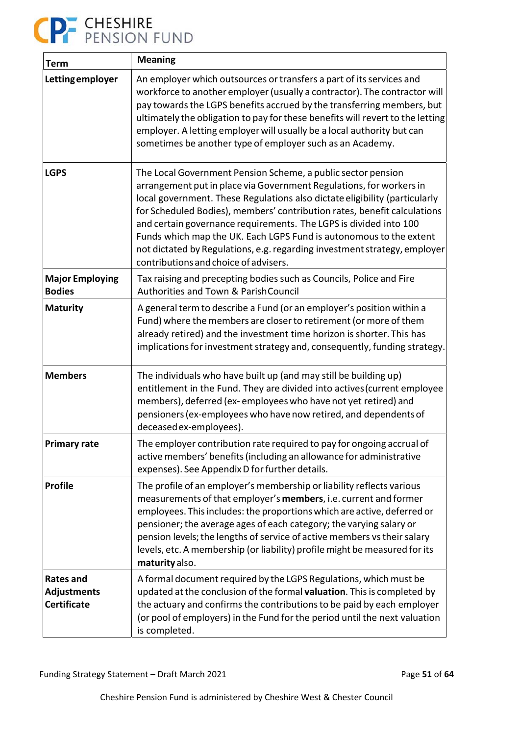| Term | Meaning |
|---|---|
| **Letting employer** | An employer which outsources or transfers a part of its services and workforce to another employer (usually a contractor). The contractor will pay towards the LGPS benefits accrued by the transferring members, but ultimately the obligation to pay for these benefits will revert to the letting employer. A letting employer will usually be a local authority but can sometimes be another type of employer such as an Academy. |
| **LGPS** | The Local Government Pension Scheme, a public sector pension arrangement put in place via Government Regulations, for workers in local government. These Regulations also dictate eligibility (particularly for Scheduled Bodies), members' contribution rates, benefit calculations and certain governance requirements. The LGPS is divided into 100 Funds which map the UK. Each LGPS Fund is autonomous to the extent not dictated by Regulations, e.g. regarding investment strategy, employer contributions and choice of advisers. |
| **Major Employing Bodies** | Tax raising and precepting bodies such as Councils, Police and Fire Authorities and Town & Parish Council |
| **Maturity** | A general term to describe a Fund (or an employer's position within a Fund) where the members are closer to retirement (or more of them already retired) and the investment time horizon is shorter. This has implications for investment strategy and, consequently, funding strategy. |
| **Members** | The individuals who have built up (and may still be building up) entitlement in the Fund. They are divided into actives (current employee members), deferred (ex- employees who have not yet retired) and pensioners (ex-employees who have now retired, and dependents of deceased ex-employees). |
| **Primary rate** | The employer contribution rate required to pay for ongoing accrual of active members' benefits (including an allowance for administrative expenses). See Appendix D for further details. |
| **Profile** | The profile of an employer's membership or liability reflects various measurements of that employer's **members**, i.e. current and former employees. This includes: the proportions which are active, deferred or pensioner; the average ages of each category; the varying salary or pension levels; the lengths of service of active members vs their salary levels, etc. A membership (or liability) profile might be measured for its **maturity** also. |
| **Rates and Adjustments Certificate** | A formal document required by the LGPS Regulations, which must be updated at the conclusion of the formal **valuation**. This is completed by the actuary and confirms the contributions to be paid by each employer (or pool of employers) in the Fund for the period until the next valuation is completed. |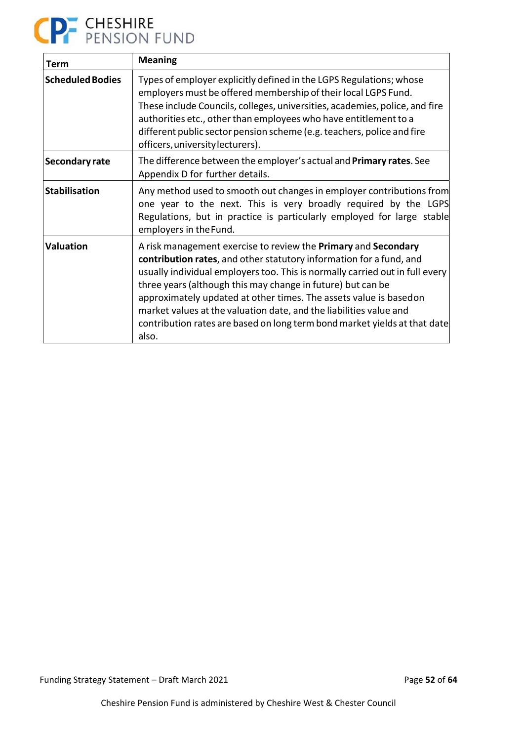| Term | Meaning |
|---|---|
| **Scheduled Bodies** | Types of employer explicitly defined in the LGPS Regulations; whose employers must be offered membership of their local LGPS Fund. These include Councils, colleges, universities, academies, police, and fire authorities etc., other than employees who have entitlement to a different public sector pension scheme (e.g. teachers, police and fire officers, university lecturers). |
| **Secondary rate** | The difference between the employer's actual and **Primary rates**. See Appendix D for further details. |
| **Stabilisation** | Any method used to smooth out changes in employer contributions from one year to the next. This is very broadly required by the LGPS Regulations, but in practice is particularly employed for large stable employers in the Fund. |
| **Valuation** | A risk management exercise to review the **Primary** and **Secondary contribution rates**, and other statutory information for a fund, and usually individual employers too. This is normally carried out in full every three years (although this may change in future) but can be approximately updated at other times. The assets value is based on market values at the valuation date, and the liabilities value and contribution rates are based on long term bond market yields at that date also. |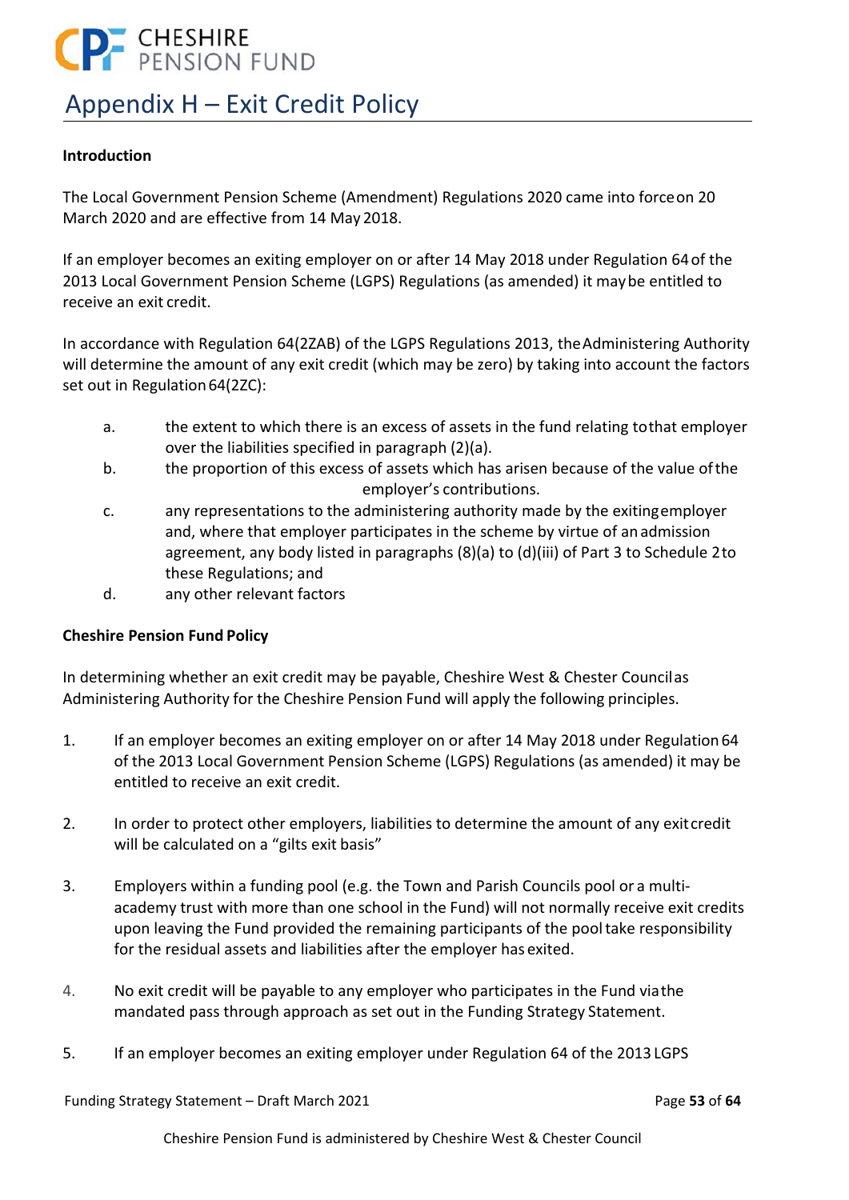# Appendix H – Exit Credit Policy

**Introduction**

The Local Government Pension Scheme (Amendment) Regulations 2020 came into force on 20 March 2020 and are effective from 14 May 2018.

If an employer becomes an exiting employer on or after 14 May 2018 under Regulation 64 of the 2013 Local Government Pension Scheme (LGPS) Regulations (as amended) it may be entitled to receive an exit credit.

In accordance with Regulation 64(2ZAB) of the LGPS Regulations 2013, the Administering Authority will determine the amount of any exit credit (which may be zero) by taking into account the factors set out in Regulation 64(2ZC):

a. the extent to which there is an excess of assets in the fund relating to that employer over the liabilities specified in paragraph (2)(a).
b. the proportion of this excess of assets which has arisen because of the value of the employer's contributions.
c. any representations to the administering authority made by the exiting employer and, where that employer participates in the scheme by virtue of an admission agreement, any body listed in paragraphs (8)(a) to (d)(iii) of Part 3 to Schedule 2 to these Regulations; and
d. any other relevant factors

**Cheshire Pension Fund Policy**

In determining whether an exit credit may be payable, Cheshire West & Chester Council as Administering Authority for the Cheshire Pension Fund will apply the following principles.

1. If an employer becomes an exiting employer on or after 14 May 2018 under Regulation 64 of the 2013 Local Government Pension Scheme (LGPS) Regulations (as amended) it may be entitled to receive an exit credit.

2. In order to protect other employers, liabilities to determine the amount of any exit credit will be calculated on a "gilts exit basis"

3. Employers within a funding pool (e.g. the Town and Parish Councils pool or a multi-academy trust with more than one school in the Fund) will not normally receive exit credits upon leaving the Fund provided the remaining participants of the pool take responsibility for the residual assets and liabilities after the employer has exited.

4. No exit credit will be payable to any employer who participates in the Fund via the mandated pass through approach as set out in the Funding Strategy Statement.

5. If an employer becomes an exiting employer under Regulation 64 of the 2013 LGPS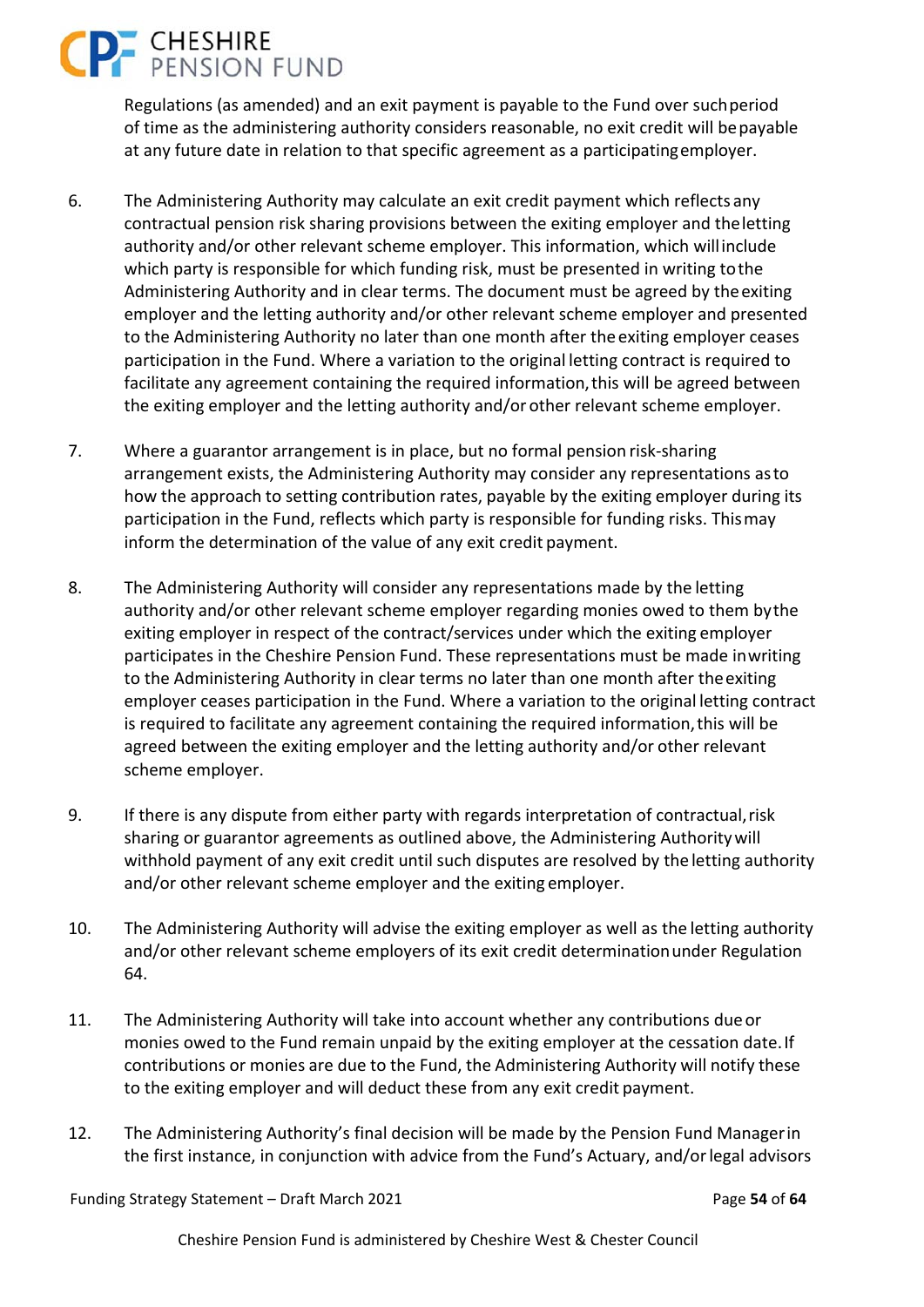Regulations (as amended) and an exit payment is payable to the Fund over such period of time as the administering authority considers reasonable, no exit credit will be payable at any future date in relation to that specific agreement as a participating employer.

6. The Administering Authority may calculate an exit credit payment which reflects any contractual pension risk sharing provisions between the exiting employer and the letting authority and/or other relevant scheme employer. This information, which will include which party is responsible for which funding risk, must be presented in writing to the Administering Authority and in clear terms. The document must be agreed by the exiting employer and the letting authority and/or other relevant scheme employer and presented to the Administering Authority no later than one month after the exiting employer ceases participation in the Fund. Where a variation to the original letting contract is required to facilitate any agreement containing the required information, this will be agreed between the exiting employer and the letting authority and/or other relevant scheme employer.

7. Where a guarantor arrangement is in place, but no formal pension risk-sharing arrangement exists, the Administering Authority may consider any representations as to how the approach to setting contribution rates, payable by the exiting employer during its participation in the Fund, reflects which party is responsible for funding risks. This may inform the determination of the value of any exit credit payment.

8. The Administering Authority will consider any representations made by the letting authority and/or other relevant scheme employer regarding monies owed to them by the exiting employer in respect of the contract/services under which the exiting employer participates in the Cheshire Pension Fund. These representations must be made in writing to the Administering Authority in clear terms no later than one month after the exiting employer ceases participation in the Fund. Where a variation to the original letting contract is required to facilitate any agreement containing the required information, this will be agreed between the exiting employer and the letting authority and/or other relevant scheme employer.

9. If there is any dispute from either party with regards interpretation of contractual, risk sharing or guarantor agreements as outlined above, the Administering Authority will withhold payment of any exit credit until such disputes are resolved by the letting authority and/or other relevant scheme employer and the exiting employer.

10. The Administering Authority will advise the exiting employer as well as the letting authority and/or other relevant scheme employers of its exit credit determination under Regulation 64.

11. The Administering Authority will take into account whether any contributions due or monies owed to the Fund remain unpaid by the exiting employer at the cessation date. If contributions or monies are due to the Fund, the Administering Authority will notify these to the exiting employer and will deduct these from any exit credit payment.

12. The Administering Authority's final decision will be made by the Pension Fund Manager in the first instance, in conjunction with advice from the Fund's Actuary, and/or legal advisors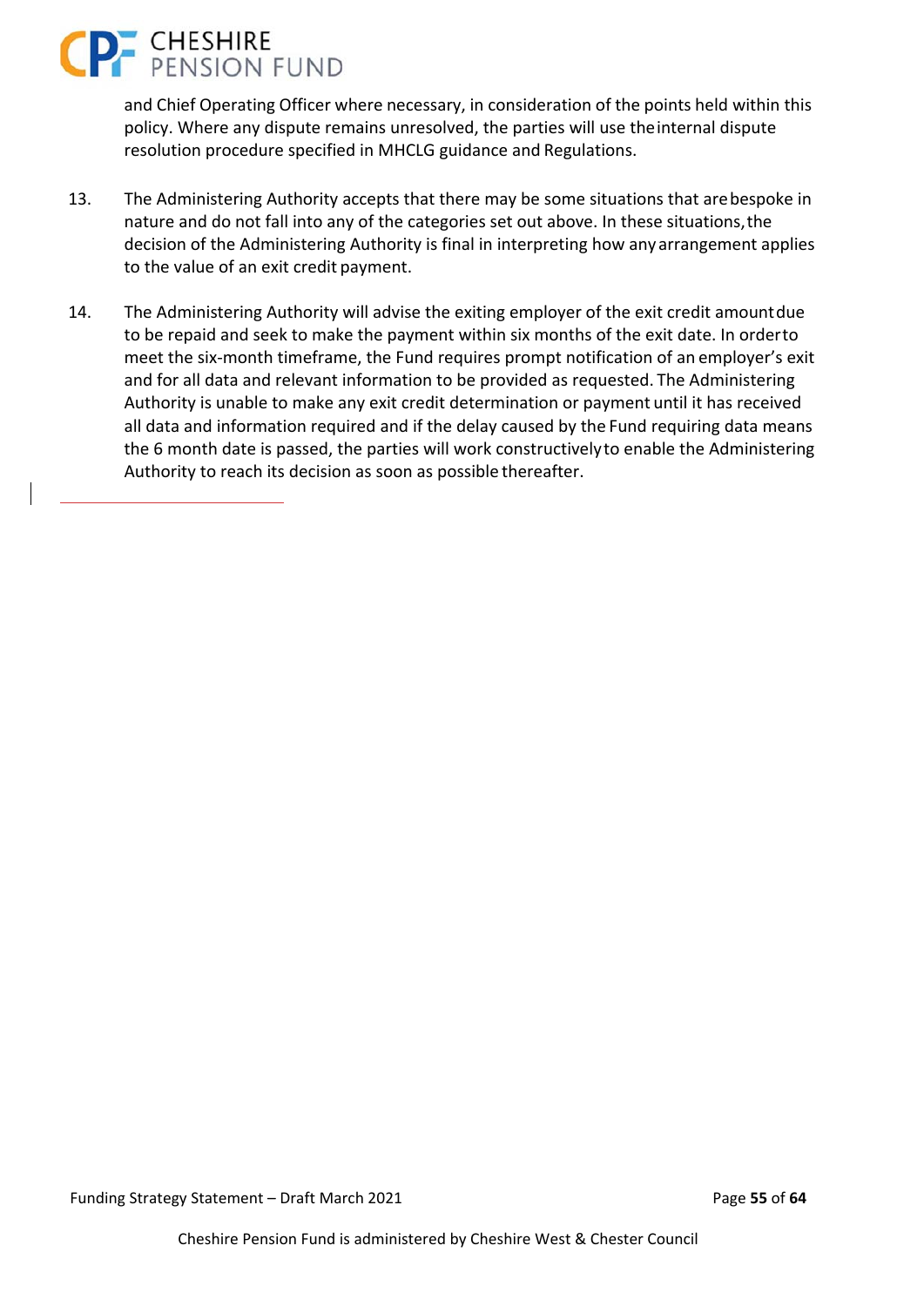and Chief Operating Officer where necessary, in consideration of the points held within this policy. Where any dispute remains unresolved, the parties will use the internal dispute resolution procedure specified in MHCLG guidance and Regulations.

13. The Administering Authority accepts that there may be some situations that are bespoke in nature and do not fall into any of the categories set out above. In these situations, the decision of the Administering Authority is final in interpreting how any arrangement applies to the value of an exit credit payment.

14. The Administering Authority will advise the exiting employer of the exit credit amount due to be repaid and seek to make the payment within six months of the exit date. In order to meet the six-month timeframe, the Fund requires prompt notification of an employer's exit and for all data and relevant information to be provided as requested. The Administering Authority is unable to make any exit credit determination or payment until it has received all data and information required and if the delay caused by the Fund requiring data means the 6 month date is passed, the parties will work constructively to enable the Administering Authority to reach its decision as soon as possible thereafter.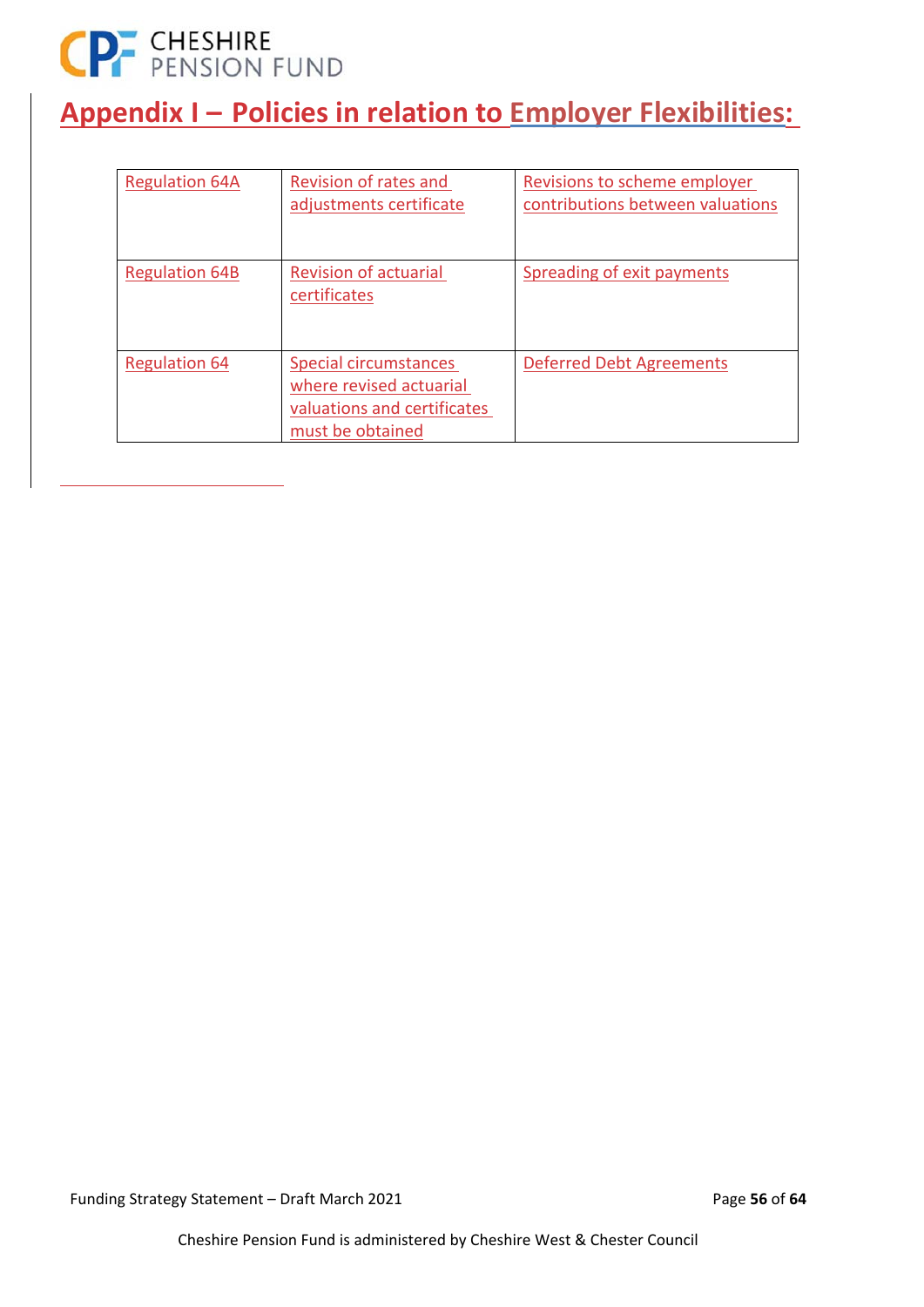# Appendix I – Policies in relation to Employer Flexibilities:

| | | |
|---|---|---|
| Regulation 64A | Revision of rates and adjustments certificate | Revisions to scheme employer contributions between valuations |
| Regulation 64B | Revision of actuarial certificates | Spreading of exit payments |
| Regulation 64 | Special circumstances where revised actuarial valuations and certificates must be obtained | Deferred Debt Agreements |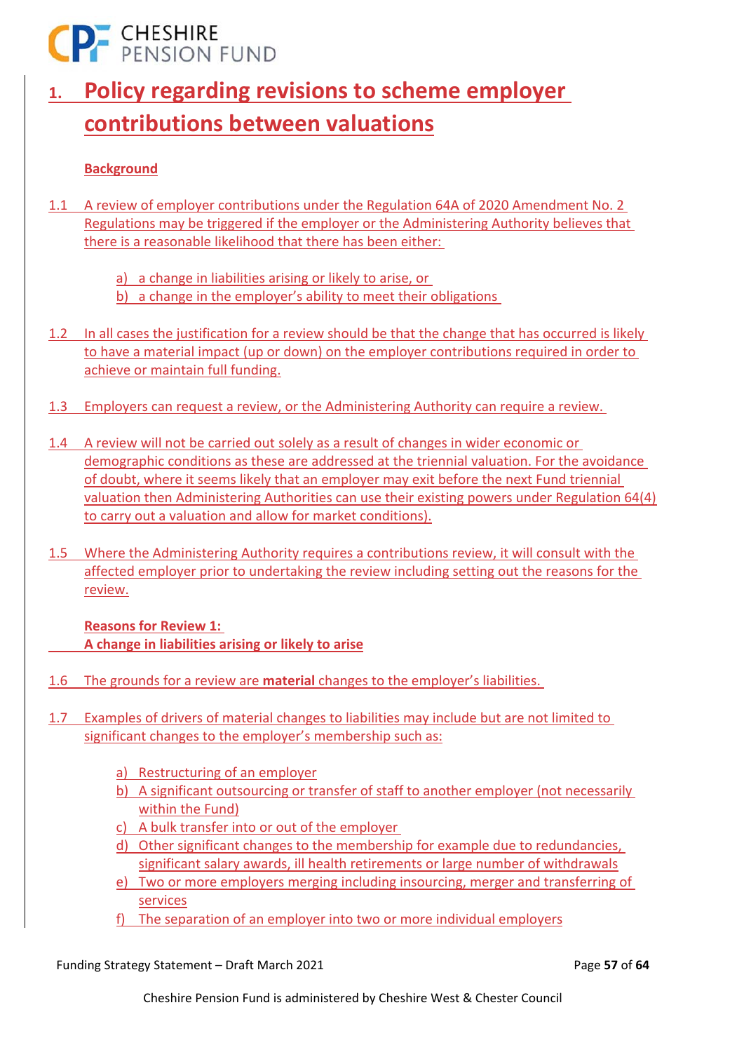# 1. Policy regarding revisions to scheme employer contributions between valuations

**Background**

1.1 A review of employer contributions under the Regulation 64A of 2020 Amendment No. 2 Regulations may be triggered if the employer or the Administering Authority believes that there is a reasonable likelihood that there has been either:

a) a change in liabilities arising or likely to arise, or
b) a change in the employer's ability to meet their obligations

1.2 In all cases the justification for a review should be that the change that has occurred is likely to have a material impact (up or down) on the employer contributions required in order to achieve or maintain full funding.

1.3 Employers can request a review, or the Administering Authority can require a review.

1.4 A review will not be carried out solely as a result of changes in wider economic or demographic conditions as these are addressed at the triennial valuation. For the avoidance of doubt, where it seems likely that an employer may exit before the next Fund triennial valuation then Administering Authorities can use their existing powers under Regulation 64(4) to carry out a valuation and allow for market conditions).

1.5 Where the Administering Authority requires a contributions review, it will consult with the affected employer prior to undertaking the review including setting out the reasons for the review.

**Reasons for Review 1:**
**A change in liabilities arising or likely to arise**

1.6 The grounds for a review are **material** changes to the employer's liabilities.

1.7 Examples of drivers of material changes to liabilities may include but are not limited to significant changes to the employer's membership such as:

a) Restructuring of an employer
b) A significant outsourcing or transfer of staff to another employer (not necessarily within the Fund)
c) A bulk transfer into or out of the employer
d) Other significant changes to the membership for example due to redundancies, significant salary awards, ill health retirements or large number of withdrawals
e) Two or more employers merging including insourcing, merger and transferring of services
f) The separation of an employer into two or more individual employers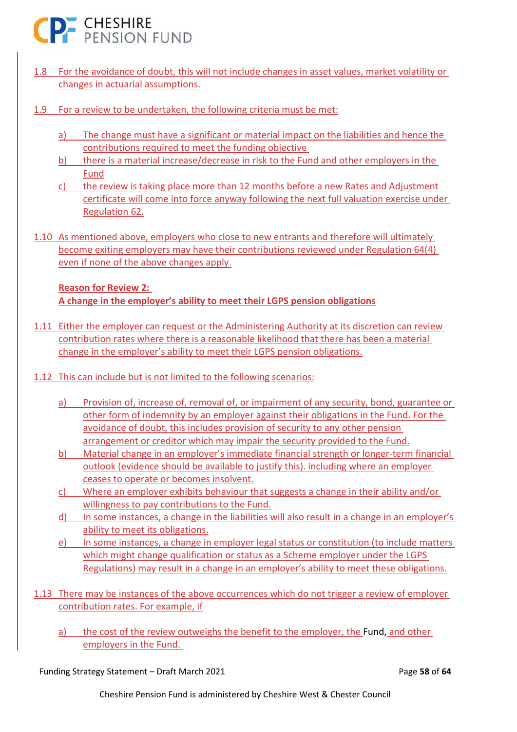1.8 For the avoidance of doubt, this will not include changes in asset values, market volatility or changes in actuarial assumptions.

1.9 For a review to be undertaken, the following criteria must be met:

a) The change must have a significant or material impact on the liabilities and hence the contributions required to meet the funding objective

b) there is a material increase/decrease in risk to the Fund and other employers in the Fund

c) the review is taking place more than 12 months before a new Rates and Adjustment certificate will come into force anyway following the next full valuation exercise under Regulation 62.

1.10 As mentioned above, employers who close to new entrants and therefore will ultimately become exiting employers may have their contributions reviewed under Regulation 64(4) even if none of the above changes apply.

**Reason for Review 2:**
**A change in the employer's ability to meet their LGPS pension obligations**

1.11 Either the employer can request or the Administering Authority at its discretion can review contribution rates where there is a reasonable likelihood that there has been a material change in the employer's ability to meet their LGPS pension obligations.

1.12 This can include but is not limited to the following scenarios:

a) Provision of, increase of, removal of, or impairment of any security, bond, guarantee or other form of indemnity by an employer against their obligations in the Fund. For the avoidance of doubt, this includes provision of security to any other pension arrangement or creditor which may impair the security provided to the Fund.

b) Material change in an employer's immediate financial strength or longer-term financial outlook (evidence should be available to justify this). including where an employer ceases to operate or becomes insolvent.

c) Where an employer exhibits behaviour that suggests a change in their ability and/or willingness to pay contributions to the Fund.

d) In some instances, a change in the liabilities will also result in a change in an employer's ability to meet its obligations.

e) In some instances, a change in employer legal status or constitution (to include matters which might change qualification or status as a Scheme employer under the LGPS Regulations) may result in a change in an employer's ability to meet these obligations.

1.13 There may be instances of the above occurrences which do not trigger a review of employer contribution rates. For example, if

a) the cost of the review outweighs the benefit to the employer, the Fund, and other employers in the Fund.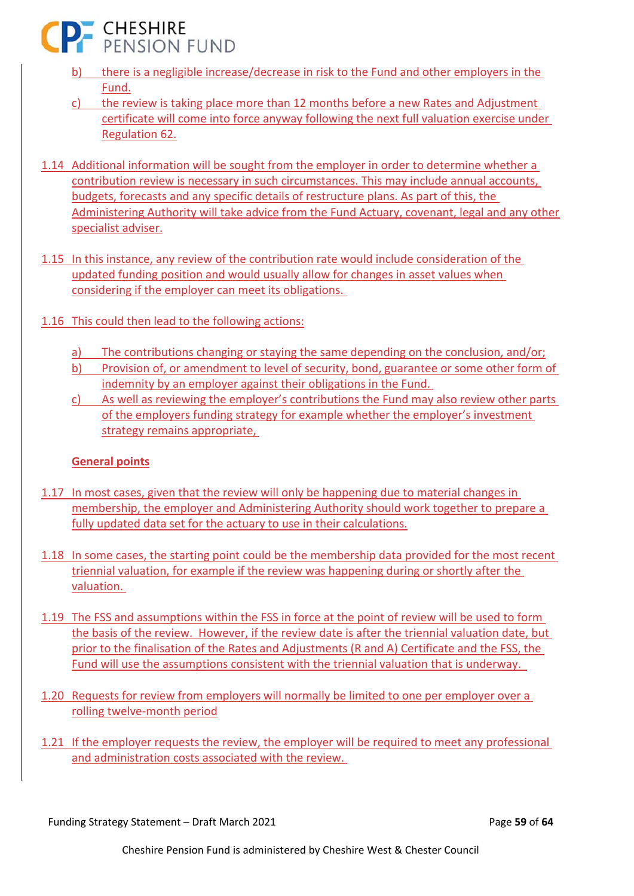b) there is a negligible increase/decrease in risk to the Fund and other employers in the Fund.

c) the review is taking place more than 12 months before a new Rates and Adjustment certificate will come into force anyway following the next full valuation exercise under Regulation 62.

1.14 Additional information will be sought from the employer in order to determine whether a contribution review is necessary in such circumstances. This may include annual accounts, budgets, forecasts and any specific details of restructure plans. As part of this, the Administering Authority will take advice from the Fund Actuary, covenant, legal and any other specialist adviser.

1.15 In this instance, any review of the contribution rate would include consideration of the updated funding position and would usually allow for changes in asset values when considering if the employer can meet its obligations.

1.16 This could then lead to the following actions:

a) The contributions changing or staying the same depending on the conclusion, and/or;

b) Provision of, or amendment to level of security, bond, guarantee or some other form of indemnity by an employer against their obligations in the Fund.

c) As well as reviewing the employer's contributions the Fund may also review other parts of the employers funding strategy for example whether the employer's investment strategy remains appropriate,

**General points**

1.17 In most cases, given that the review will only be happening due to material changes in membership, the employer and Administering Authority should work together to prepare a fully updated data set for the actuary to use in their calculations.

1.18 In some cases, the starting point could be the membership data provided for the most recent triennial valuation, for example if the review was happening during or shortly after the valuation.

1.19 The FSS and assumptions within the FSS in force at the point of review will be used to form the basis of the review. However, if the review date is after the triennial valuation date, but prior to the finalisation of the Rates and Adjustments (R and A) Certificate and the FSS, the Fund will use the assumptions consistent with the triennial valuation that is underway.

1.20 Requests for review from employers will normally be limited to one per employer over a rolling twelve-month period

1.21 If the employer requests the review, the employer will be required to meet any professional and administration costs associated with the review.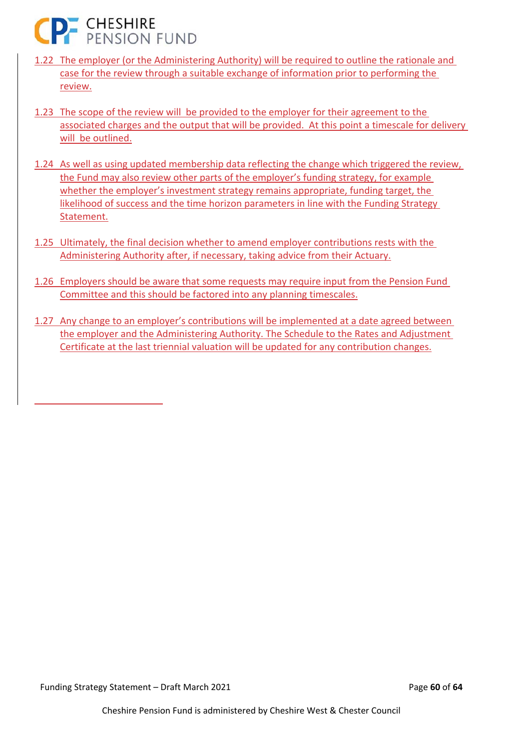1.22 The employer (or the Administering Authority) will be required to outline the rationale and case for the review through a suitable exchange of information prior to performing the review.

1.23 The scope of the review will be provided to the employer for their agreement to the associated charges and the output that will be provided. At this point a timescale for delivery will be outlined.

1.24 As well as using updated membership data reflecting the change which triggered the review, the Fund may also review other parts of the employer's funding strategy, for example whether the employer's investment strategy remains appropriate, funding target, the likelihood of success and the time horizon parameters in line with the Funding Strategy Statement.

1.25 Ultimately, the final decision whether to amend employer contributions rests with the Administering Authority after, if necessary, taking advice from their Actuary.

1.26 Employers should be aware that some requests may require input from the Pension Fund Committee and this should be factored into any planning timescales.

1.27 Any change to an employer's contributions will be implemented at a date agreed between the employer and the Administering Authority. The Schedule to the Rates and Adjustment Certificate at the last triennial valuation will be updated for any contribution changes.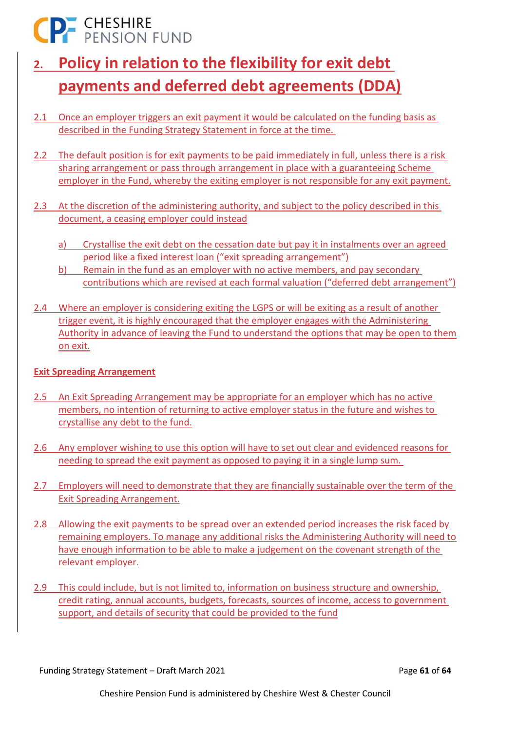## 2. Policy in relation to the flexibility for exit debt payments and deferred debt agreements (DDA)

2.1 Once an employer triggers an exit payment it would be calculated on the funding basis as described in the Funding Strategy Statement in force at the time.

2.2 The default position is for exit payments to be paid immediately in full, unless there is a risk sharing arrangement or pass through arrangement in place with a guaranteeing Scheme employer in the Fund, whereby the exiting employer is not responsible for any exit payment.

2.3 At the discretion of the administering authority, and subject to the policy described in this document, a ceasing employer could instead

a) Crystallise the exit debt on the cessation date but pay it in instalments over an agreed period like a fixed interest loan ("exit spreading arrangement")

b) Remain in the fund as an employer with no active members, and pay secondary contributions which are revised at each formal valuation ("deferred debt arrangement")

2.4 Where an employer is considering exiting the LGPS or will be exiting as a result of another trigger event, it is highly encouraged that the employer engages with the Administering Authority in advance of leaving the Fund to understand the options that may be open to them on exit.

**Exit Spreading Arrangement**

2.5 An Exit Spreading Arrangement may be appropriate for an employer which has no active members, no intention of returning to active employer status in the future and wishes to crystallise any debt to the fund.

2.6 Any employer wishing to use this option will have to set out clear and evidenced reasons for needing to spread the exit payment as opposed to paying it in a single lump sum.

2.7 Employers will need to demonstrate that they are financially sustainable over the term of the Exit Spreading Arrangement.

2.8 Allowing the exit payments to be spread over an extended period increases the risk faced by remaining employers. To manage any additional risks the Administering Authority will need to have enough information to be able to make a judgement on the covenant strength of the relevant employer.

2.9 This could include, but is not limited to, information on business structure and ownership, credit rating, annual accounts, budgets, forecasts, sources of income, access to government support, and details of security that could be provided to the fund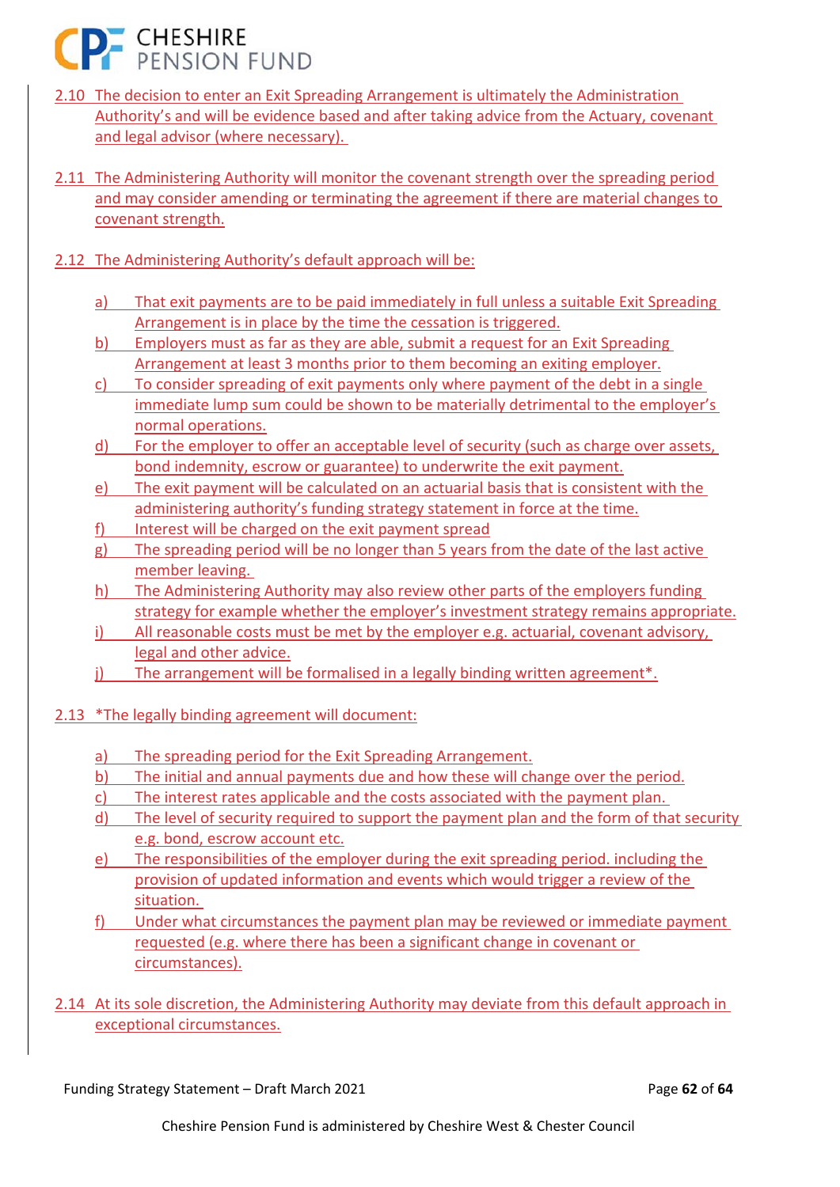2.10 The decision to enter an Exit Spreading Arrangement is ultimately the Administration Authority's and will be evidence based and after taking advice from the Actuary, covenant and legal advisor (where necessary).

2.11 The Administering Authority will monitor the covenant strength over the spreading period and may consider amending or terminating the agreement if there are material changes to covenant strength.

2.12 The Administering Authority's default approach will be:

a) That exit payments are to be paid immediately in full unless a suitable Exit Spreading Arrangement is in place by the time the cessation is triggered.
b) Employers must as far as they are able, submit a request for an Exit Spreading Arrangement at least 3 months prior to them becoming an exiting employer.
c) To consider spreading of exit payments only where payment of the debt in a single immediate lump sum could be shown to be materially detrimental to the employer's normal operations.
d) For the employer to offer an acceptable level of security (such as charge over assets, bond indemnity, escrow or guarantee) to underwrite the exit payment.
e) The exit payment will be calculated on an actuarial basis that is consistent with the administering authority's funding strategy statement in force at the time.
f) Interest will be charged on the exit payment spread
g) The spreading period will be no longer than 5 years from the date of the last active member leaving.
h) The Administering Authority may also review other parts of the employers funding strategy for example whether the employer's investment strategy remains appropriate.
i) All reasonable costs must be met by the employer e.g. actuarial, covenant advisory, legal and other advice.
j) The arrangement will be formalised in a legally binding written agreement*.

2.13 *The legally binding agreement will document:

a) The spreading period for the Exit Spreading Arrangement.
b) The initial and annual payments due and how these will change over the period.
c) The interest rates applicable and the costs associated with the payment plan.
d) The level of security required to support the payment plan and the form of that security e.g. bond, escrow account etc.
e) The responsibilities of the employer during the exit spreading period. including the provision of updated information and events which would trigger a review of the situation.
f) Under what circumstances the payment plan may be reviewed or immediate payment requested (e.g. where there has been a significant change in covenant or circumstances).

2.14 At its sole discretion, the Administering Authority may deviate from this default approach in exceptional circumstances.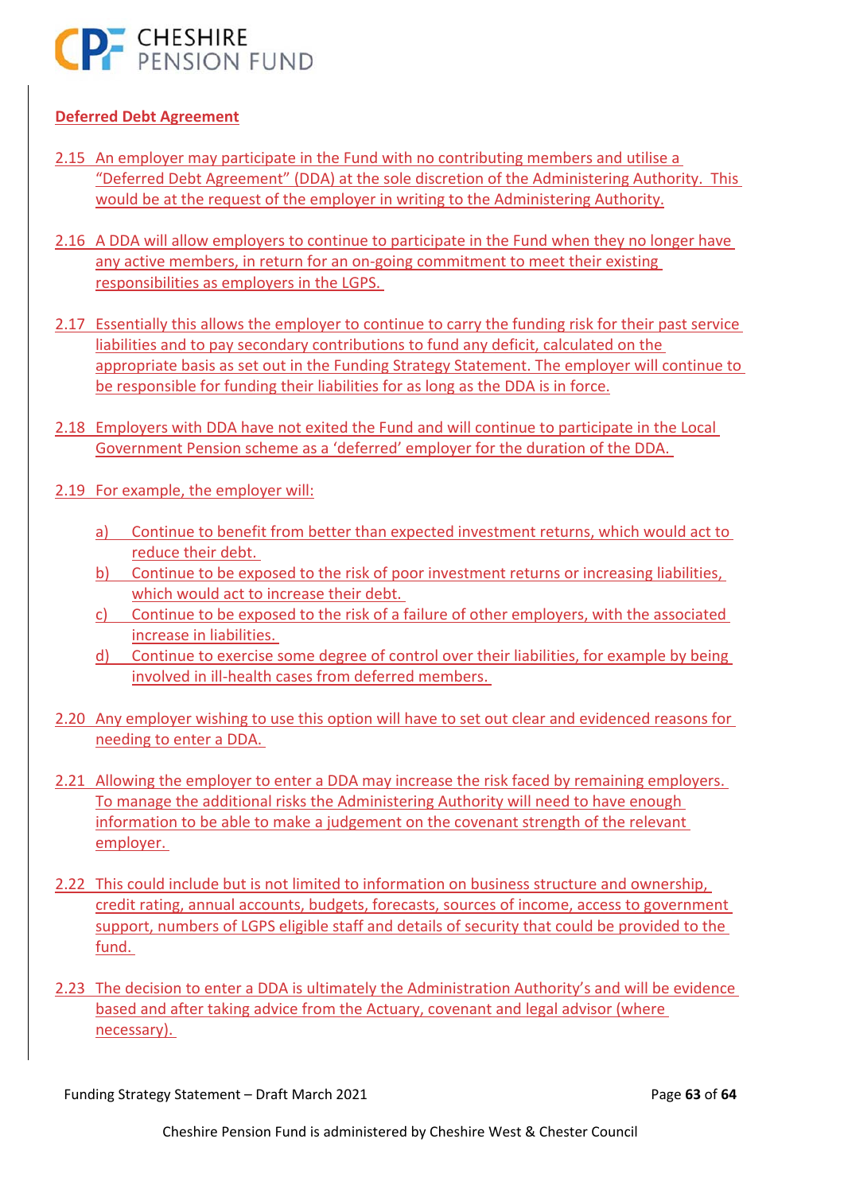**Deferred Debt Agreement**

2.15 An employer may participate in the Fund with no contributing members and utilise a "Deferred Debt Agreement" (DDA) at the sole discretion of the Administering Authority. This would be at the request of the employer in writing to the Administering Authority.

2.16 A DDA will allow employers to continue to participate in the Fund when they no longer have any active members, in return for an on-going commitment to meet their existing responsibilities as employers in the LGPS.

2.17 Essentially this allows the employer to continue to carry the funding risk for their past service liabilities and to pay secondary contributions to fund any deficit, calculated on the appropriate basis as set out in the Funding Strategy Statement. The employer will continue to be responsible for funding their liabilities for as long as the DDA is in force.

2.18 Employers with DDA have not exited the Fund and will continue to participate in the Local Government Pension scheme as a 'deferred' employer for the duration of the DDA.

2.19 For example, the employer will:

a) Continue to benefit from better than expected investment returns, which would act to reduce their debt.
b) Continue to be exposed to the risk of poor investment returns or increasing liabilities, which would act to increase their debt.
c) Continue to be exposed to the risk of a failure of other employers, with the associated increase in liabilities.
d) Continue to exercise some degree of control over their liabilities, for example by being involved in ill-health cases from deferred members.

2.20 Any employer wishing to use this option will have to set out clear and evidenced reasons for needing to enter a DDA.

2.21 Allowing the employer to enter a DDA may increase the risk faced by remaining employers. To manage the additional risks the Administering Authority will need to have enough information to be able to make a judgement on the covenant strength of the relevant employer.

2.22 This could include but is not limited to information on business structure and ownership, credit rating, annual accounts, budgets, forecasts, sources of income, access to government support, numbers of LGPS eligible staff and details of security that could be provided to the fund.

2.23 The decision to enter a DDA is ultimately the Administration Authority's and will be evidence based and after taking advice from the Actuary, covenant and legal advisor (where necessary).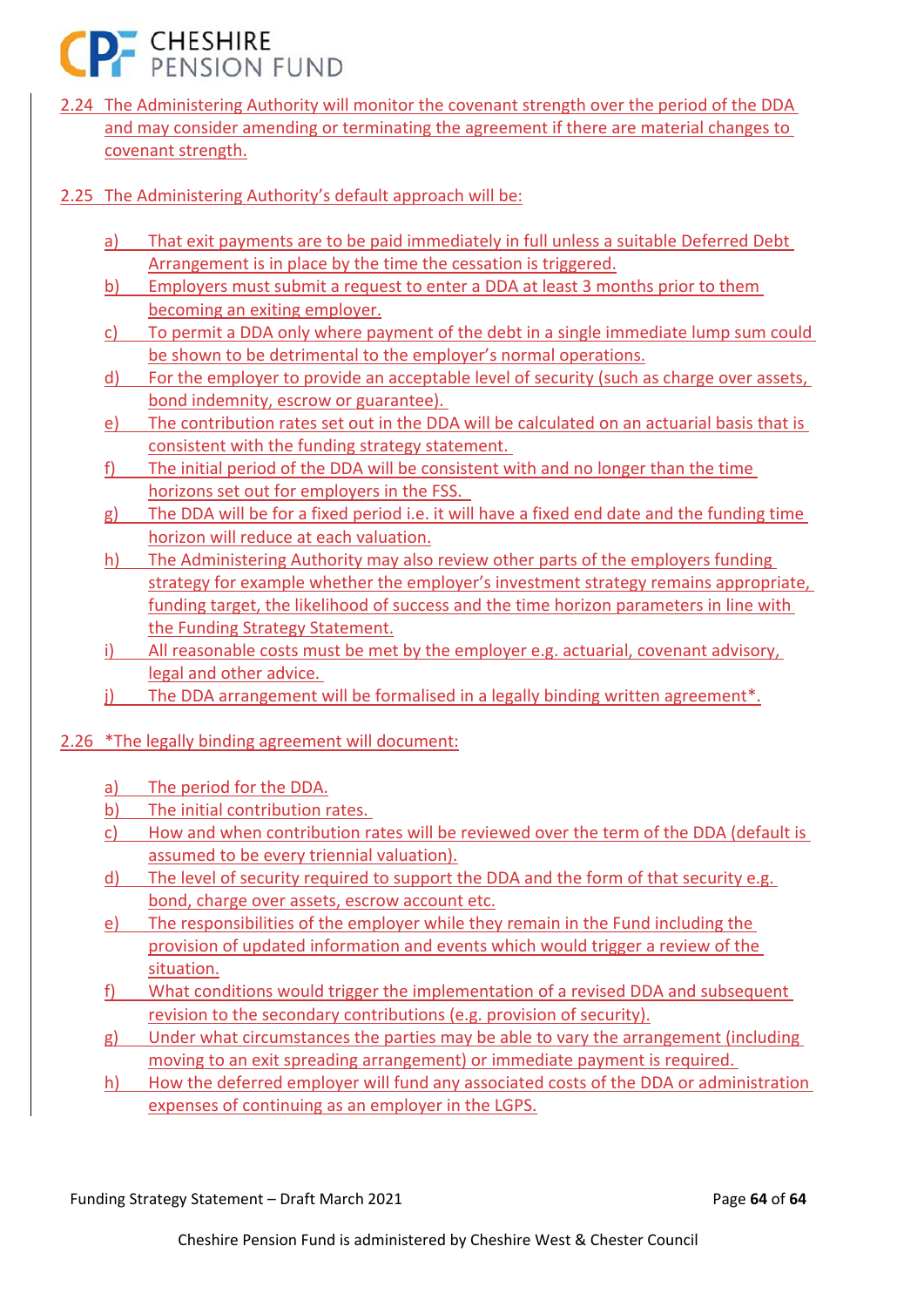2.24 The Administering Authority will monitor the covenant strength over the period of the DDA and may consider amending or terminating the agreement if there are material changes to covenant strength.

2.25 The Administering Authority's default approach will be:

a) That exit payments are to be paid immediately in full unless a suitable Deferred Debt Arrangement is in place by the time the cessation is triggered.
b) Employers must submit a request to enter a DDA at least 3 months prior to them becoming an exiting employer.
c) To permit a DDA only where payment of the debt in a single immediate lump sum could be shown to be detrimental to the employer's normal operations.
d) For the employer to provide an acceptable level of security (such as charge over assets, bond indemnity, escrow or guarantee).
e) The contribution rates set out in the DDA will be calculated on an actuarial basis that is consistent with the funding strategy statement.
f) The initial period of the DDA will be consistent with and no longer than the time horizons set out for employers in the FSS.
g) The DDA will be for a fixed period i.e. it will have a fixed end date and the funding time horizon will reduce at each valuation.
h) The Administering Authority may also review other parts of the employers funding strategy for example whether the employer's investment strategy remains appropriate, funding target, the likelihood of success and the time horizon parameters in line with the Funding Strategy Statement.
i) All reasonable costs must be met by the employer e.g. actuarial, covenant advisory, legal and other advice.
j) The DDA arrangement will be formalised in a legally binding written agreement*.

2.26 *The legally binding agreement will document:

a) The period for the DDA.
b) The initial contribution rates.
c) How and when contribution rates will be reviewed over the term of the DDA (default is assumed to be every triennial valuation).
d) The level of security required to support the DDA and the form of that security e.g. bond, charge over assets, escrow account etc.
e) The responsibilities of the employer while they remain in the Fund including the provision of updated information and events which would trigger a review of the situation.
f) What conditions would trigger the implementation of a revised DDA and subsequent revision to the secondary contributions (e.g. provision of security).
g) Under what circumstances the parties may be able to vary the arrangement (including moving to an exit spreading arrangement) or immediate payment is required.
h) How the deferred employer will fund any associated costs of the DDA or administration expenses of continuing as an employer in the LGPS.